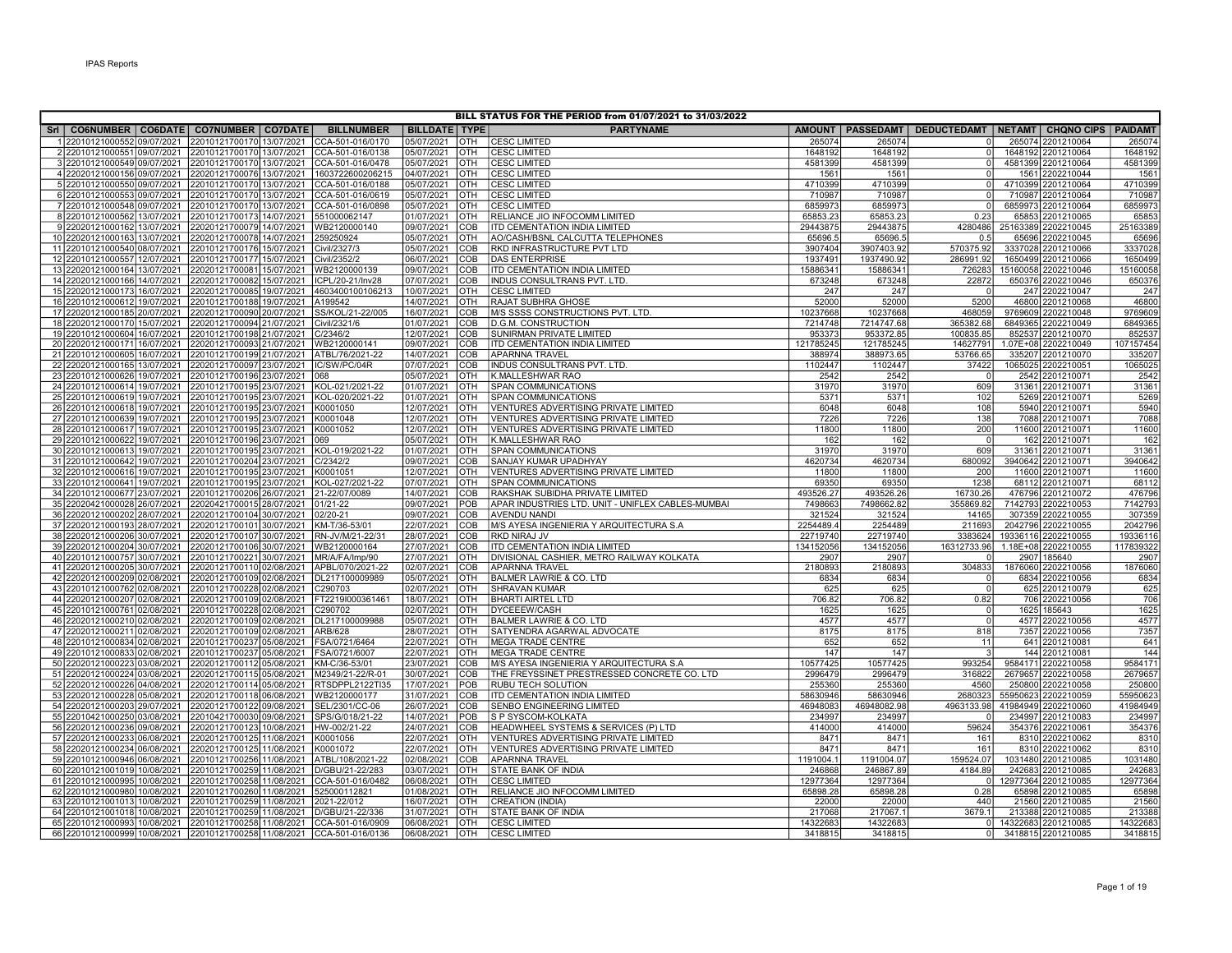IPAS Reports

## BILL STATUS FOR THE PERIOD from 01/07/2021 to 31/03/2022

| Srl | CO6NUMBER | CO6DATE | CO7NUMBER | CO7DATE | BILLNUMBER | BILLDATE | TYPE | PARTYNAME | AMOUNT | PASSEDAMT | DEDUCTEDAMT | NETAMT | CHQNO CIPS | PAIDAMT |
|---|---|---|---|---|---|---|---|---|---|---|---|---|---|---|
| 1 | 22010121000552 | 09/07/2021 | 22010121700170 | 13/07/2021 | CCA-501-016/0170 | 05/07/2021 | OTH | CESC LIMITED | 265074 | 265074 | 0 | 265074 | 2201210064 | 265074 |
| 2 | 22010121000551 | 09/07/2021 | 22010121700170 | 13/07/2021 | CCA-501-016/0138 | 05/07/2021 | OTH | CESC LIMITED | 1648192 | 1648192 | 0 | 1648192 | 2201210064 | 1648192 |
| 3 | 22010121000549 | 09/07/2021 | 22010121700170 | 13/07/2021 | CCA-501-016/0478 | 05/07/2021 | OTH | CESC LIMITED | 4581399 | 4581399 | 0 | 4581399 | 2201210064 | 4581399 |
| 4 | 22020121000156 | 09/07/2021 | 22020121700076 | 13/07/2021 | 1603722600206215 | 04/07/2021 | OTH | CESC LIMITED | 1561 | 1561 | 0 | 1561 | 2202210044 | 1561 |
| 5 | 22010121000550 | 09/07/2021 | 22010121700170 | 13/07/2021 | CCA-501-016/0188 | 05/07/2021 | OTH | CESC LIMITED | 4710399 | 4710399 | 0 | 4710399 | 2201210064 | 4710399 |
| 6 | 22010121000553 | 09/07/2021 | 22010121700170 | 13/07/2021 | CCA-501-016/0619 | 05/07/2021 | OTH | CESC LIMITED | 710987 | 710987 | 0 | 710987 | 2201210064 | 710987 |
| 7 | 22010121000548 | 09/07/2021 | 22010121700170 | 13/07/2021 | CCA-501-016/0898 | 05/07/2021 | OTH | CESC LIMITED | 6859973 | 6859973 | 0 | 6859973 | 2201210064 | 6859973 |
| 8 | 22010121000562 | 13/07/2021 | 22010121700173 | 14/07/2021 | 551000062147 | 01/07/2021 | OTH | RELIANCE JIO INFOCOMM LIMITED | 65853.23 | 65853.23 | 0.23 | 65853 | 2201210065 | 65853 |
| 9 | 22020121000162 | 13/07/2021 | 22020121700079 | 14/07/2021 | WB2120000140 | 09/07/2021 | COB | ITD CEMENTATION INDIA LIMITED | 29443875 | 29443875 | 4280486 | 25163389 | 2202210045 | 25163389 |
| 10 | 22020121000163 | 13/07/2021 | 22020121700078 | 14/07/2021 | 259250924 | 05/07/2021 | OTH | AO/CASH/BSNL CALCUTTA TELEPHONES | 65696.5 | 65696.5 | 0.5 | 65696 | 2202210045 | 65696 |
| 11 | 22010121000540 | 08/07/2021 | 22010121700176 | 15/07/2021 | Civil/2327/3 | 05/07/2021 | COB | RKD INFRASTRUCTURE PVT LTD | 3907404 | 3907403.92 | 570375.92 | 3337028 | 2201210066 | 3337028 |
| 12 | 22010121000557 | 12/07/2021 | 22010121700177 | 15/07/2021 | Civil/2352/2 | 06/07/2021 | COB | DAS ENTERPRISE | 1937491 | 1937490.92 | 286991.92 | 1650499 | 2201210066 | 1650499 |
| 13 | 22020121000164 | 13/07/2021 | 22020121700081 | 15/07/2021 | WB2120000139 | 09/07/2021 | COB | ITD CEMENTATION INDIA LIMITED | 15886341 | 15886341 | 726283 | 15160058 | 2202210046 | 15160058 |
| 14 | 22020121000166 | 14/07/2021 | 22020121700082 | 15/07/2021 | ICPL/20-21/Inv28 | 07/07/2021 | COB | INDUS CONSULTRANS PVT. LTD. | 673248 | 673248 | 22872 | 650376 | 2202210046 | 650376 |
| 15 | 22020121000173 | 16/07/2021 | 22020121700085 | 19/07/2021 | 4603400100106213 | 10/07/2021 | OTH | CESC LIMITED | 247 | 247 | 0 | 247 | 2202210047 | 247 |
| 16 | 22010121000612 | 19/07/2021 | 22010121700188 | 19/07/2021 | A199542 | 14/07/2021 | OTH | RAJAT SUBHRA GHOSE | 52000 | 52000 | 5200 | 46800 | 2201210068 | 46800 |
| 17 | 22020121000185 | 20/07/2021 | 22020121700090 | 20/07/2021 | SS/KOL/21-22/005 | 16/07/2021 | COB | M/S SSSS CONSTRUCTIONS PVT. LTD. | 10237668 | 10237668 | 468059 | 9769609 | 2202210048 | 9769609 |
| 18 | 22020121000170 | 15/07/2021 | 22020121700094 | 21/07/2021 | Civil/2321/6 | 01/07/2021 | COB | D.G.M. CONSTRUCTION | 7214748 | 7214747.68 | 365382.68 | 6849365 | 2202210049 | 6849365 |
| 19 | 22010121000604 | 16/07/2021 | 22010121700198 | 21/07/2021 | C/2346/2 | 12/07/2021 | COB | SUNIRMAN PRIVATE LIMITED | 953373 | 953372.85 | 100835.85 | 852537 | 2201210070 | 852537 |
| 20 | 22020121000171 | 16/07/2021 | 22020121700093 | 21/07/2021 | WB2120000141 | 09/07/2021 | COB | ITD CEMENTATION INDIA LIMITED | 121785245 | 121785245 | 14627791 | 1.07E+08 | 2202210049 | 107157454 |
| 21 | 22010121000605 | 16/07/2021 | 22010121700199 | 21/07/2021 | ATBL/76/2021-22 | 14/07/2021 | COB | APARNNA TRAVEL | 388974 | 388973.65 | 53766.65 | 335207 | 2201210070 | 335207 |
| 22 | 22020121000165 | 13/07/2021 | 22020121700097 | 23/07/2021 | IC/SW/PC/04R | 07/07/2021 | COB | INDUS CONSULTRANS PVT. LTD. | 1102447 | 1102447 | 37422 | 1065025 | 2202210051 | 1065025 |
| 23 | 22010121000626 | 19/07/2021 | 22010121700196 | 23/07/2021 | 068 | 05/07/2021 | OTH | K.MALLESHWAR RAO | 2542 | 2542 | 0 | 2542 | 2201210071 | 2542 |
| 24 | 22010121000614 | 19/07/2021 | 22010121700195 | 23/07/2021 | KOL-021/2021-22 | 01/07/2021 | OTH | SPAN COMMUNICATIONS | 31970 | 31970 | 609 | 31361 | 2201210071 | 31361 |
| 25 | 22010121000619 | 19/07/2021 | 22010121700195 | 23/07/2021 | KOL-020/2021-22 | 01/07/2021 | OTH | SPAN COMMUNICATIONS | 5371 | 5371 | 102 | 5269 | 2201210071 | 5269 |
| 26 | 22010121000618 | 19/07/2021 | 22010121700195 | 23/07/2021 | K0001050 | 12/07/2021 | OTH | VENTURES ADVERTISING PRIVATE LIMITED | 6048 | 6048 | 108 | 5940 | 2201210071 | 5940 |
| 27 | 22010121000639 | 19/07/2021 | 22010121700195 | 23/07/2021 | K0001048 | 12/07/2021 | OTH | VENTURES ADVERTISING PRIVATE LIMITED | 7226 | 7226 | 138 | 7088 | 2201210071 | 7088 |
| 28 | 22010121000617 | 19/07/2021 | 22010121700195 | 23/07/2021 | K0001052 | 12/07/2021 | OTH | VENTURES ADVERTISING PRIVATE LIMITED | 11800 | 11800 | 200 | 11600 | 2201210071 | 11600 |
| 29 | 22010121000622 | 19/07/2021 | 22010121700196 | 23/07/2021 | 069 | 05/07/2021 | OTH | K.MALLESHWAR RAO | 162 | 162 | 0 | 162 | 2201210071 | 162 |
| 30 | 22010121000613 | 19/07/2021 | 22010121700195 | 23/07/2021 | KOL-019/2021-22 | 01/07/2021 | OTH | SPAN COMMUNICATIONS | 31970 | 31970 | 609 | 31361 | 2201210071 | 31361 |
| 31 | 22010121000642 | 19/07/2021 | 22010121700204 | 23/07/2021 | C/2342/2 | 09/07/2021 | COB | SANJAY KUMAR UPADHYAY | 4620734 | 4620734 | 680092 | 3940642 | 2201210071 | 3940642 |
| 32 | 22010121000616 | 19/07/2021 | 22010121700195 | 23/07/2021 | K0001051 | 12/07/2021 | OTH | VENTURES ADVERTISING PRIVATE LIMITED | 11800 | 11800 | 200 | 11600 | 2201210071 | 11600 |
| 33 | 22010121000641 | 19/07/2021 | 22010121700195 | 23/07/2021 | KOL-027/2021-22 | 07/07/2021 | OTH | SPAN COMMUNICATIONS | 69350 | 69350 | 1238 | 68112 | 2201210071 | 68112 |
| 34 | 22010121000677 | 23/07/2021 | 22010121700206 | 26/07/2021 | 21-22/07/0089 | 14/07/2021 | COB | RAKSHAK SUBIDHA PRIVATE LIMITED | 493526.27 | 493526.26 | 16730.26 | 476796 | 2201210072 | 476796 |
| 35 | 22020421000028 | 26/07/2021 | 22020421700015 | 28/07/2021 | 01/21-22 | 09/07/2021 | POB | APAR INDUSTRIES LTD. UNIT - UNIFLEX CABLES-MUMBAI | 7498663 | 7498662.82 | 355869.82 | 7142793 | 2202210053 | 7142793 |
| 36 | 22020121000202 | 28/07/2021 | 22020121700104 | 30/07/2021 | 02/20-21 | 09/07/2021 | COB | AVENDU NANDI | 321524 | 321524 | 14165 | 307359 | 2202210055 | 307359 |
| 37 | 22020121000193 | 28/07/2021 | 22020121700101 | 30/07/2021 | KM-T/36-53/01 | 22/07/2021 | COB | M/S AYESA INGENIERIA Y ARQUITECTURA S.A | 2254489.4 | 2254489 | 211693 | 2042796 | 2202210055 | 2042796 |
| 38 | 22020121000206 | 30/07/2021 | 22020121700107 | 30/07/2021 | RN-JV/M/21-22/31 | 28/07/2021 | COB | RKD NIRAJ JV | 22719740 | 22719740 | 3383624 | 19336116 | 2202210055 | 19336116 |
| 39 | 22020121000204 | 30/07/2021 | 22020121700106 | 30/07/2021 | WB2120000164 | 27/07/2021 | COB | ITD CEMENTATION INDIA LIMITED | 134152056 | 134152056 | 16312733.96 | 1.18E+08 | 2202210055 | 117839322 |
| 40 | 22010121000757 | 30/07/2021 | 22010121700221 | 30/07/2021 | MR/A/FA/Imp/90 | 27/07/2021 | OTH | DIVISIONAL CASHIER, METRO RAILWAY KOLKATA | 2907 | 2907 | 0 | 2907 | 185640 | 2907 |
| 41 | 22020121000205 | 30/07/2021 | 22020121700110 | 02/08/2021 | APBL/070/2021-22 | 02/07/2021 | COB | APARNNA TRAVEL | 2180893 | 2180893 | 304833 | 1876060 | 2202210056 | 1876060 |
| 42 | 22020121000209 | 02/08/2021 | 22020121700109 | 02/08/2021 | DL217100009989 | 05/07/2021 | OTH | BALMER LAWRIE & CO. LTD | 6834 | 6834 | 0 | 6834 | 2202210056 | 6834 |
| 43 | 22010121000762 | 02/08/2021 | 22010121700228 | 02/08/2021 | C290703 | 02/07/2021 | OTH | SHRAVAN KUMAR | 625 | 625 | 0 | 625 | 2201210079 | 625 |
| 44 | 22020121000207 | 02/08/2021 | 22020121700109 | 02/08/2021 | FT2219I000361461 | 18/07/2021 | OTH | BHARTI AIRTEL LTD | 706.82 | 706.82 | 0.82 | 706 | 2202210056 | 706 |
| 45 | 22010121000761 | 02/08/2021 | 22010121700228 | 02/08/2021 | C290702 | 02/07/2021 | OTH | DYCEEEW/CASH | 1625 | 1625 | 0 | 1625 | 185643 | 1625 |
| 46 | 22020121000210 | 02/08/2021 | 22020121700109 | 02/08/2021 | DL217100009988 | 05/07/2021 | OTH | BALMER LAWRIE & CO. LTD | 4577 | 4577 | 0 | 4577 | 2202210056 | 4577 |
| 47 | 22020121000211 | 02/08/2021 | 22020121700109 | 02/08/2021 | ARB/628 | 28/07/2021 | OTH | SATYENDRA AGARWAL ADVOCATE | 8175 | 8175 | 818 | 7357 | 2202210056 | 7357 |
| 48 | 22010121000834 | 02/08/2021 | 22010121700237 | 05/08/2021 | FSA/0721/6464 | 22/07/2021 | OTH | MEGA TRADE CENTRE | 652 | 652 | 11 | 641 | 2201210081 | 641 |
| 49 | 22010121000833 | 02/08/2021 | 22010121700237 | 05/08/2021 | FSA/0721/6007 | 22/07/2021 | OTH | MEGA TRADE CENTRE | 147 | 147 | 3 | 144 | 2201210081 | 144 |
| 50 | 22020121000223 | 03/08/2021 | 22020121700112 | 05/08/2021 | KM-C/36-53/01 | 23/07/2021 | COB | M/S AYESA INGENIERIA Y ARQUITECTURA S.A | 10577425 | 10577425 | 993254 | 9584171 | 2202210058 | 9584171 |
| 51 | 22020121000224 | 03/08/2021 | 22020121700115 | 05/08/2021 | M2349/21-22/R-01 | 30/07/2021 | COB | THE FREYSSINET PRESTRESSED CONCRETE CO. LTD | 2996479 | 2996479 | 316822 | 2679657 | 2202210058 | 2679657 |
| 52 | 22020121000226 | 04/08/2021 | 22020121700114 | 05/08/2021 | RTSDPPL2122TI35 | 17/07/2021 | POB | RUBU TECH SOLUTION | 255360 | 255360 | 4560 | 250800 | 2202210058 | 250800 |
| 53 | 22020121000228 | 05/08/2021 | 22020121700118 | 06/08/2021 | WB2120000177 | 31/07/2021 | COB | ITD CEMENTATION INDIA LIMITED | 58630946 | 58630946 | 2680323 | 55950623 | 2202210059 | 55950623 |
| 54 | 22020121000203 | 29/07/2021 | 22020121700122 | 09/08/2021 | SEL/2301/CC-06 | 26/07/2021 | COB | SENBO ENGINEERING LIMITED | 46948083 | 46948082.98 | 4963133.98 | 41984949 | 2202210060 | 41984949 |
| 55 | 22010421000250 | 03/08/2021 | 22010421700030 | 09/08/2021 | SPS/G/018/21-22 | 14/07/2021 | POB | S P SYSCOM-KOLKATA | 234997 | 234997 | 0 | 234997 | 2201210083 | 234997 |
| 56 | 22020121000236 | 09/08/2021 | 22020121700123 | 10/08/2021 | HW-002/21-22 | 24/07/2021 | COB | HEADWHEEL SYSTEMS & SERVICES (P) LTD | 414000 | 414000 | 59624 | 354376 | 2202210061 | 354376 |
| 57 | 22020121000233 | 06/08/2021 | 22020121700125 | 11/08/2021 | K0001056 | 22/07/2021 | OTH | VENTURES ADVERTISING PRIVATE LIMITED | 8471 | 8471 | 161 | 8310 | 2202210062 | 8310 |
| 58 | 22020121000234 | 06/08/2021 | 22020121700125 | 11/08/2021 | K0001072 | 22/07/2021 | OTH | VENTURES ADVERTISING PRIVATE LIMITED | 8471 | 8471 | 161 | 8310 | 2202210062 | 8310 |
| 59 | 22010121000946 | 06/08/2021 | 22010121700256 | 11/08/2021 | ATBL/108/2021-22 | 02/08/2021 | COB | APARNNA TRAVEL | 1191004.1 | 1191004.07 | 159524.07 | 1031480 | 2201210085 | 1031480 |
| 60 | 22010121001019 | 10/08/2021 | 22010121700259 | 11/08/2021 | D/GBU/21-22/283 | 03/07/2021 | OTH | STATE BANK OF INDIA | 246868 | 246867.89 | 4184.89 | 242683 | 2201210085 | 242683 |
| 61 | 22010121000995 | 10/08/2021 | 22010121700258 | 11/08/2021 | CCA-501-016/0482 | 06/08/2021 | OTH | CESC LIMITED | 12977364 | 12977364 | 0 | 12977364 | 2201210085 | 12977364 |
| 62 | 22010121000980 | 10/08/2021 | 22010121700260 | 11/08/2021 | 525000112821 | 01/08/2021 | OTH | RELIANCE JIO INFOCOMM LIMITED | 65898.28 | 65898.28 | 0.28 | 65898 | 2201210085 | 65898 |
| 63 | 22010121001013 | 10/08/2021 | 22010121700259 | 11/08/2021 | 2021-22/012 | 16/07/2021 | OTH | CREATION (INDIA) | 22000 | 22000 | 440 | 21560 | 2201210085 | 21560 |
| 64 | 22010121001018 | 10/08/2021 | 22010121700259 | 11/08/2021 | D/GBU/21-22/336 | 31/07/2021 | OTH | STATE BANK OF INDIA | 217068 | 217067.1 | 3679.1 | 213388 | 2201210085 | 213388 |
| 65 | 22010121000993 | 10/08/2021 | 22010121700258 | 11/08/2021 | CCA-501-016/0909 | 06/08/2021 | OTH | CESC LIMITED | 14322683 | 14322683 | 0 | 14322683 | 2201210085 | 14322683 |
| 66 | 22010121000999 | 10/08/2021 | 22010121700258 | 11/08/2021 | CCA-501-016/0136 | 06/08/2021 | OTH | CESC LIMITED | 3418815 | 3418815 | 0 | 3418815 | 2201210085 | 3418815 |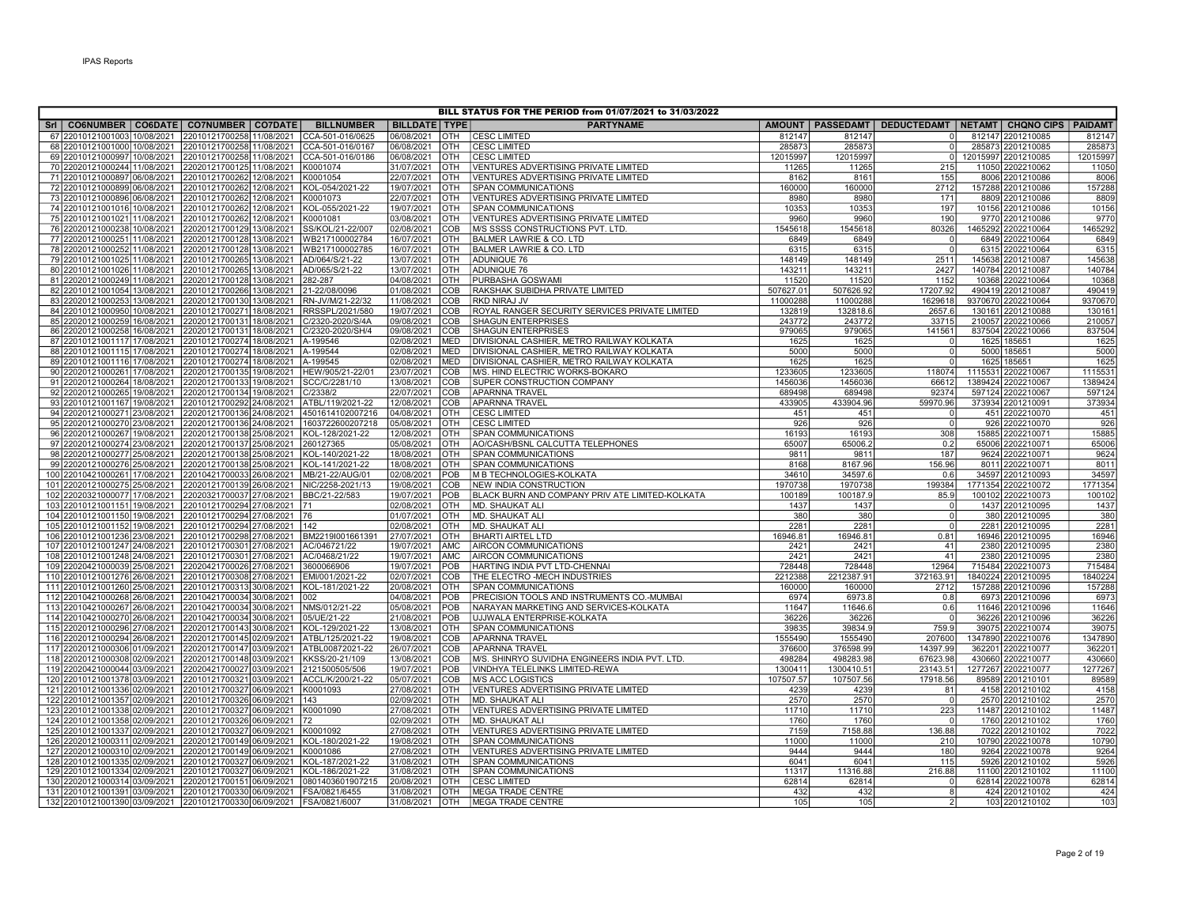IPAS Reports

| BILL STATUS FOR THE PERIOD from 01/07/2021 to 31/03/2022 | | | | | | | | | | | | | | | | |
|---|---|---|---|---|---|---|---|---|---|---|---|---|---|---|---|---|
| Srl | CO6NUMBER | CO6DATE | CO7NUMBER | CO7DATE | BILLNUMBER | BILLDATE | TYPE | PARTYNAME | AMOUNT | PASSEDAMT | DEDUCTEDAMT | NETAMT | CHQNO | CIPS | PAIDAMT | |
| 67 | 22010121001003 | 10/08/2021 | 22010121700258 | 11/08/2021 | CCA-501-016/0625 | 06/08/2021 | OTH | CESC LIMITED | 812147 | 812147 | 0 | 812147 | 2201210085 | | 812147 | |
| 68 | 22010121001000 | 10/08/2021 | 22010121700258 | 11/08/2021 | CCA-501-016/0167 | 06/08/2021 | OTH | CESC LIMITED | 285873 | 285873 | 0 | 285873 | 2201210085 | | 285873 | |
| 69 | 22010121000997 | 10/08/2021 | 22010121700258 | 11/08/2021 | CCA-501-016/0186 | 06/08/2021 | OTH | CESC LIMITED | 12015997 | 12015997 | 0 | 12015997 | 2201210085 | | 12015997 | |
| 70 | 22020121000244 | 11/08/2021 | 22020121700125 | 11/08/2021 | K0001074 | 31/07/2021 | OTH | VENTURES ADVERTISING PRIVATE LIMITED | 11265 | 11265 | 215 | 11050 | 2202210062 | | 11050 | |
| 71 | 22010121000897 | 06/08/2021 | 22010121700262 | 12/08/2021 | K0001054 | 22/07/2021 | OTH | VENTURES ADVERTISING PRIVATE LIMITED | 8162 | 8161 | 155 | 8006 | 2201210086 | | 8006 | |
| 72 | 22010121000899 | 06/08/2021 | 22010121700262 | 12/08/2021 | KOL-054/2021-22 | 19/07/2021 | OTH | SPAN COMMUNICATIONS | 160000 | 160000 | 2712 | 157288 | 2201210086 | | 157288 | |
| 73 | 22010121000896 | 06/08/2021 | 22010121700262 | 12/08/2021 | K0001073 | 22/07/2021 | OTH | VENTURES ADVERTISING PRIVATE LIMITED | 8980 | 8980 | 171 | 8809 | 2201210086 | | 8809 | |
| 74 | 22010121001016 | 10/08/2021 | 22010121700262 | 12/08/2021 | KOL-055/2021-22 | 19/07/2021 | OTH | SPAN COMMUNICATIONS | 10353 | 10353 | 197 | 10156 | 2201210086 | | 10156 | |
| 75 | 22010121001021 | 11/08/2021 | 22010121700262 | 12/08/2021 | K0001081 | 03/08/2021 | OTH | VENTURES ADVERTISING PRIVATE LIMITED | 9960 | 9960 | 190 | 9770 | 2201210086 | | 9770 | |
| 76 | 22020121000238 | 10/08/2021 | 22020121700129 | 13/08/2021 | SS/KOL/21-22/007 | 02/08/2021 | COB | M/S SSSS CONSTRUCTIONS PVT. LTD. | 1545618 | 1545618 | 80326 | 1465292 | 2202210064 | | 1465292 | |
| 77 | 22020121000251 | 11/08/2021 | 22020121700128 | 13/08/2021 | WB217100002784 | 16/07/2021 | OTH | BALMER LAWRIE & CO. LTD | 6849 | 6849 | 0 | 6849 | 2202210064 | | 6849 | |
| 78 | 22020121000252 | 11/08/2021 | 22020121700128 | 13/08/2021 | WB217100002785 | 16/07/2021 | OTH | BALMER LAWRIE & CO. LTD | 6315 | 6315 | 0 | 6315 | 2202210064 | | 6315 | |
| 79 | 22010121001025 | 11/08/2021 | 22010121700265 | 13/08/2021 | AD/064/S/21-22 | 13/07/2021 | OTH | ADUNIQUE 76 | 148149 | 148149 | 2511 | 145638 | 2201210087 | | 145638 | |
| 80 | 22010121001026 | 11/08/2021 | 22010121700265 | 13/08/2021 | AD/065/S/21-22 | 13/07/2021 | OTH | ADUNIQUE 76 | 143211 | 143211 | 2427 | 140784 | 2201210087 | | 140784 | |
| 81 | 22020121000249 | 11/08/2021 | 22020121700128 | 13/08/2021 | 282-287 | 04/08/2021 | OTH | PURBASHA GOSWAMI | 11520 | 11520 | 1152 | 10368 | 2202210064 | | 10368 | |
| 82 | 22010121001054 | 13/08/2021 | 22010121700266 | 13/08/2021 | 21-22/08/0096 | 01/08/2021 | COB | RAKSHAK SUBIDHA PRIVATE LIMITED | 507627.01 | 507626.92 | 17207.92 | 490419 | 2201210087 | | 490419 | |
| 83 | 22020121000253 | 13/08/2021 | 22020121700130 | 13/08/2021 | RN-JV/M/21-22/32 | 11/08/2021 | COB | RKD NIRAJ JV | 11000288 | 11000288 | 1629618 | 9370670 | 2202210064 | | 9370670 | |
| 84 | 22010121000950 | 10/08/2021 | 22010121700271 | 18/08/2021 | RRSSPL/2021/580 | 19/07/2021 | COB | ROYAL RANGER SECURITY SERVICES PRIVATE LIMITED | 132819 | 132818.6 | 2657.6 | 130161 | 2201210088 | | 130161 | |
| 85 | 22020121000259 | 16/08/2021 | 22020121700131 | 18/08/2021 | C/2320-2020/S/4A | 09/08/2021 | COB | SHAGUN ENTERPRISES | 243772 | 243772 | 33715 | 210057 | 2202210066 | | 210057 | |
| 86 | 22020121000258 | 16/08/2021 | 22020121700131 | 18/08/2021 | C/2320-2020/SH/4 | 09/08/2021 | COB | SHAGUN ENTERPRISES | 979065 | 979065 | 141561 | 837504 | 2202210066 | | 837504 | |
| 87 | 22010121001117 | 17/08/2021 | 22010121700274 | 18/08/2021 | A-199546 | 02/08/2021 | MED | DIVISIONAL CASHIER, METRO RAILWAY KOLKATA | 1625 | 1625 | 0 | 1625 | 185651 | | 1625 | |
| 88 | 22010121001115 | 17/08/2021 | 22010121700274 | 18/08/2021 | A-199544 | 02/08/2021 | MED | DIVISIONAL CASHIER, METRO RAILWAY KOLKATA | 5000 | 5000 | 0 | 5000 | 185651 | | 5000 | |
| 89 | 22010121001116 | 17/08/2021 | 22010121700274 | 18/08/2021 | A-199545 | 02/08/2021 | MED | DIVISIONAL CASHIER, METRO RAILWAY KOLKATA | 1625 | 1625 | 0 | 1625 | 185651 | | 1625 | |
| 90 | 22020121000261 | 17/08/2021 | 22020121700135 | 19/08/2021 | HEW/905/21-22/01 | 23/07/2021 | COB | M/S. HIND ELECTRIC WORKS-BOKARO | 1233605 | 1233605 | 118074 | 1115531 | 2202210067 | | 1115531 | |
| 91 | 22020121000264 | 18/08/2021 | 22020121700133 | 19/08/2021 | SCC/C/2281/10 | 13/08/2021 | COB | SUPER CONSTRUCTION COMPANY | 1456036 | 1456036 | 66612 | 1389424 | 2202210067 | | 1389424 | |
| 92 | 22020121000265 | 19/08/2021 | 22020121700134 | 19/08/2021 | C/2338/2 | 22/07/2021 | COB | APARNNA TRAVEL | 689498 | 689498 | 92374 | 597124 | 2202210067 | | 597124 | |
| 93 | 22010121001167 | 19/08/2021 | 22010121700292 | 24/08/2021 | ATBL/119/2021-22 | 12/08/2021 | COB | APARNNA TRAVEL | 433905 | 433904.96 | 59970.96 | 373934 | 2201210091 | | 373934 | |
| 94 | 22020121000271 | 23/08/2021 | 22020121700136 | 24/08/2021 | 4501614102007216 | 04/08/2021 | OTH | CESC LIMITED | 451 | 451 | 0 | 451 | 2202210070 | | 451 | |
| 95 | 22020121000270 | 23/08/2021 | 22020121700136 | 24/08/2021 | 1603722600207218 | 05/08/2021 | OTH | CESC LIMITED | 926 | 926 | 0 | 926 | 2202210070 | | 926 | |
| 96 | 22020121000267 | 19/08/2021 | 22020121700138 | 25/08/2021 | KOL-128/2021-22 | 12/08/2021 | OTH | SPAN COMMUNICATIONS | 16193 | 16193 | 308 | 15885 | 2202210071 | | 15885 | |
| 97 | 22020121000274 | 23/08/2021 | 22020121700137 | 25/08/2021 | 260127365 | 05/08/2021 | OTH | AO/CASH/BSNL CALCUTTA TELEPHONES | 65007 | 65006.2 | 0.2 | 65006 | 2202210071 | | 65006 | |
| 98 | 22020121000277 | 25/08/2021 | 22020121700138 | 25/08/2021 | KOL-140/2021-22 | 18/08/2021 | OTH | SPAN COMMUNICATIONS | 9811 | 9811 | 187 | 9624 | 2202210071 | | 9624 | |
| 99 | 22020121000276 | 25/08/2021 | 22020121700138 | 25/08/2021 | KOL-141/2021-22 | 18/08/2021 | OTH | SPAN COMMUNICATIONS | 8168 | 8167.96 | 156.96 | 8011 | 2202210071 | | 8011 | |
| 100 | 22010421000261 | 17/08/2021 | 22010421700033 | 26/08/2021 | MB/21-22/AUG/01 | 02/08/2021 | POB | M B TECHNOLOGIES-KOLKATA | 34610 | 34597.6 | 0.6 | 34597 | 2201210093 | | 34597 | |
| 101 | 22020121000275 | 25/08/2021 | 22020121700139 | 26/08/2021 | NIC/2258-2021/13 | 19/08/2021 | COB | NEW INDIA CONSTRUCTION | 1970738 | 1970738 | 199384 | 1771354 | 2202210072 | | 1771354 | |
| 102 | 22020321000077 | 17/08/2021 | 22020321700037 | 27/08/2021 | BBC/21-22/583 | 19/07/2021 | POB | BLACK BURN AND COMPANY PRIV ATE LIMITED-KOLKATA | 100189 | 100187.9 | 85.9 | 100102 | 2202210073 | | 100102 | |
| 103 | 22010121001151 | 19/08/2021 | 22010121700294 | 27/08/2021 | 71 | 02/08/2021 | OTH | MD. SHAUKAT ALI | 1437 | 1437 | 0 | 1437 | 2201210095 | | 1437 | |
| 104 | 22010121001150 | 19/08/2021 | 22010121700294 | 27/08/2021 | 76 | 01/07/2021 | OTH | MD. SHAUKAT ALI | 380 | 380 | 0 | 380 | 2201210095 | | 380 | |
| 105 | 22010121001152 | 19/08/2021 | 22010121700294 | 27/08/2021 | 142 | 02/08/2021 | OTH | MD. SHAUKAT ALI | 2281 | 2281 | 0 | 2281 | 2201210095 | | 2281 | |
| 106 | 22010121001236 | 23/08/2021 | 22010121700298 | 27/08/2021 | BM2219I001661391 | 27/07/2021 | OTH | BHARTI AIRTEL LTD | 16946.81 | 16946.81 | 0.81 | 16946 | 2201210095 | | 16946 | |
| 107 | 22010121001247 | 24/08/2021 | 22010121700301 | 27/08/2021 | AC/046721/22 | 19/07/2021 | AMC | AIRCON COMMUNICATIONS | 2421 | 2421 | 41 | 2380 | 2201210095 | | 2380 | |
| 108 | 22010121001248 | 24/08/2021 | 22010121700301 | 27/08/2021 | AC/0468/21/22 | 19/07/2021 | AMC | AIRCON COMMUNICATIONS | 2421 | 2421 | 41 | 2380 | 2201210095 | | 2380 | |
| 109 | 22020421000039 | 25/08/2021 | 22020421700026 | 27/08/2021 | 3600066906 | 19/07/2021 | POB | HARTING INDIA PVT LTD-CHENNAI | 728448 | 728448 | 12964 | 715484 | 2202210073 | | 715484 | |
| 110 | 22010121001276 | 26/08/2021 | 22010121700308 | 27/08/2021 | EMI/001/2021-22 | 02/07/2021 | COB | THE ELECTRO -MECH INDUSTRIES | 2212388 | 2212387.91 | 372163.91 | 1840224 | 2201210095 | | 1840224 | |
| 111 | 22010121001260 | 25/08/2021 | 22010121700313 | 30/08/2021 | KOL-181/2021-22 | 20/08/2021 | OTH | SPAN COMMUNICATIONS | 160000 | 160000 | 2712 | 157288 | 2201210096 | | 157288 | |
| 112 | 22010421000268 | 26/08/2021 | 22010421700034 | 30/08/2021 | 002 | 04/08/2021 | POB | PRECISION TOOLS AND INSTRUMENTS CO.-MUMBAI | 6974 | 6973.8 | 0.8 | 6973 | 2201210096 | | 6973 | |
| 113 | 22010421000267 | 26/08/2021 | 22010421700034 | 30/08/2021 | NMS/012/21-22 | 05/08/2021 | POB | NARAYAN MARKETING AND SERVICES-KOLKATA | 11647 | 11646.6 | 0.6 | 11646 | 2201210096 | | 11646 | |
| 114 | 22010421000270 | 26/08/2021 | 22010421700034 | 30/08/2021 | 05/UE/21-22 | 21/08/2021 | POB | UJJWALA ENTERPRISE-KOLKATA | 36226 | 36226 | 0 | 36226 | 2201210096 | | 36226 | |
| 115 | 22020121000296 | 27/08/2021 | 22020121700143 | 30/08/2021 | KOL-129/2021-22 | 13/08/2021 | OTH | SPAN COMMUNICATIONS | 39835 | 39834.9 | 759.9 | 39075 | 2202210074 | | 39075 | |
| 116 | 22020121000294 | 26/08/2021 | 22020121700145 | 02/09/2021 | ATBL/125/2021-22 | 19/08/2021 | COB | APARNNA TRAVEL | 1555490 | 1555490 | 207600 | 1347890 | 2202210076 | | 1347890 | |
| 117 | 22020121000306 | 01/09/2021 | 22020121700147 | 03/09/2021 | ATBL0087/2021-22 | 26/07/2021 | COB | APARNNA TRAVEL | 376600 | 376598.99 | 14397.99 | 362201 | 2202210077 | | 362201 | |
| 118 | 22020121000308 | 02/09/2021 | 22020121700148 | 03/09/2021 | KKSS/20-21/109 | 13/08/2021 | COB | M/S. SHINRYO SUVIDHA ENGINEERS INDIA PVT. LTD. | 498284 | 498283.98 | 67623.98 | 430660 | 2202210077 | | 430660 | |
| 119 | 22020421000044 | 03/09/2021 | 22020421700027 | 03/09/2021 | 2121500505/506 | 19/07/2021 | POB | VINDHYA TELELINKS LIMITED-REWA | 1300411 | 1300410.51 | 23143.51 | 1277267 | 2202210077 | | 1277267 | |
| 120 | 22010121001378 | 03/09/2021 | 22010121700321 | 03/09/2021 | ACCL/K/200/21-22 | 05/07/2021 | COB | M/S ACC LOGISTICS | 107507.57 | 107507.56 | 17918.56 | 89589 | 2201210101 | | 89589 | |
| 121 | 22010121001336 | 02/09/2021 | 22010121700327 | 06/09/2021 | K0001093 | 27/08/2021 | OTH | VENTURES ADVERTISING PRIVATE LIMITED | 4239 | 4239 | 81 | 4158 | 2201210102 | | 4158 | |
| 122 | 22010121001357 | 02/09/2021 | 22010121700326 | 06/09/2021 | 143 | 02/09/2021 | OTH | MD. SHAUKAT ALI | 2570 | 2570 | 0 | 2570 | 2201210102 | | 2570 | |
| 123 | 22010121001338 | 02/09/2021 | 22010121700327 | 06/09/2021 | K0001090 | 27/08/2021 | OTH | VENTURES ADVERTISING PRIVATE LIMITED | 11710 | 11710 | 223 | 11487 | 2201210102 | | 11487 | |
| 124 | 22010121001358 | 02/09/2021 | 22010121700326 | 06/09/2021 | 72 | 02/09/2021 | OTH | MD. SHAUKAT ALI | 1760 | 1760 | 0 | 1760 | 2201210102 | | 1760 | |
| 125 | 22010121001337 | 02/09/2021 | 22010121700327 | 06/09/2021 | K0001092 | 27/08/2021 | OTH | VENTURES ADVERTISING PRIVATE LIMITED | 7159 | 7158.88 | 136.88 | 7022 | 2201210102 | | 7022 | |
| 126 | 22020121000311 | 02/09/2021 | 22020121700149 | 06/09/2021 | KOL-180/2021-22 | 19/08/2021 | OTH | SPAN COMMUNICATIONS | 11000 | 11000 | 210 | 10790 | 2202210078 | | 10790 | |
| 127 | 22020121000310 | 02/09/2021 | 22020121700149 | 06/09/2021 | K0001086 | 27/08/2021 | OTH | VENTURES ADVERTISING PRIVATE LIMITED | 9444 | 9444 | 180 | 9264 | 2202210078 | | 9264 | |
| 128 | 22010121001335 | 02/09/2021 | 22010121700327 | 06/09/2021 | KOL-187/2021-22 | 31/08/2021 | OTH | SPAN COMMUNICATIONS | 6041 | 6041 | 115 | 5926 | 2201210102 | | 5926 | |
| 129 | 22010121001334 | 02/09/2021 | 22010121700327 | 06/09/2021 | KOL-186/2021-22 | 31/08/2021 | OTH | SPAN COMMUNICATIONS | 11317 | 11316.88 | 216.88 | 11100 | 2201210102 | | 11100 | |
| 130 | 22020121000314 | 03/09/2021 | 22020121700151 | 06/09/2021 | 0801403601907215 | 20/08/2021 | OTH | CESC LIMITED | 62814 | 62814 | 0 | 62814 | 2202210078 | | 62814 | |
| 131 | 22010121001391 | 03/09/2021 | 22010121700330 | 06/09/2021 | FSA/0821/6455 | 31/08/2021 | OTH | MEGA TRADE CENTRE | 432 | 432 | 8 | 424 | 2201210102 | | 424 | |
| 132 | 22010121001390 | 03/09/2021 | 22010121700330 | 06/09/2021 | FSA/0821/6007 | 31/08/2021 | OTH | MEGA TRADE CENTRE | 105 | 105 | 2 | 103 | 2201210102 | | 103 | |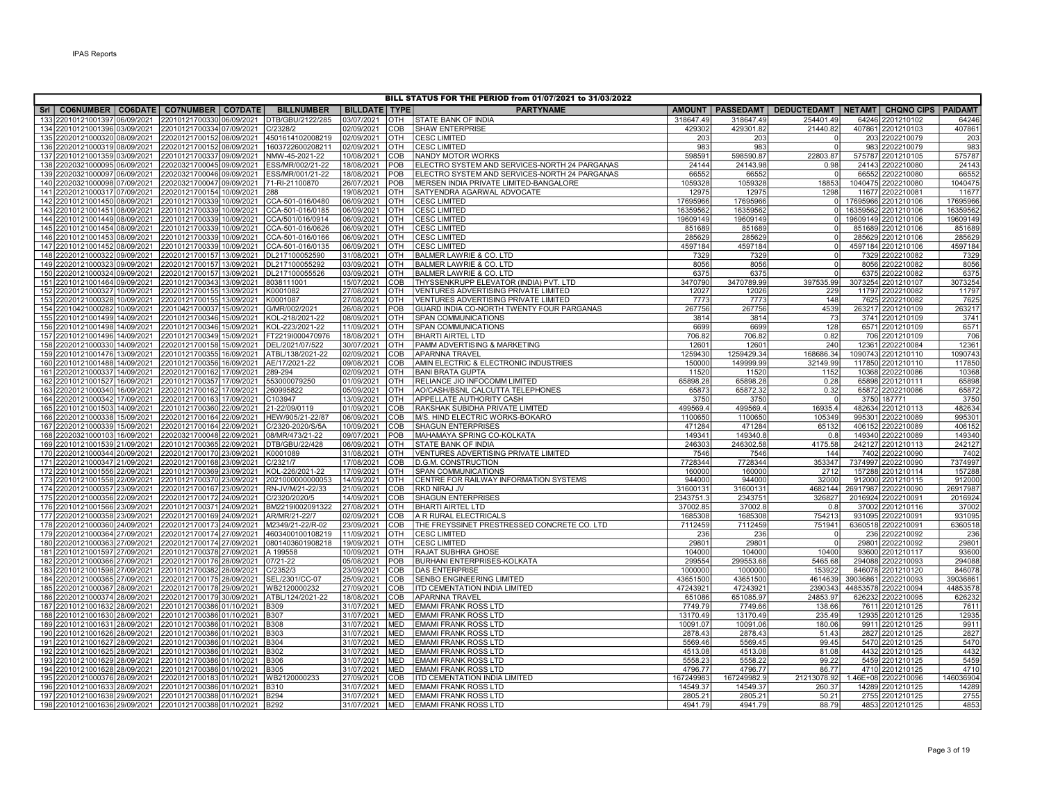IPAS Reports

**BILL STATUS FOR THE PERIOD from 01/07/2021 to 31/03/2022**

| Srl | CO6NUMBER | CO6DATE | CO7NUMBER | CO7DATE | BILLNUMBER | BILLDATE | TYPE | PARTYNAME | AMOUNT | PASSEDAMT | DEDUCTEDAMT | NETAMT | CHQNO CIPS | PAIDAMT |
|---|---|---|---|---|---|---|---|---|---|---|---|---|---|---|
| 133 | 22010121001397 | 06/09/2021 | 22010121700330 | 06/09/2021 | DTB/GBU/2122/285 | 03/07/2021 | OTH | STATE BANK OF INDIA | 318647.49 | 318647.49 | 254401.49 | 64246 | 2201210102 | 64246 |
| 134 | 22010121001396 | 03/09/2021 | 22010121700334 | 07/09/2021 | C/2328/2 | 02/09/2021 | COB | SHAW ENTERPRISE | 429302 | 429301.82 | 21440.82 | 407861 | 2201210103 | 407861 |
| 135 | 22020121000320 | 08/09/2021 | 22020121700152 | 08/09/2021 | 4501614102008219 | 02/09/2021 | OTH | CESC LIMITED | 203 | 203 | 0 | 203 | 2202210079 | 203 |
| 136 | 22020121000319 | 08/09/2021 | 22020121700152 | 08/09/2021 | 1603722600208211 | 02/09/2021 | OTH | CESC LIMITED | 983 | 983 | 0 | 983 | 2202210079 | 983 |
| 137 | 22010121001359 | 03/09/2021 | 22010121700337 | 09/09/2021 | NMW-45-2021-22 | 10/08/2021 | COB | NANDY MOTOR WORKS | 598591 | 598590.87 | 22803.87 | 575787 | 2201210105 | 575787 |
| 138 | 22020321000095 | 06/09/2021 | 22020321700045 | 09/09/2021 | ESS/MR/002/21-22 | 18/08/2021 | POB | ELECTRO SYSTEM AND SERVICES-NORTH 24 PARGANAS | 24144 | 24143.98 | 0.98 | 24143 | 2202210080 | 24143 |
| 139 | 22020321000097 | 06/09/2021 | 22020321700046 | 09/09/2021 | ESS/MR/001/21-22 | 18/08/2021 | POB | ELECTRO SYSTEM AND SERVICES-NORTH 24 PARGANAS | 66552 | 66552 | 0 | 66552 | 2202210080 | 66552 |
| 140 | 22020321000098 | 07/09/2021 | 22020321700047 | 09/09/2021 | 71-RI-21100870 | 26/07/2021 | POB | MERSEN INDIA PRIVATE LIMITED-BANGALORE | 1059328 | 1059328 | 18853 | 1040475 | 2202210080 | 1040475 |
| 141 | 22020121000317 | 07/09/2021 | 22020121700154 | 10/09/2021 | 288 | 19/08/2021 | OTH | SATYENDRA AGARWAL ADVOCATE | 12975 | 12975 | 1298 | 11677 | 2202210081 | 11677 |
| 142 | 22010121001450 | 08/09/2021 | 22010121700339 | 10/09/2021 | CCA-501-016/0480 | 06/09/2021 | OTH | CESC LIMITED | 17695966 | 17695966 | 0 | 17695966 | 2201210106 | 17695966 |
| 143 | 22010121001451 | 08/09/2021 | 22010121700339 | 10/09/2021 | CCA-501-016/0185 | 06/09/2021 | OTH | CESC LIMITED | 16359562 | 16359562 | 0 | 16359562 | 2201210106 | 16359562 |
| 144 | 22010121001449 | 08/09/2021 | 22010121700339 | 10/09/2021 | CCA/501/016/0914 | 06/09/2021 | OTH | CESC LIMITED | 19609149 | 19609149 | 0 | 19609149 | 2201210106 | 19609149 |
| 145 | 22010121001454 | 08/09/2021 | 22010121700339 | 10/09/2021 | CCA-501-016/0626 | 06/09/2021 | OTH | CESC LIMITED | 851689 | 851689 | 0 | 851689 | 2201210106 | 851689 |
| 146 | 22010121001453 | 08/09/2021 | 22010121700339 | 10/09/2021 | CCA-501-016/0166 | 06/09/2021 | OTH | CESC LIMITED | 285629 | 285629 | 0 | 285629 | 2201210106 | 285629 |
| 147 | 22010121001452 | 08/09/2021 | 22010121700339 | 10/09/2021 | CCA-501-016/0135 | 06/09/2021 | OTH | CESC LIMITED | 4597184 | 4597184 | 0 | 4597184 | 2201210106 | 4597184 |
| 148 | 22020121000322 | 09/09/2021 | 22020121700157 | 13/09/2021 | DL217100052590 | 31/08/2021 | OTH | BALMER LAWRIE & CO. LTD | 7329 | 7329 | 0 | 7329 | 2202210082 | 7329 |
| 149 | 22020121000323 | 09/09/2021 | 22020121700157 | 13/09/2021 | DL217100055292 | 03/09/2021 | OTH | BALMER LAWRIE & CO. LTD | 8056 | 8056 | 0 | 8056 | 2202210082 | 8056 |
| 150 | 22020121000324 | 09/09/2021 | 22020121700157 | 13/09/2021 | DL217100055526 | 03/09/2021 | OTH | BALMER LAWRIE & CO. LTD | 6375 | 6375 | 0 | 6375 | 2202210082 | 6375 |
| 151 | 22010121001464 | 09/09/2021 | 22010121700343 | 13/09/2021 | 8038111001 | 15/07/2021 | COB | THYSSENKRUPP ELEVATOR (INDIA) PVT. LTD | 3470790 | 3470789.99 | 397535.99 | 3073254 | 2201210107 | 3073254 |
| 152 | 22020121000327 | 10/09/2021 | 22020121700155 | 13/09/2021 | K0001082 | 27/08/2021 | OTH | VENTURES ADVERTISING PRIVATE LIMITED | 12027 | 12026 | 229 | 11797 | 2202210082 | 11797 |
| 153 | 22020121000328 | 10/09/2021 | 22020121700155 | 13/09/2021 | K0001087 | 27/08/2021 | OTH | VENTURES ADVERTISING PRIVATE LIMITED | 7773 | 7773 | 148 | 7625 | 2202210082 | 7625 |
| 154 | 22010421000282 | 10/09/2021 | 22010421700037 | 15/09/2021 | G/MR/002/2021 | 26/08/2021 | POB | GUARD INDIA CO-NORTH TWENTY FOUR PARGANAS | 267756 | 267756 | 4539 | 263217 | 2201210109 | 263217 |
| 155 | 22010121001499 | 14/09/2021 | 22010121700346 | 15/09/2021 | KOL-218/2021-22 | 08/09/2021 | OTH | SPAN COMMUNICATIONS | 3814 | 3814 | 73 | 3741 | 2201210109 | 3741 |
| 156 | 22010121001498 | 14/09/2021 | 22010121700346 | 15/09/2021 | KOL-223/2021-22 | 11/09/2021 | OTH | SPAN COMMUNICATIONS | 6699 | 6699 | 128 | 6571 | 2201210109 | 6571 |
| 157 | 22010121001496 | 14/09/2021 | 22010121700349 | 15/09/2021 | FT2219I004070976 | 18/08/2021 | OTH | BHARTI AIRTEL LTD | 706.82 | 706.82 | 0.82 | 706 | 2201210109 | 706 |
| 158 | 22020121000330 | 14/09/2021 | 22020121700158 | 15/09/2021 | DEL/2021/07/522 | 30/07/2021 | OTH | PAMM ADVERTISING & MARKETING | 12601 | 12601 | 240 | 12361 | 2202210084 | 12361 |
| 159 | 22010121001476 | 13/09/2021 | 22010121700355 | 16/09/2021 | ATBL/138/2021-22 | 02/09/2021 | COB | APARNNA TRAVEL | 1259430 | 1259429.34 | 168686.34 | 1090743 | 2201210110 | 1090743 |
| 160 | 22010121001488 | 14/09/2021 | 22010121700356 | 16/09/2021 | AE/17/2021-22 | 09/08/2021 | COB | AMIN ELECTRIC & ELECTRONIC INDUSTRIES | 150000 | 149999.99 | 32149.99 | 117850 | 2201210110 | 117850 |
| 161 | 22020121000337 | 14/09/2021 | 22020121700162 | 17/09/2021 | 289-294 | 02/09/2021 | OTH | BANI BRATA GUPTA | 11520 | 11520 | 1152 | 10368 | 2202210086 | 10368 |
| 162 | 22010121001527 | 16/09/2021 | 22010121700357 | 17/09/2021 | 553000079250 | 01/09/2021 | OTH | RELIANCE JIO INFOCOMM LIMITED | 65898.28 | 65898.28 | 0.28 | 65898 | 2201210111 | 65898 |
| 163 | 22020121000340 | 16/09/2021 | 22020121700162 | 17/09/2021 | 260995822 | 05/09/2021 | OTH | AO/CASH/BSNL CALCUTTA TELEPHONES | 65873 | 65872.32 | 0.32 | 65872 | 2202210086 | 65872 |
| 164 | 22020121000342 | 17/09/2021 | 22020121700163 | 17/09/2021 | C103947 | 13/09/2021 | OTH | APPELLATE AUTHORITY CASH | 3750 | 3750 | 0 | 3750 | 187771 | 3750 |
| 165 | 22010121001503 | 14/09/2021 | 22010121700360 | 22/09/2021 | 21-22/09/0119 | 01/09/2021 | OTH | RAKSHAK SUBIDHA PRIVATE LIMITED | 499569.4 | 499569.4 | 16935.4 | 482634 | 2201210113 | 482634 |
| 166 | 22020121000338 | 15/09/2021 | 22020121700164 | 22/09/2021 | HEW/905/21-22/87 | 06/09/2021 | COB | M/S. HIND ELECTRIC WORKS-BOKARO | 1100650 | 1100650 | 105349 | 995301 | 2202210089 | 995301 |
| 167 | 22020121000339 | 15/09/2021 | 22020121700164 | 22/09/2021 | C/2320-2020/S/5A | 10/09/2021 | COB | SHAGUN ENTERPRISES | 471284 | 471284 | 65132 | 406152 | 2202210089 | 406152 |
| 168 | 22020321000103 | 16/09/2021 | 22020321700048 | 22/09/2021 | 08/MR/473/21-22 | 09/07/2021 | POB | MAHAMAYA SPRING CO-KOLKATA | 149341 | 149340.8 | 0.8 | 149340 | 2202210089 | 149340 |
| 169 | 22010121001539 | 21/09/2021 | 22010121700365 | 22/09/2021 | DTB/GBU/22/428 | 06/09/2021 | OTH | STATE BANK OF INDIA | 246303 | 246302.58 | 4175.58 | 242127 | 2201210113 | 242127 |
| 170 | 22020121000344 | 20/09/2021 | 22020121700170 | 23/09/2021 | K0001089 | 31/08/2021 | OTH | VENTURES ADVERTISING PRIVATE LIMITED | 7546 | 7546 | 144 | 7402 | 2202210090 | 7402 |
| 171 | 22020121000347 | 21/09/2021 | 22020121700168 | 23/09/2021 | C/2321/7 | 17/08/2021 | COB | D.G.M. CONSTRUCTION | 7728344 | 7728344 | 353347 | 7374997 | 2202210090 | 7374997 |
| 172 | 22010121001556 | 22/09/2021 | 22010121700369 | 23/09/2021 | KOL-226/2021-22 | 17/09/2021 | OTH | SPAN COMMUNICATIONS | 160000 | 160000 | 2712 | 157288 | 2201210114 | 157288 |
| 173 | 22010121001558 | 22/09/2021 | 22010121700370 | 23/09/2021 | 2021000000000053 | 14/09/2021 | OTH | CENTRE FOR RAILWAY INFORMATION SYSTEMS | 944000 | 944000 | 32000 | 912000 | 2201210115 | 912000 |
| 174 | 22020121000357 | 23/09/2021 | 22020121700167 | 23/09/2021 | RN-JV/M/21-22/33 | 21/09/2021 | COB | RKD NIRAJ JV | 31600131 | 31600131 | 4682144 | 26917987 | 2202210090 | 26917987 |
| 175 | 22020121000356 | 22/09/2021 | 22020121700172 | 24/09/2021 | C/2320/2020/5 | 14/09/2021 | COB | SHAGUN ENTERPRISES | 2343751.3 | 2343751 | 326827 | 2016924 | 2202210091 | 2016924 |
| 176 | 22010121001566 | 23/09/2021 | 22010121700371 | 24/09/2021 | BM2219I002091322 | 27/08/2021 | OTH | BHARTI AIRTEL LTD | 37002.85 | 37002.8 | 0.8 | 37002 | 2201210116 | 37002 |
| 177 | 22020121000358 | 23/09/2021 | 22020121700169 | 24/09/2021 | AR/MR/21-22/7 | 02/09/2021 | COB | A R RURAL ELECTRICALS | 1685308 | 1685308 | 754213 | 931095 | 2202210091 | 931095 |
| 178 | 22020121000360 | 24/09/2021 | 22020121700173 | 24/09/2021 | M2349/21-22/R-02 | 23/09/2021 | COB | THE FREYSSINET PRESTRESSED CONCRETE CO. LTD | 7112459 | 7112459 | 751941 | 6360518 | 2202210091 | 6360518 |
| 179 | 22020121000364 | 27/09/2021 | 22020121700174 | 27/09/2021 | 4603400100108219 | 11/09/2021 | OTH | CESC LIMITED | 236 | 236 | 0 | 236 | 2202210092 | 236 |
| 180 | 22020121000363 | 27/09/2021 | 22020121700174 | 27/09/2021 | 0801403601908218 | 19/09/2021 | OTH | CESC LIMITED | 29801 | 29801 | 0 | 29801 | 2202210092 | 29801 |
| 181 | 22010121001597 | 27/09/2021 | 22010121700378 | 27/09/2021 | A 199558 | 10/09/2021 | OTH | RAJAT SUBHRA GHOSE | 104000 | 104000 | 10400 | 93600 | 2201210117 | 93600 |
| 182 | 22020121000366 | 27/09/2021 | 22020121700176 | 28/09/2021 | 07/21-22 | 05/08/2021 | POB | BURHANI ENTERPRISES-KOLKATA | 299554 | 299553.68 | 5465.68 | 294088 | 2202210093 | 294088 |
| 183 | 22010121001598 | 27/09/2021 | 22010121700382 | 28/09/2021 | C/2352/3 | 23/09/2021 | COB | DAS ENTERPRISE | 1000000 | 1000000 | 153922 | 846078 | 2201210120 | 846078 |
| 184 | 22020121000365 | 27/09/2021 | 22020121700175 | 28/09/2021 | SEL/2301/CC-07 | 25/09/2021 | COB | SENBO ENGINEERING LIMITED | 43651500 | 43651500 | 4614639 | 39036861 | 2202210093 | 39036861 |
| 185 | 22020121000367 | 28/09/2021 | 22020121700178 | 29/09/2021 | WB2120000232 | 27/09/2021 | COB | ITD CEMENTATION INDIA LIMITED | 47243921 | 47243921 | 2390343 | 44853578 | 2202210094 | 44853578 |
| 186 | 22020121000374 | 28/09/2021 | 22020121700179 | 30/09/2021 | ATBL/124/2021-22 | 18/08/2021 | COB | APARNNA TRAVEL | 651086 | 651085.97 | 24853.97 | 626232 | 2202210095 | 626232 |
| 187 | 22010121001632 | 28/09/2021 | 22010121700386 | 01/10/2021 | B309 | 31/07/2021 | MED | EMAMI FRANK ROSS LTD | 7749.79 | 7749.66 | 138.66 | 7611 | 2201210125 | 7611 |
| 188 | 22010121001630 | 28/09/2021 | 22010121700386 | 01/10/2021 | B307 | 31/07/2021 | MED | EMAMI FRANK ROSS LTD | 13170.49 | 13170.49 | 235.49 | 12935 | 2201210125 | 12935 |
| 189 | 22010121001631 | 28/09/2021 | 22010121700386 | 01/10/2021 | B308 | 31/07/2021 | MED | EMAMI FRANK ROSS LTD | 10091.07 | 10091.06 | 180.06 | 9911 | 2201210125 | 9911 |
| 190 | 22010121001626 | 28/09/2021 | 22010121700386 | 01/10/2021 | B303 | 31/07/2021 | MED | EMAMI FRANK ROSS LTD | 2878.43 | 2878.43 | 51.43 | 2827 | 2201210125 | 2827 |
| 191 | 22010121001627 | 28/09/2021 | 22010121700386 | 01/10/2021 | B304 | 31/07/2021 | MED | EMAMI FRANK ROSS LTD | 5569.46 | 5569.45 | 99.45 | 5470 | 2201210125 | 5470 |
| 192 | 22010121001625 | 28/09/2021 | 22010121700386 | 01/10/2021 | B302 | 31/07/2021 | MED | EMAMI FRANK ROSS LTD | 4513.08 | 4513.08 | 81.08 | 4432 | 2201210125 | 4432 |
| 193 | 22010121001629 | 28/09/2021 | 22010121700386 | 01/10/2021 | B306 | 31/07/2021 | MED | EMAMI FRANK ROSS LTD | 5558.23 | 5558.22 | 99.22 | 5459 | 2201210125 | 5459 |
| 194 | 22010121001628 | 28/09/2021 | 22010121700386 | 01/10/2021 | B305 | 31/07/2021 | MED | EMAMI FRANK ROSS LTD | 4796.77 | 4796.77 | 86.77 | 4710 | 2201210125 | 4710 |
| 195 | 22020121000376 | 28/09/2021 | 22020121700183 | 01/10/2021 | WB2120000233 | 27/09/2021 | COB | ITD CEMENTATION INDIA LIMITED | 167249983 | 167249982.9 | 21213078.92 | 1.46E+08 | 2202210096 | 146036904 |
| 196 | 22010121001633 | 28/09/2021 | 22010121700386 | 01/10/2021 | B310 | 31/07/2021 | MED | EMAMI FRANK ROSS LTD | 14549.37 | 14549.37 | 260.37 | 14289 | 2201210125 | 14289 |
| 197 | 22010121001638 | 29/09/2021 | 22010121700388 | 01/10/2021 | B294 | 31/07/2021 | MED | EMAMI FRANK ROSS LTD | 2805.21 | 2805.21 | 50.21 | 2755 | 2201210125 | 2755 |
| 198 | 22010121001636 | 29/09/2021 | 22010121700388 | 01/10/2021 | B292 | 31/07/2021 | MED | EMAMI FRANK ROSS LTD | 4941.79 | 4941.79 | 88.79 | 4853 | 2201210125 | 4853 |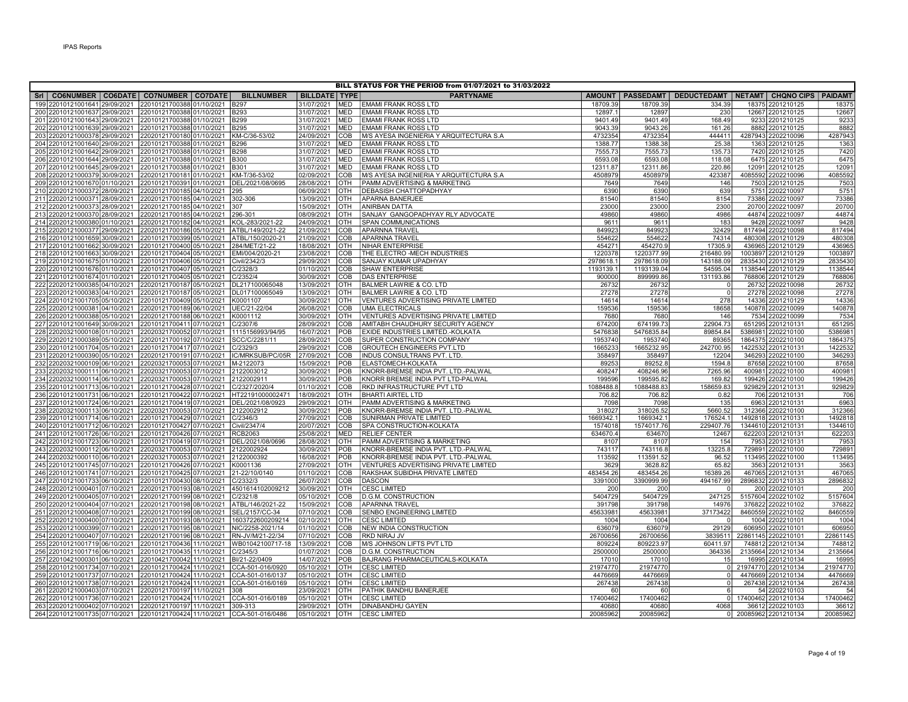# BILL STATUS FOR THE PERIOD from 01/07/2021 to 31/03/2022

| Srl | CO6NUMBER | CO6DATE | CO7NUMBER | CO7DATE | BILLNUMBER | BILLDATE | TYPE | PARTYNAME | AMOUNT | PASSEDAMT | DEDUCTEDAMT | NETAMT | CHQNO | CIPS | PAIDAMT |
|---|---|---|---|---|---|---|---|---|---|---|---|---|---|---|---|
| 199 | 22010121001641 | 29/09/2021 | 22010121700388 | 01/10/2021 | B297 | 31/07/2021 | MED | EMAMI FRANK ROSS LTD | 18709.39 | 18709.39 | 334.39 | 18375 | 2201210125 | | 18375 |
| 200 | 22010121001637 | 29/09/2021 | 22010121700388 | 01/10/2021 | B293 | 31/07/2021 | MED | EMAMI FRANK ROSS LTD | 12897.1 | 12897 | 230 | 12667 | 2201210125 | | 12667 |
| 201 | 22010121001643 | 29/09/2021 | 22010121700388 | 01/10/2021 | B299 | 31/07/2021 | MED | EMAMI FRANK ROSS LTD | 9401.49 | 9401.49 | 168.49 | 9233 | 2201210125 | | 9233 |
| 202 | 22010121001639 | 29/09/2021 | 22010121700388 | 01/10/2021 | B295 | 31/07/2021 | MED | EMAMI FRANK ROSS LTD | 9043.39 | 9043.26 | 161.26 | 8882 | 2201210125 | | 8882 |
| 203 | 22020121000378 | 29/09/2021 | 22020121700180 | 01/10/2021 | KM-C/36-53/02 | 24/09/2021 | COB | M/S AYESA INGENIERIA Y ARQUITECTURA S.A | 4732354 | 4732354 | 444411 | 4287943 | 2202210096 | | 4287943 |
| 204 | 22010121001640 | 29/09/2021 | 22010121700388 | 01/10/2021 | B296 | 31/07/2021 | MED | EMAMI FRANK ROSS LTD | 1388.77 | 1388.38 | 25.38 | 1363 | 2201210125 | | 1363 |
| 205 | 22010121001642 | 29/09/2021 | 22010121700388 | 01/10/2021 | B298 | 31/07/2021 | MED | EMAMI FRANK ROSS LTD | 7555.73 | 7555.73 | 135.73 | 7420 | 2201210125 | | 7420 |
| 206 | 22010121001644 | 29/09/2021 | 22010121700388 | 01/10/2021 | B300 | 31/07/2021 | MED | EMAMI FRANK ROSS LTD | 6593.08 | 6593.08 | 118.08 | 6475 | 2201210125 | | 6475 |
| 207 | 22010121001645 | 29/09/2021 | 22010121700388 | 01/10/2021 | B301 | 31/07/2021 | MED | EMAMI FRANK ROSS LTD | 12311.87 | 12311.86 | 220.86 | 12091 | 2201210125 | | 12091 |
| 208 | 22020121000379 | 30/09/2021 | 22020121700181 | 01/10/2021 | KM-T/36-53/02 | 02/09/2021 | COB | M/S AYESA INGENIERIA Y ARQUITECTURA S.A | 4508979 | 4508979 | 423387 | 4085592 | 2202210096 | | 4085592 |
| 209 | 22010121001670 | 01/10/2021 | 22010121700391 | 01/10/2021 | DEL/2021/08/0695 | 28/08/2021 | OTH | PAMM ADVERTISING & MARKETING | 7649 | 7649 | 146 | 7503 | 2201210125 | | 7503 |
| 210 | 22020121000372 | 28/09/2021 | 22020121700185 | 04/10/2021 | 295 | 06/09/2021 | OTH | DEBASISH CHATTOPADHYAY | 6390 | 6390 | 639 | 5751 | 2202210097 | | 5751 |
| 211 | 22020121000371 | 28/09/2021 | 22020121700185 | 04/10/2021 | 302-306 | 13/09/2021 | OTH | APARNA BANERJEE | 81540 | 81540 | 8154 | 73386 | 2202210097 | | 73386 |
| 212 | 22020121000373 | 28/09/2021 | 22020121700185 | 04/10/2021 | 307 | 15/09/2021 | OTH | ANIRBAN DATTA | 23000 | 23000 | 2300 | 20700 | 2202210097 | | 20700 |
| 213 | 22020121000370 | 28/09/2021 | 22020121700185 | 04/10/2021 | 296-301 | 08/09/2021 | OTH | SANJAY GANGOPADHYAY RLY ADVOCATE | 49860 | 49860 | 4986 | 44874 | 2202210097 | | 44874 |
| 214 | 22020121000380 | 01/10/2021 | 22020121700182 | 04/10/2021 | KOL-283/2021-22 | 24/09/2021 | OTH | SPAN COMMUNICATIONS | 9611 | 9611 | 183 | 9428 | 2202210097 | | 9428 |
| 215 | 22020121000377 | 29/09/2021 | 22020121700186 | 05/10/2021 | ATBL/149/2021-22 | 21/09/2021 | COB | APARNNA TRAVEL | 849923 | 849923 | 32429 | 817494 | 2202210098 | | 817494 |
| 216 | 22010121001659 | 30/09/2021 | 22010121700399 | 05/10/2021 | ATBL/150/2020-21 | 21/09/2021 | COB | APARNNA TRAVEL | 554622 | 554622 | 74314 | 480308 | 2201210129 | | 480308 |
| 217 | 22010121001662 | 30/09/2021 | 22010121700400 | 05/10/2021 | 284/MET/21-22 | 18/08/2021 | OTH | NIHAR ENTERPRISE | 454271 | 454270.9 | 17305.9 | 436965 | 2201210129 | | 436965 |
| 218 | 22010121001663 | 30/09/2021 | 22010121700404 | 05/10/2021 | EMI/004/2020-21 | 23/08/2021 | COB | THE ELECTRO -MECH INDUSTRIES | 1220378 | 1220377.99 | 216480.99 | 1003897 | 2201210129 | | 1003897 |
| 219 | 22010121001675 | 01/10/2021 | 22010121700406 | 05/10/2021 | Civil/2342/3 | 29/09/2021 | COB | SANJAY KUMAR UPADHYAY | 2978618.1 | 2978618.09 | 143188.09 | 2835430 | 2201210129 | | 2835430 |
| 220 | 22010121001676 | 01/10/2021 | 22010121700407 | 05/10/2021 | C/2328/3 | 01/10/2021 | COB | SHAW ENTERPRISE | 1193139.1 | 1193139.04 | 54595.04 | 1138544 | 2201210129 | | 1138544 |
| 221 | 22010121001674 | 01/10/2021 | 22010121700405 | 05/10/2021 | C/2352/4 | 30/09/2021 | COB | DAS ENTERPRISE | 900000 | 899999.86 | 131193.86 | 768806 | 2201210129 | | 768806 |
| 222 | 22020121000385 | 04/10/2021 | 22020121700187 | 05/10/2021 | DL217100065048 | 13/09/2021 | OTH | BALMER LAWRIE & CO. LTD | 26732 | 26732 | 0 | 26732 | 2202210098 | | 26732 |
| 223 | 22020121000383 | 04/10/2021 | 22020121700187 | 05/10/2021 | DL017100065049 | 13/09/2021 | OTH | BALMER LAWRIE & CO. LTD | 27278 | 27278 | 0 | 27278 | 2202210098 | | 27278 |
| 224 | 22010121001705 | 05/10/2021 | 22010121700409 | 05/10/2021 | K0001107 | 30/09/2021 | OTH | VENTURES ADVERTISING PRIVATE LIMITED | 14614 | 14614 | 278 | 14336 | 2201210129 | | 14336 |
| 225 | 22020121000381 | 04/10/2021 | 22020121700189 | 06/10/2021 | UEC/21-22/04 | 26/08/2021 | COB | UMA ELECTRICALS | 159536 | 159536 | 18658 | 140878 | 2202210099 | | 140878 |
| 226 | 22020121000388 | 05/10/2021 | 22020121700188 | 06/10/2021 | K0001112 | 30/09/2021 | OTH | VENTURES ADVERTISING PRIVATE LIMITED | 7680 | 7680 | 146 | 7534 | 2202210099 | | 7534 |
| 227 | 22010121001649 | 30/09/2021 | 22010121700411 | 07/10/2021 | C/2307/6 | 28/09/2021 | COB | AMITABH CHAUDHURY SECURITY AGENCY | 674200 | 674199.73 | 22904.73 | 651295 | 2201210131 | | 651295 |
| 228 | 22020321000108 | 01/10/2021 | 22020321700052 | 07/10/2021 | 1115156993/94/95 | 16/07/2021 | POB | EXIDE INDUSTRIES LIMITED.-KOLKATA | 5476838 | 5476835.84 | 89854.84 | 5386981 | 2202210100 | | 5386981 |
| 229 | 22020121000389 | 05/10/2021 | 22020121700192 | 07/10/2021 | SCC/C/2281/11 | 28/09/2021 | COB | SUPER CONSTRUCTION COMPANY | 1953740 | 1953740 | 89365 | 1864375 | 2202210100 | | 1864375 |
| 230 | 22010121001704 | 05/10/2021 | 22010121700417 | 07/10/2021 | C/2329/3 | 29/09/2021 | COB | GROUTECH ENGINEERS PVT.LTD | 1665233 | 1665232.95 | 242700.95 | 1422532 | 2201210131 | | 1422532 |
| 231 | 22020121000390 | 05/10/2021 | 22020121700191 | 07/10/2021 | IC/MRKSUB/PC/05R | 27/09/2021 | COB | INDUS CONSULTRANS PVT. LTD. | 358497 | 358497 | 12204 | 346293 | 2202210100 | | 346293 |
| 232 | 22020321000109 | 06/10/2021 | 22020321700053 | 07/10/2021 | M-2122073 | 15/09/2021 | POB | ELASTOMECH-KOLKATA | 89253 | 89252.8 | 1594.8 | 87658 | 2202210100 | | 87658 |
| 233 | 22020321000111 | 06/10/2021 | 22020321700053 | 07/10/2021 | 2122003012 | 30/09/2021 | POB | KNORR-BREMSE INDIA PVT. LTD.-PALWAL | 408247 | 408246.96 | 7265.96 | 400981 | 2202210100 | | 400981 |
| 234 | 22020321000114 | 06/10/2021 | 22020321700053 | 07/10/2021 | 2122002911 | 30/09/2021 | POB | KNORR BREMSE INDIA PVT LTD-PALWAL | 199596 | 199595.82 | 169.82 | 199426 | 2202210100 | | 199426 |
| 235 | 22010121001713 | 06/10/2021 | 22010121700428 | 07/10/2021 | C/2327/2020/4 | 01/10/2021 | COB | RKD INFRASTRUCTURE PVT LTD | 1088488.8 | 1088488.83 | 158659.83 | 929829 | 2201210131 | | 929829 |
| 236 | 22010121001731 | 06/10/2021 | 22010121700422 | 07/10/2021 | HT22191000002471 | 18/09/2021 | OTH | BHARTI AIRTEL LTD | 706.82 | 706.82 | 0.82 | 706 | 2201210131 | | 706 |
| 237 | 22010121001724 | 06/10/2021 | 22010121700419 | 07/10/2021 | DEL/2021/08/0923 | 29/09/2021 | OTH | PAMM ADVERTISING & MARKETING | 7098 | 7098 | 135 | 6963 | 2201210131 | | 6963 |
| 238 | 22020321000113 | 06/10/2021 | 22020321700053 | 07/10/2021 | 2122002912 | 30/09/2021 | POB | KNORR-BREMSE INDIA PVT. LTD.-PALWAL | 318027 | 318026.52 | 5660.52 | 312366 | 2202210100 | | 312366 |
| 239 | 22010121001714 | 06/10/2021 | 22010121700429 | 07/10/2021 | C/2346/3 | 27/09/2021 | COB | SUNIRMAN PRIVATE LIMITED | 1669342.1 | 1669342.1 | 176524.1 | 1492818 | 2201210131 | | 1492818 |
| 240 | 22010121001712 | 06/10/2021 | 22010121700427 | 07/10/2021 | Civil/2347/4 | 20/07/2021 | COB | SPA CONSTRUCTION-KOLKATA | 1574018 | 1574017.76 | 229407.76 | 1344610 | 2201210131 | | 1344610 |
| 241 | 22010121001726 | 06/10/2021 | 22010121700426 | 07/10/2021 | RCB2063 | 25/08/2021 | MED | RELIEF CENTER | 634670.4 | 634670 | 12467 | 622203 | 2201210131 | | 622203 |
| 242 | 22010121001723 | 06/10/2021 | 22010121700419 | 07/10/2021 | DEL/2021/08/0696 | 28/08/2021 | OTH | PAMM ADVERTISING & MARKETING | 8107 | 8107 | 154 | 7953 | 2201210131 | | 7953 |
| 243 | 22020321000112 | 06/10/2021 | 22020321700053 | 07/10/2021 | 2122002924 | 30/09/2021 | POB | KNORR-BREMSE INDIA PVT. LTD.-PALWAL | 743117 | 743116.8 | 13225.8 | 729891 | 2202210100 | | 729891 |
| 244 | 22020321000110 | 06/10/2021 | 22020321700053 | 07/10/2021 | 2122000392 | 16/08/2021 | POB | KNORR-BREMSE INDIA PVT. LTD.-PALWAL | 113592 | 113591.52 | 96.52 | 113495 | 2202210100 | | 113495 |
| 245 | 22010121001745 | 07/10/2021 | 22010121700426 | 07/10/2021 | K0001136 | 27/09/2021 | OTH | VENTURES ADVERTISING PRIVATE LIMITED | 3629 | 3628.82 | 65.82 | 3563 | 2201210131 | | 3563 |
| 246 | 22010121001741 | 07/10/2021 | 22010121700425 | 07/10/2021 | 21-22/10/0140 | 01/10/2021 | COB | RAKSHAK SUBIDHA PRIVATE LIMITED | 483454.26 | 483454.26 | 16389.26 | 467065 | 2201210131 | | 467065 |
| 247 | 22010121001733 | 06/10/2021 | 22010121700430 | 08/10/2021 | C/2332/3 | 26/07/2021 | COB | DASCON | 3391000 | 3390999.99 | 494167.99 | 2896832 | 2201210133 | | 2896832 |
| 248 | 22020121000401 | 07/10/2021 | 22020121700193 | 08/10/2021 | 4501614102009212 | 30/09/2021 | OTH | CESC LIMITED | 200 | 200 | 0 | 200 | 2202210101 | | 200 |
| 249 | 22020121000405 | 07/10/2021 | 22020121700199 | 08/10/2021 | C/2321/8 | 05/10/2021 | COB | D.G.M. CONSTRUCTION | 5404729 | 5404729 | 247125 | 5157604 | 2202210102 | | 5157604 |
| 250 | 22020121000404 | 07/10/2021 | 22020121700198 | 08/10/2021 | ATBL/146/2021-22 | 15/09/2021 | COB | APARNNA TRAVEL | 391798 | 391798 | 14976 | 376822 | 2202210102 | | 376822 |
| 251 | 22020121000408 | 07/10/2021 | 22020121700199 | 08/10/2021 | SEL/2157/CC-34 | 07/10/2021 | COB | SENBO ENGINEERING LIMITED | 45633981 | 45633981 | 37173422 | 8460559 | 2202210102 | | 8460559 |
| 252 | 22020121000400 | 07/10/2021 | 22020121700193 | 08/10/2021 | 1603722600209214 | 02/10/2021 | OTH | CESC LIMITED | 1004 | 1004 | 0 | 1004 | 2202210101 | | 1004 |
| 253 | 22020121000399 | 07/10/2021 | 22020121700195 | 08/10/2021 | NIC/2258-2021/14 | 01/10/2021 | COB | NEW INDIA CONSTRUCTION | 636079 | 636079 | 29129 | 606950 | 2202210101 | | 606950 |
| 254 | 22020121000407 | 07/10/2021 | 22020121700196 | 08/10/2021 | RN-JV/M/21-22/34 | 07/10/2021 | COB | RKD NIRAJ JV | 26700656 | 26700656 | 3839511 | 22861145 | 2202210101 | | 22861145 |
| 255 | 22010121001719 | 06/10/2021 | 22010121700436 | 11/10/2021 | WB01042100717-18 | 13/09/2021 | COB | M/S JOHNSON LIFTS PVT LTD | 809224 | 809223.97 | 60411.97 | 748812 | 2201210134 | | 748812 |
| 256 | 22010121001716 | 06/10/2021 | 22010121700435 | 11/10/2021 | C/2345/3 | 01/07/2021 | COB | D.G.M. CONSTRUCTION | 2500000 | 2500000 | 364336 | 2135664 | 2201210134 | | 2135664 |
| 257 | 22010421000301 | 06/10/2021 | 22010421700042 | 11/10/2021 | BI/21-22/0409 | 14/07/2021 | POB | BAJRANG PHARMACEUTICALS-KOLKATA | 17010 | 17010 | 15 | 16995 | 2201210134 | | 16995 |
| 258 | 22010121001734 | 07/10/2021 | 22010121700424 | 11/10/2021 | CCA-501-016/0920 | 05/10/2021 | OTH | CESC LIMITED | 21974770 | 21974770 | 0 | 21974770 | 2201210134 | | 21974770 |
| 259 | 22010121001737 | 07/10/2021 | 22010121700424 | 11/10/2021 | CCA-501-016/0137 | 05/10/2021 | OTH | CESC LIMITED | 4476669 | 4476669 | 0 | 4476669 | 2201210134 | | 4476669 |
| 260 | 22010121001738 | 07/10/2021 | 22010121700424 | 11/10/2021 | CCA-501-016/0169 | 05/10/2021 | OTH | CESC LIMITED | 267438 | 267438 | 0 | 267438 | 2201210134 | | 267438 |
| 261 | 22020121000403 | 07/10/2021 | 22020121700197 | 11/10/2021 | 308 | 23/09/2021 | OTH | PATHIK BANDHU BANERJEE | 60 | 60 | 6 | 54 | 2202210103 | | 54 |
| 262 | 22010121001736 | 07/10/2021 | 22010121700424 | 11/10/2021 | CCA-501-016/0189 | 05/10/2021 | OTH | CESC LIMITED | 17400462 | 17400462 | 0 | 17400462 | 2201210134 | | 17400462 |
| 263 | 22020121000402 | 07/10/2021 | 22020121700197 | 11/10/2021 | 309-313 | 29/09/2021 | OTH | DINABANDHU GAYEN | 40680 | 40680 | 4068 | 36612 | 2202210103 | | 36612 |
| 264 | 22010121001735 | 07/10/2021 | 22010121700424 | 11/10/2021 | CCA-501-016/0486 | 05/10/2021 | OTH | CESC LIMITED | 20085962 | 20085962 | 0 | 20085962 | 2201210134 | | 20085962 |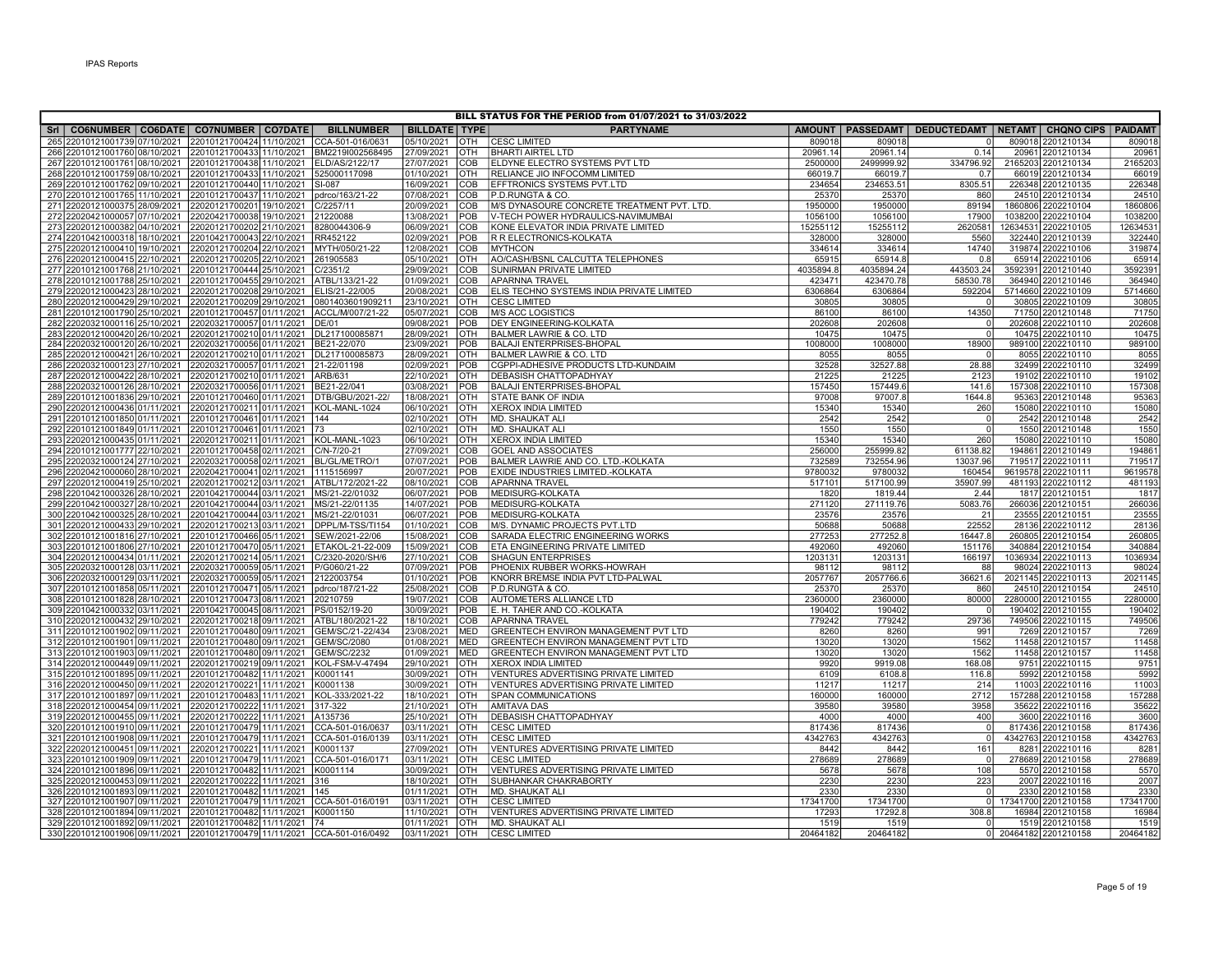**BILL STATUS FOR THE PERIOD from 01/07/2021 to 31/03/2022**

| Srl | CO6NUMBER | CO6DATE | CO7NUMBER | CO7DATE | BILLNUMBER | BILLDATE | TYPE | PARTYNAME | AMOUNT | PASSEDAMT | DEDUCTEDAMT | NETAMT | CHQNO CIPS | PAIDAMT |
|---|---|---|---|---|---|---|---|---|---|---|---|---|---|---|
| 265 | 22010121001739 | 07/10/2021 | 22010121700424 | 11/10/2021 | CCA-501-016/0631 | 05/10/2021 | OTH | CESC LIMITED | 809018 | 809018 | 0 | 809018 | 2201210134 | 809018 |
| 266 | 22010121001760 | 08/10/2021 | 22010121700433 | 11/10/2021 | BM2219I002568495 | 27/09/2021 | OTH | BHARTI AIRTEL LTD | 20961.14 | 20961.14 | 0.14 | 20961 | 2201210134 | 20961 |
| 267 | 22010121001761 | 08/10/2021 | 22010121700438 | 11/10/2021 | ELD/AS/2122/17 | 27/07/2021 | COB | ELDYNE ELECTRO SYSTEMS PVT LTD | 2500000 | 2499999.92 | 334796.92 | 2165203 | 2201210134 | 2165203 |
| 268 | 22010121001759 | 08/10/2021 | 22010121700433 | 11/10/2021 | 525000117098 | 01/10/2021 | OTH | RELIANCE JIO INFOCOMM LIMITED | 66019.7 | 66019.7 | 0.7 | 66019 | 2201210134 | 66019 |
| 269 | 22010121001762 | 09/10/2021 | 22010121700440 | 11/10/2021 | SI-087 | 16/09/2021 | COB | EFFTRONICS SYSTEMS PVT.LTD | 234654 | 234653.51 | 8305.51 | 226348 | 2201210135 | 226348 |
| 270 | 22010121001765 | 11/10/2021 | 22010121700437 | 11/10/2021 | pdrco/163/21-22 | 07/08/2021 | COB | P.D.RUNGTA & CO. | 25370 | 25370 | 860 | 24510 | 2201210134 | 24510 |
| 271 | 22020121000375 | 28/09/2021 | 22020121700201 | 19/10/2021 | C/2257/11 | 20/09/2021 | COB | M/S DYNASOURE CONCRETE TREATMENT PVT. LTD. | 1950000 | 1950000 | 89194 | 1860806 | 2202210104 | 1860806 |
| 272 | 22020421000057 | 07/10/2021 | 22020421700038 | 19/10/2021 | 21220088 | 13/08/2021 | POB | V-TECH POWER HYDRAULICS-NAVIMUMBAI | 1056100 | 1056100 | 17900 | 1038200 | 2202210104 | 1038200 |
| 273 | 22020121000382 | 04/10/2021 | 22020121700202 | 21/10/2021 | 8280044306-9 | 06/09/2021 | COB | KONE ELEVATOR INDIA PRIVATE LIMITED | 15255112 | 15255112 | 2620581 | 12634531 | 2202210105 | 12634531 |
| 274 | 22010421000318 | 18/10/2021 | 22010421700043 | 22/10/2021 | RR452122 | 02/09/2021 | POB | R R ELECTRONICS-KOLKATA | 328000 | 328000 | 5560 | 322440 | 2201210139 | 322440 |
| 275 | 22020121000410 | 19/10/2021 | 22020121700204 | 22/10/2021 | MYTH/050/21-22 | 12/08/2021 | COB | MYTHCON | 334614 | 334614 | 14740 | 319874 | 2202210106 | 319874 |
| 276 | 22020121000415 | 22/10/2021 | 22020121700205 | 22/10/2021 | 261905583 | 05/10/2021 | OTH | AO/CASH/BSNL CALCUTTA TELEPHONES | 65915 | 65914.8 | 0.8 | 65914 | 2202210106 | 65914 |
| 277 | 22010121001768 | 21/10/2021 | 22010121700444 | 25/10/2021 | C/2351/2 | 29/09/2021 | COB | SUNIRMAN PRIVATE LIMITED | 4035894.8 | 4035894.24 | 443503.24 | 3592391 | 2201210140 | 3592391 |
| 278 | 22010121001788 | 25/10/2021 | 22010121700455 | 29/10/2021 | ATBL/133/21-22 | 01/09/2021 | COB | APARNNA TRAVEL | 423471 | 423470.78 | 58530.78 | 364940 | 2201210146 | 364940 |
| 279 | 22020121000423 | 28/10/2021 | 22020121700208 | 29/10/2021 | ELIS/21-22/005 | 20/08/2021 | COB | ELIS TECHNO SYSTEMS INDIA PRIVATE LIMITED | 6306864 | 6306864 | 592204 | 5714660 | 2202210109 | 5714660 |
| 280 | 22020121000429 | 29/10/2021 | 22020121700209 | 29/10/2021 | 0801403601909211 | 23/10/2021 | OTH | CESC LIMITED | 30805 | 30805 | 0 | 30805 | 2202210109 | 30805 |
| 281 | 22010121001790 | 25/10/2021 | 22010121700457 | 01/11/2021 | ACCL/M/007/21-22 | 05/07/2021 | COB | M/S ACC LOGISTICS | 86100 | 86100 | 14350 | 71750 | 2201210148 | 71750 |
| 282 | 22020321000116 | 25/10/2021 | 22020321700057 | 01/11/2021 | DE/01 | 09/08/2021 | POB | DEY ENGINEERING-KOLKATA | 202608 | 202608 | 0 | 202608 | 2202210110 | 202608 |
| 283 | 22020121000420 | 26/10/2021 | 22020121700210 | 01/11/2021 | DL217100085871 | 28/09/2021 | OTH | BALMER LAWRIE & CO. LTD | 10475 | 10475 | 0 | 10475 | 2202210110 | 10475 |
| 284 | 22020321000120 | 26/10/2021 | 22020321700056 | 01/11/2021 | BE21-22/070 | 23/09/2021 | POB | BALAJI ENTERPRISES-BHOPAL | 1008000 | 1008000 | 18900 | 989100 | 2202210110 | 989100 |
| 285 | 22020121000421 | 26/10/2021 | 22020121700210 | 01/11/2021 | DL217100085873 | 28/09/2021 | OTH | BALMER LAWRIE & CO. LTD | 8055 | 8055 | 0 | 8055 | 2202210110 | 8055 |
| 286 | 22020321000123 | 27/10/2021 | 22020321700057 | 01/11/2021 | 21-22/01198 | 02/09/2021 | POB | CGPPI-ADHESIVE PRODUCTS LTD-KUNDAIM | 32528 | 32527.88 | 28.88 | 32499 | 2202210110 | 32499 |
| 287 | 22020121000422 | 28/10/2021 | 22020121700210 | 01/11/2021 | ARB/631 | 22/10/2021 | OTH | DEBASISH CHATTOPADHYAY | 21225 | 21225 | 2123 | 19102 | 2202210110 | 19102 |
| 288 | 22020321000126 | 28/10/2021 | 22020321700056 | 01/11/2021 | BE21-22/041 | 03/08/2021 | POB | BALAJI ENTERPRISES-BHOPAL | 157450 | 157449.6 | 141.6 | 157308 | 2202210110 | 157308 |
| 289 | 22010121001836 | 29/10/2021 | 22010121700460 | 01/11/2021 | DTB/GBU/2021-22/ | 18/08/2021 | OTH | STATE BANK OF INDIA | 97008 | 97007.8 | 1644.8 | 95363 | 2201210148 | 95363 |
| 290 | 22020121000436 | 01/11/2021 | 22020121700211 | 01/11/2021 | KOL-MANL-1024 | 06/10/2021 | OTH | XEROX INDIA LIMITED | 15340 | 15340 | 260 | 15080 | 2202210110 | 15080 |
| 291 | 22010121001850 | 01/11/2021 | 22010121700461 | 01/11/2021 | 144 | 02/10/2021 | OTH | MD. SHAUKAT ALI | 2542 | 2542 | 0 | 2542 | 2201210148 | 2542 |
| 292 | 22010121001849 | 01/11/2021 | 22010121700461 | 01/11/2021 | 73 | 02/10/2021 | OTH | MD. SHAUKAT ALI | 1550 | 1550 | 0 | 1550 | 2201210148 | 1550 |
| 293 | 22020121000435 | 01/11/2021 | 22020121700211 | 01/11/2021 | KOL-MANL-1023 | 06/10/2021 | OTH | XEROX INDIA LIMITED | 15340 | 15340 | 260 | 15080 | 2202210110 | 15080 |
| 294 | 22010121001777 | 22/10/2021 | 22010121700458 | 02/11/2021 | C/N-7/20-21 | 27/09/2021 | COB | GOEL AND ASSOCIATES | 256000 | 255999.82 | 61138.82 | 194861 | 2201210149 | 194861 |
| 295 | 22020321000124 | 27/10/2021 | 22020321700058 | 02/11/2021 | BL/GL/METRO/1 | 07/07/2021 | POB | BALMER LAWRIE AND CO. LTD.-KOLKATA | 732589 | 732554.96 | 13037.96 | 719517 | 2202210111 | 719517 |
| 296 | 22020421000060 | 28/10/2021 | 22020421700041 | 02/11/2021 | 1115156997 | 20/07/2021 | POB | EXIDE INDUSTRIES LIMITED.-KOLKATA | 9780032 | 9780032 | 160454 | 9619578 | 2202210111 | 9619578 |
| 297 | 22020121000419 | 25/10/2021 | 22020121700212 | 03/11/2021 | ATBL/172/2021-22 | 08/10/2021 | COB | APARNNA TRAVEL | 517101 | 517100.99 | 35907.99 | 481193 | 2202210112 | 481193 |
| 298 | 22010421000326 | 28/10/2021 | 22010421700044 | 03/11/2021 | MS/21-22/01032 | 06/07/2021 | POB | MEDISURG-KOLKATA | 1820 | 1819.44 | 2.44 | 1817 | 2201210151 | 1817 |
| 299 | 22010421000327 | 28/10/2021 | 22010421700044 | 03/11/2021 | MS/21-22/01135 | 14/07/2021 | POB | MEDISURG-KOLKATA | 271120 | 271119.76 | 5083.76 | 266036 | 2201210151 | 266036 |
| 300 | 22010421000325 | 28/10/2021 | 22010421700044 | 03/11/2021 | MS/21-22/01031 | 06/07/2021 | POB | MEDISURG-KOLKATA | 23576 | 23576 | 21 | 23555 | 2201210151 | 23555 |
| 301 | 22020121000433 | 29/10/2021 | 22020121700213 | 03/11/2021 | DPPL/M-TSS/TI154 | 01/10/2021 | COB | M/S. DYNAMIC PROJECTS PVT.LTD | 50688 | 50688 | 22552 | 28136 | 2202210112 | 28136 |
| 302 | 22010121001816 | 27/10/2021 | 22010121700466 | 05/11/2021 | SEW/2021-22/06 | 15/08/2021 | COB | SARADA ELECTRIC ENGINEERING WORKS | 277253 | 277252.8 | 16447.8 | 260805 | 2201210154 | 260805 |
| 303 | 22010121001806 | 27/10/2021 | 22010121700470 | 05/11/2021 | ETAKOL-21-22-009 | 15/09/2021 | COB | ETA ENGINEERING PRIVATE LIMITED | 492060 | 492060 | 151176 | 340884 | 2201210154 | 340884 |
| 304 | 22020121000434 | 01/11/2021 | 22020121700214 | 05/11/2021 | C/2320-2020/SH/6 | 27/10/2021 | COB | SHAGUN ENTERPRISES | 1203131 | 1203131 | 166197 | 1036934 | 2202210113 | 1036934 |
| 305 | 22020321000128 | 03/11/2021 | 22020321700059 | 05/11/2021 | P/G060/21-22 | 07/09/2021 | POB | PHOENIX RUBBER WORKS-HOWRAH | 98112 | 98112 | 88 | 98024 | 2202210113 | 98024 |
| 306 | 22020321000129 | 03/11/2021 | 22020321700059 | 05/11/2021 | 2122003754 | 01/10/2021 | POB | KNORR BREMSE INDIA PVT LTD-PALWAL | 2057767 | 2057766.6 | 36621.6 | 2021145 | 2202210113 | 2021145 |
| 307 | 22010121001858 | 05/11/2021 | 22010121700471 | 05/11/2021 | pdrco/187/21-22 | 25/08/2021 | COB | P.D.RUNGTA & CO. | 25370 | 25370 | 860 | 24510 | 2201210154 | 24510 |
| 308 | 22010121001828 | 28/10/2021 | 22010121700473 | 08/11/2021 | 20210759 | 19/07/2021 | COB | AUTOMETERS ALLIANCE LTD | 2360000 | 2360000 | 80000 | 2280000 | 2201210155 | 2280000 |
| 309 | 22010421000332 | 03/11/2021 | 22010421700045 | 08/11/2021 | PS/0152/19-20 | 30/09/2021 | POB | E. H. TAHER AND CO.-KOLKATA | 190402 | 190402 | 0 | 190402 | 2201210155 | 190402 |
| 310 | 22020121000432 | 29/10/2021 | 22020121700218 | 09/11/2021 | ATBL/180/2021-22 | 18/10/2021 | COB | APARNNA TRAVEL | 779242 | 779242 | 29736 | 749506 | 2202210115 | 749506 |
| 311 | 22010121001902 | 09/11/2021 | 22010121700480 | 09/11/2021 | GEM/SC/21-22/434 | 23/08/2021 | MED | GREENTECH ENVIRON MANAGEMENT PVT LTD | 8260 | 8260 | 991 | 7269 | 2201210157 | 7269 |
| 312 | 22010121001901 | 09/11/2021 | 22010121700480 | 09/11/2021 | GEM/SC/2080 | 01/08/2021 | MED | GREENTECH ENVIRON MANAGEMENT PVT LTD | 13020 | 13020 | 1562 | 11458 | 2201210157 | 11458 |
| 313 | 22010121001903 | 09/11/2021 | 22010121700480 | 09/11/2021 | GEM/SC/2232 | 01/09/2021 | MED | GREENTECH ENVIRON MANAGEMENT PVT LTD | 13020 | 13020 | 1562 | 11458 | 2201210157 | 11458 |
| 314 | 22020121000449 | 09/11/2021 | 22020121700219 | 09/11/2021 | KOL-FSM-V-47494 | 29/10/2021 | OTH | XEROX INDIA LIMITED | 9920 | 9919.08 | 168.08 | 9751 | 2202210115 | 9751 |
| 315 | 22010121001895 | 09/11/2021 | 22010121700482 | 11/11/2021 | K0001141 | 30/09/2021 | OTH | VENTURES ADVERTISING PRIVATE LIMITED | 6109 | 6108.8 | 116.8 | 5992 | 2201210158 | 5992 |
| 316 | 22020121000450 | 09/11/2021 | 22020121700221 | 11/11/2021 | K0001138 | 30/09/2021 | OTH | VENTURES ADVERTISING PRIVATE LIMITED | 11217 | 11217 | 214 | 11003 | 2202210116 | 11003 |
| 317 | 22010121001897 | 09/11/2021 | 22010121700483 | 11/11/2021 | KOL-333/2021-22 | 18/10/2021 | OTH | SPAN COMMUNICATIONS | 160000 | 160000 | 2712 | 157288 | 2201210158 | 157288 |
| 318 | 22020121000454 | 09/11/2021 | 22020121700222 | 11/11/2021 | 317-322 | 21/10/2021 | OTH | AMITAVA DAS | 39580 | 39580 | 3958 | 35622 | 2202210116 | 35622 |
| 319 | 22020121000455 | 09/11/2021 | 22020121700222 | 11/11/2021 | A135736 | 25/10/2021 | OTH | DEBASISH CHATTOPADHYAY | 4000 | 4000 | 400 | 3600 | 2202210116 | 3600 |
| 320 | 22010121001910 | 09/11/2021 | 22010121700479 | 11/11/2021 | CCA-501-016/0637 | 03/11/2021 | OTH | CESC LIMITED | 817436 | 817436 | 0 | 817436 | 2201210158 | 817436 |
| 321 | 22010121001908 | 09/11/2021 | 22010121700479 | 11/11/2021 | CCA-501-016/0139 | 03/11/2021 | OTH | CESC LIMITED | 4342763 | 4342763 | 0 | 4342763 | 2201210158 | 4342763 |
| 322 | 22020121000451 | 09/11/2021 | 22020121700221 | 11/11/2021 | K0001137 | 27/09/2021 | OTH | VENTURES ADVERTISING PRIVATE LIMITED | 8442 | 8442 | 161 | 8281 | 2202210116 | 8281 |
| 323 | 22010121001909 | 09/11/2021 | 22010121700479 | 11/11/2021 | CCA-501-016/0171 | 03/11/2021 | OTH | CESC LIMITED | 278689 | 278689 | 0 | 278689 | 2201210158 | 278689 |
| 324 | 22010121001896 | 09/11/2021 | 22010121700482 | 11/11/2021 | K0001114 | 30/09/2021 | OTH | VENTURES ADVERTISING PRIVATE LIMITED | 5678 | 5678 | 108 | 5570 | 2201210158 | 5570 |
| 325 | 22020121000453 | 09/11/2021 | 22020121700222 | 11/11/2021 | 316 | 18/10/2021 | OTH | SUBHANKAR CHAKRABORTY | 2230 | 2230 | 223 | 2007 | 2202210116 | 2007 |
| 326 | 22010121001893 | 09/11/2021 | 22010121700482 | 11/11/2021 | 145 | 01/11/2021 | OTH | MD. SHAUKAT ALI | 2330 | 2330 | 0 | 2330 | 2201210158 | 2330 |
| 327 | 22010121001907 | 09/11/2021 | 22010121700479 | 11/11/2021 | CCA-501-016/0191 | 03/11/2021 | OTH | CESC LIMITED | 17341700 | 17341700 | 0 | 17341700 | 2201210158 | 17341700 |
| 328 | 22010121001894 | 09/11/2021 | 22010121700482 | 11/11/2021 | K0001150 | 11/10/2021 | OTH | VENTURES ADVERTISING PRIVATE LIMITED | 17293 | 17292.8 | 308.8 | 16984 | 2201210158 | 16984 |
| 329 | 22010121001892 | 09/11/2021 | 22010121700482 | 11/11/2021 | 74 | 01/11/2021 | OTH | MD. SHAUKAT ALI | 1519 | 1519 | 0 | 1519 | 2201210158 | 1519 |
| 330 | 22010121001906 | 09/11/2021 | 22010121700479 | 11/11/2021 | CCA-501-016/0492 | 03/11/2021 | OTH | CESC LIMITED | 20464182 | 20464182 | 0 | 20464182 | 2201210158 | 20464182 |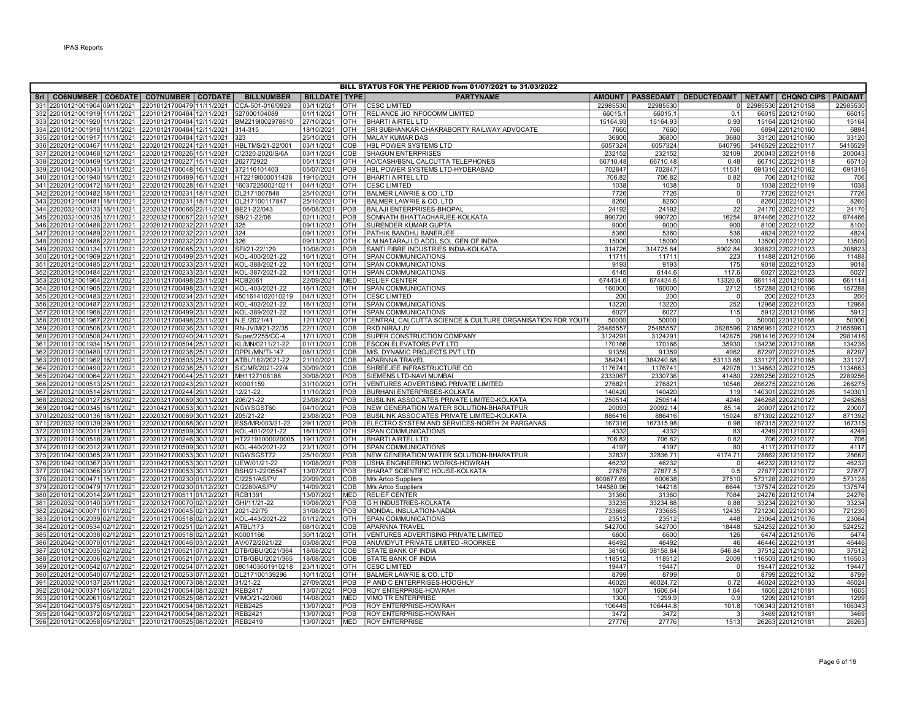# BILL STATUS FOR THE PERIOD from 01/07/2021 to 31/03/2022

| Srl | CO6NUMBER | CO6DATE | CO7NUMBER | CO7DATE | BILLNUMBER | BILLDATE | TYPE | PARTYNAME | AMOUNT | PASSEDAMT | DEDUCTEDAMT | NETAMT | CHQNO | CIPS | PAIDAMT |
|---|---|---|---|---|---|---|---|---|---|---|---|---|---|---|---|
| 331 | 22010121001904 | 09/11/2021 | 22010121700479 | 11/11/2021 | CCA-501-016/0929 | 03/11/2021 | OTH | CESC LIMITED | 22985530 | 22985530 | 0 | 22985530 | 2201210158 | | 22985530 |
| 332 | 22010121001919 | 11/11/2021 | 22010121700484 | 12/11/2021 | 527000104089 | 01/11/2021 | OTH | RELIANCE JIO INFOCOMM LIMITED | 66015.1 | 66015.1 | 0.1 | 66015 | 2201210160 | | 66015 |
| 333 | 22010121001920 | 11/11/2021 | 22010121700484 | 12/11/2021 | BM2219I002978610 | 27/10/2021 | OTH | BHARTI AIRTEL LTD | 15164.93 | 15164.93 | 0.93 | 15164 | 2201210160 | | 15164 |
| 334 | 22010121001918 | 11/11/2021 | 22010121700484 | 12/11/2021 | 314-315 | 18/10/2021 | OTH | SRI SUBHANKAR CHAKRABORTY RAILWAY ADVOCATE | 7660 | 7660 | 766 | 6894 | 2201210160 | | 6894 |
| 335 | 22010121001917 | 11/11/2021 | 22010121700484 | 12/11/2021 | 323 | 25/10/2021 | OTH | MALAY KUMAR DAS | 36800 | 36800 | 3680 | 33120 | 2201210160 | | 33120 |
| 336 | 22020121000464 | 11/11/2021 | 22020121700224 | 12/11/2021 | HBLTMS/21-22/001 | 03/11/2021 | COB | HBL POWER SYSTEMS LTD | 6057324 | 6057324 | 640795 | 5416529 | 2202210117 | | 5416529 |
| 337 | 22020121000468 | 12/11/2021 | 22020121700226 | 15/11/2021 | C/2320-2020/S/6A | 03/11/2021 | COB | SHAGUN ENTERPRISES | 232152 | 232152 | 32109 | 200043 | 2202210118 | | 200043 |
| 338 | 22020121000469 | 15/11/2021 | 22020121700227 | 15/11/2021 | 262772922 | 05/11/2021 | OTH | AO/CASH/BSNL CALCUTTA TELEPHONES | 66710.48 | 66710.48 | 0.48 | 66710 | 2202210118 | | 66710 |
| 339 | 22010421000343 | 11/11/2021 | 22010421700048 | 16/11/2021 | 372116101403 | 05/07/2021 | POB | HBL POWER SYSTEMS LTD-HYDERABAD | 702847 | 702847 | 11531 | 691316 | 2201210162 | | 691316 |
| 340 | 22010121001940 | 16/11/2021 | 22010121700489 | 16/11/2021 | HT2219I000011438 | 19/10/2021 | OTH | BHARTI AIRTEL LTD | 706.82 | 706.82 | 0.82 | 706 | 2201210162 | | 706 |
| 341 | 22020121000472 | 16/11/2021 | 22020121700228 | 16/11/2021 | 1603722600210211 | 04/11/2021 | OTH | CESC LIMITED | 1038 | 1038 | 0 | 1038 | 2202210119 | | 1038 |
| 342 | 22020121000482 | 18/11/2021 | 22020121700231 | 18/11/2021 | DL2171007848 | 25/10/2021 | OTH | BALMER LAWRIE & CO. LTD | 7726 | 7726 | 0 | 7726 | 2202210121 | | 7726 |
| 343 | 22020121000481 | 18/11/2021 | 22020121700231 | 18/11/2021 | DL2171001177847 | 25/10/2021 | OTH | BALMER LAWRIE & CO. LTD | 8260 | 8260 | 0 | 8260 | 2202210121 | | 8260 |
| 344 | 22020321000133 | 16/11/2021 | 22020321700066 | 22/11/2021 | BE21-22/043 | 06/08/2021 | POB | BALAJI ENTERPRISES-BHOPAL | 24192 | 24192 | 22 | 24170 | 2202210122 | | 24170 |
| 345 | 22020321000135 | 17/11/2021 | 22020321700067 | 22/11/2021 | SB/21-22/06 | 02/11/2021 | POB | SOMNATH BHATTACHARJEE-KOLKATA | 990720 | 990720 | 16254 | 974466 | 2202210122 | | 974466 |
| 346 | 22020121000488 | 22/11/2021 | 22020121700232 | 22/11/2021 | 325 | 09/11/2021 | OTH | SURENDER KUMAR GUPTA | 9000 | 9000 | 900 | 8100 | 2202210122 | | 8100 |
| 347 | 22020121000489 | 22/11/2021 | 22020121700232 | 22/11/2021 | 324 | 09/11/2021 | OTH | PATHIK BANDHU BANERJEE | 5360 | 5360 | 536 | 4824 | 2202210122 | | 4824 |
| 348 | 22020121000486 | 22/11/2021 | 22020121700232 | 22/11/2021 | 326 | 09/11/2021 | OTH | K M NATARAJ LD ADDL SOL GEN OF INDIA | 15000 | 15000 | 1500 | 13500 | 2202210122 | | 13500 |
| 349 | 22020321000134 | 17/11/2021 | 22020321700065 | 23/11/2021 | SFI/21-22/129 | 10/08/2021 | POB | SANTI FIBRE INDUSTRIES INDIA-KOLKATA | 314726 | 314725.84 | 5902.84 | 308823 | 2202210123 | | 308823 |
| 350 | 22010121001969 | 22/11/2021 | 22010121700499 | 23/11/2021 | KOL-400/2021-22 | 16/11/2021 | OTH | SPAN COMMUNICATIONS | 11711 | 11711 | 223 | 11488 | 2201210166 | | 11488 |
| 351 | 22020121000485 | 22/11/2021 | 22020121700233 | 23/11/2021 | KOL-388/2021-22 | 10/11/2021 | OTH | SPAN COMMUNICATIONS | 9193 | 9193 | 175 | 9018 | 2202210123 | | 9018 |
| 352 | 22020121000484 | 22/11/2021 | 22020121700233 | 23/11/2021 | KOL-387/2021-22 | 10/11/2021 | OTH | SPAN COMMUNICATIONS | 6145 | 6144.6 | 117.6 | 6027 | 2202210123 | | 6027 |
| 353 | 22010121001964 | 22/11/2021 | 22010121700498 | 23/11/2021 | RCB2061 | 22/09/2021 | MED | RELIEF CENTER | 674434.6 | 674434.6 | 13320.6 | 661114 | 2201210166 | | 661114 |
| 354 | 22010121001965 | 22/11/2021 | 22010121700498 | 23/11/2021 | KOL-403/2021-22 | 16/11/2021 | OTH | SPAN COMMUNICATIONS | 160000 | 160000 | 2712 | 157288 | 2201210166 | | 157288 |
| 355 | 22020121000483 | 22/11/2021 | 22020121700234 | 23/11/2021 | 4501614102010219 | 04/11/2021 | OTH | CESC LIMITED | 200 | 200 | 0 | 200 | 2202210123 | | 200 |
| 356 | 22020121000487 | 22/11/2021 | 22020121700233 | 23/11/2021 | KOL-402/2021-22 | 16/11/2021 | OTH | SPAN COMMUNICATIONS | 13220 | 13220 | 252 | 12968 | 2202210123 | | 12968 |
| 357 | 22010121001968 | 22/11/2021 | 22010121700499 | 23/11/2021 | KOL-389/2021-22 | 10/11/2021 | OTH | SPAN COMMUNICATIONS | 6027 | 6027 | 115 | 5912 | 2201210166 | | 5912 |
| 358 | 22010121001967 | 22/11/2021 | 22010121700498 | 23/11/2021 | N.E./2021/41 | 12/11/2021 | OTH | CENTRAL CALCUTTA SCIENCE & CULTURE ORGANISATION FOR YOUTH | 50000 | 50000 | 0 | 50000 | 2201210166 | | 50000 |
| 359 | 22020121000506 | 23/11/2021 | 22020121700236 | 23/11/2021 | RN-JV/M/21-22/35 | 22/11/2021 | COB | RKD NIRAJ JV | 25485557 | 25485557 | 3828596 | 21656961 | 2202210123 | | 21656961 |
| 360 | 22020121000508 | 24/11/2021 | 22020121700240 | 24/11/2021 | Super/2255/CC-4 | 17/11/2021 | COB | SUPER CONSTRUCTION COMPANY | 3124291 | 3124291 | 142875 | 2981416 | 2202210124 | | 2981416 |
| 361 | 22010121001934 | 15/11/2021 | 22010121700504 | 25/11/2021 | KL/MN/0211/21-22 | 01/11/2021 | COB | ESCON ELEVATORS PVT LTD | 170166 | 170166 | 35930 | 134236 | 2201210168 | | 134236 |
| 362 | 22020121000480 | 17/11/2021 | 22020121700238 | 25/11/2021 | DPPL/MN/TI-147 | 08/11/2021 | COB | M/S. DYNAMIC PROJECTS PVT.LTD | 91359 | 91359 | 4062 | 87297 | 2202210125 | | 87297 |
| 363 | 22010121001962 | 18/11/2021 | 22010121700503 | 25/11/2021 | ATBL/182/2021-22 | 21/10/2021 | COB | APARNNA TRAVEL | 384241 | 384240.68 | 53113.68 | 331127 | 2201210168 | | 331127 |
| 364 | 22020121000490 | 22/11/2021 | 22020121700238 | 25/11/2021 | SIC/MR/2021-22/4 | 30/09/2021 | COB | SHREEJEE INFRASTRUCTURE CO | 1176741 | 1176741 | 42078 | 1134663 | 2202210125 | | 1134663 |
| 365 | 22020421000064 | 22/11/2021 | 22020421700044 | 25/11/2021 | MH1127108188 | 30/08/2021 | POB | SIEMENS LTD-NAVI MUMBAI | 2333067 | 2330736 | 41480 | 2289256 | 2202210125 | | 2289256 |
| 366 | 22020121000513 | 25/11/2021 | 22020121700243 | 29/11/2021 | K0001159 | 31/10/2021 | OTH | VENTURES ADVERTISING PRIVATE LIMITED | 276821 | 276821 | 10546 | 266275 | 2202210126 | | 266275 |
| 367 | 22020121000514 | 26/11/2021 | 22020121700244 | 29/11/2021 | 12/21-22 | 11/10/2021 | POB | BURHANI ENTERPRISES-KOLKATA | 140420 | 140420 | 119 | 140301 | 2202210126 | | 140301 |
| 368 | 22020321000127 | 28/10/2021 | 22020321700069 | 30/11/2021 | 206/21-22 | 23/08/2021 | POB | BUSILINK ASSOCIATES PRIVATE LIMITED-KOLKATA | 250514 | 250514 | 4246 | 246268 | 2202210127 | | 246268 |
| 369 | 22010421000345 | 16/11/2021 | 22010421700053 | 30/11/2021 | NGWSGST60 | 04/10/2021 | POB | NEW GENERATION WATER SOLUTION-BHARATPUR | 20093 | 20092.14 | 85.14 | 20007 | 2201210172 | | 20007 |
| 370 | 22020321000136 | 18/11/2021 | 22020321700069 | 30/11/2021 | 205/21-22 | 23/08/2021 | POB | BUSILINK ASSOCIATES PRIVATE LIMITED-KOLKATA | 886416 | 886416 | 15024 | 871392 | 2202210127 | | 871392 |
| 371 | 22020321000139 | 29/11/2021 | 22020321700068 | 30/11/2021 | ESS/MR/003/21-22 | 29/11/2021 | POB | ELECTRO SYSTEM AND SERVICES-NORTH 24 PARGANAS | 167316 | 167315.98 | 0.98 | 167315 | 2202210127 | | 167315 |
| 372 | 22010121002011 | 29/11/2021 | 22010121700509 | 30/11/2021 | KOL-401/2021-22 | 16/11/2021 | OTH | SPAN COMMUNICATIONS | 4332 | 4332 | 83 | 4249 | 2201210172 | | 4249 |
| 373 | 22020121000518 | 29/11/2021 | 22020121700246 | 30/11/2021 | HT22191000020005 | 19/11/2021 | OTH | BHARTI AIRTEL LTD | 706.82 | 706.82 | 0.82 | 706 | 2202210127 | | 706 |
| 374 | 22010121002012 | 29/11/2021 | 22010121700509 | 30/11/2021 | KOL-440/2021-22 | 23/11/2021 | OTH | SPAN COMMUNICATIONS | 4197 | 4197 | 80 | 4117 | 2201210172 | | 4117 |
| 375 | 22010421000365 | 29/11/2021 | 22010421700053 | 30/11/2021 | NGWSGST72 | 25/10/2021 | POB | NEW GENERATION WATER SOLUTION-BHARATPUR | 32837 | 32836.71 | 4174.71 | 28662 | 2201210172 | | 28662 |
| 376 | 22010421000367 | 30/11/2021 | 22010421700053 | 30/11/2021 | UEW/01/21-22 | 10/08/2021 | POB | USHA ENGINEERING WORKS-HOWRAH | 46232 | 46232 | 0 | 46232 | 2201210172 | | 46232 |
| 377 | 22010421000366 | 30/11/2021 | 22010421700053 | 30/11/2021 | BSH/21-22/05547 | 13/07/2021 | POB | BHARAT SCIENTIFIC HOUSE-KOLKATA | 27878 | 27877.5 | 0.5 | 27877 | 2201210172 | | 27877 |
| 378 | 22020121000471 | 15/11/2021 | 22020121700230 | 01/12/2021 | C/2251/AS/PV | 20/09/2021 | COB | M/s Artco Suppliers | 600677.69 | 600638 | 27510 | 573128 | 2202210129 | | 573128 |
| 379 | 22020121000479 | 17/11/2021 | 22020121700230 | 01/12/2021 | C/2280/AS/PV | 14/09/2021 | COB | M/s Artco Suppliers | 144580.96 | 144218 | 6644 | 137574 | 2202210129 | | 137574 |
| 380 | 22010121002014 | 29/11/2021 | 22010121700511 | 01/12/2021 | RCB1391 | 13/07/2021 | MED | RELIEF CENTER | 31360 | 31360 | 7084 | 24276 | 2201210174 | | 24276 |
| 381 | 22020321000140 | 30/11/2021 | 22020321700070 | 02/12/2021 | GHI/11/21-22 | 10/08/2021 | POB | G H INDUSTRIES-KOLKATA | 33235 | 33234.88 | 0.88 | 33234 | 2202210130 | | 33234 |
| 382 | 22020421000071 | 01/12/2021 | 22020421700045 | 02/12/2021 | 2021-22/79 | 31/08/2021 | POB | MONDAL INSULATION-NADIA | 733665 | 733665 | 12435 | 721230 | 2202210130 | | 721230 |
| 383 | 22010121002039 | 02/12/2021 | 22010121700518 | 02/12/2021 | KOL-443/2021-22 | 01/12/2021 | OTH | SPAN COMMUNICATIONS | 23512 | 23512 | 448 | 23064 | 2201210176 | | 23064 |
| 384 | 22020121000534 | 02/12/2021 | 22020121700251 | 02/12/2021 | ATBL/173 | 08/10/2021 | COB | APARNNA TRAVEL | 542700 | 542700 | 18448 | 524252 | 2202210130 | | 524252 |
| 385 | 22010121002038 | 02/12/2021 | 22010121700518 | 02/12/2021 | K0001166 | 30/11/2021 | OTH | VENTURES ADVERTISING PRIVATE LIMITED | 6600 | 6600 | 126 | 6474 | 2201210176 | | 6474 |
| 386 | 22020421000070 | 01/12/2021 | 22020421700046 | 03/12/2021 | AV/072/2021/22 | 03/08/2021 | POB | ANUVIDYUT PRIVATE LIMITED -ROORKEE | 46492 | 46492 | 46 | 46446 | 2202210131 | | 46446 |
| 387 | 22010121002035 | 02/12/2021 | 22010121700521 | 07/12/2021 | DTB/GBU/2021/364 | 18/08/2021 | COB | STATE BANK OF INDIA | 38160 | 38158.84 | 646.84 | 37512 | 2201210180 | | 37512 |
| 388 | 22010121002036 | 02/12/2021 | 22010121700521 | 07/12/2021 | DTB/GBU/2021/365 | 18/08/2021 | COB | STATE BANK OF INDIA | 118512 | 118512 | 2009 | 116503 | 2201210180 | | 116503 |
| 389 | 22020121000542 | 07/12/2021 | 22020121700254 | 07/12/2021 | 0801403601910218 | 23/11/2021 | OTH | CESC LIMITED | 19447 | 19447 | 0 | 19447 | 2202210132 | | 19447 |
| 390 | 22020121000540 | 07/12/2021 | 22020121700253 | 07/12/2021 | DL217100139296 | 10/11/2021 | OTH | BALMER LAWRIE & CO. LTD | 8799 | 8799 | 0 | 8799 | 2202210132 | | 8799 |
| 391 | 22020321000137 | 26/11/2021 | 22020321700073 | 08/12/2021 | 31/21-22 | 27/09/2021 | POB | P AND C ENTERPRISES-HOOGHLY | 46025 | 46024.72 | 0.72 | 46024 | 2202210133 | | 46024 |
| 392 | 22010421000371 | 06/12/2021 | 22010421700054 | 08/12/2021 | REB2417 | 13/07/2021 | POB | ROY ENTERPRISE-HOWRAH | 1607 | 1606.64 | 1.64 | 1605 | 2201210181 | | 1605 |
| 393 | 22010121002061 | 06/12/2021 | 22010121700525 | 08/12/2021 | VIMO/21-22/060 | 14/08/2021 | MED | VIMO TR ENTERPRISE | 1300 | 1299.9 | 0.9 | 1299 | 2201210181 | | 1299 |
| 394 | 22010421000375 | 06/12/2021 | 22010421700054 | 08/12/2021 | REB2425 | 13/07/2021 | POB | ROY ENTERPRISE-HOWRAH | 106445 | 106444.8 | 101.8 | 106343 | 2201210181 | | 106343 |
| 395 | 22010421000372 | 06/12/2021 | 22010421700054 | 08/12/2021 | REB2421 | 13/07/2021 | POB | ROY ENTERPRISE-HOWRAH | 3472 | 3472 | 3 | 3469 | 2201210181 | | 3469 |
| 396 | 22010121002058 | 06/12/2021 | 22010121700525 | 08/12/2021 | REB2419 | 13/07/2021 | MED | ROY ENTERPRISE | 27776 | 27776 | 1513 | 26263 | 2201210181 | | 26263 |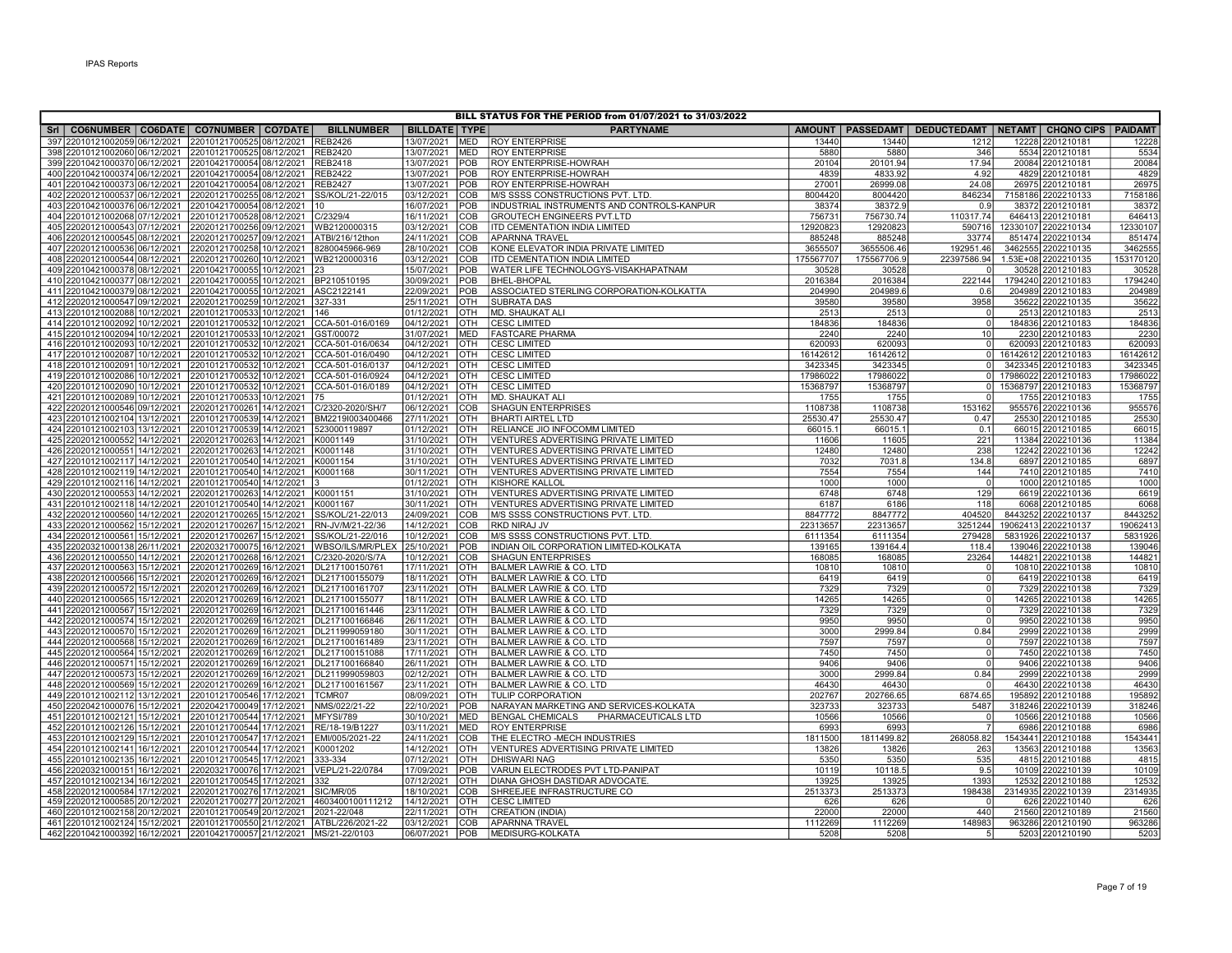## BILL STATUS FOR THE PERIOD from 01/07/2021 to 31/03/2022

| Srl | CO6NUMBER | CO6DATE | CO7NUMBER | CO7DATE | BILLNUMBER | BILLDATE | TYPE | PARTYNAME | AMOUNT | PASSEDAMT | DEDUCTEDAMT | NETAMT | CHQNO CIPS | PAIDAMT |
|---|---|---|---|---|---|---|---|---|---|---|---|---|---|---|
| 397 | 22010121002059 | 06/12/2021 | 22010121700525 | 08/12/2021 | REB2426 | 13/07/2021 | MED | ROY ENTERPRISE | 13440 | 13440 | 1212 | 12228 | 2201210181 | 12228 |
| 398 | 22010121002060 | 06/12/2021 | 22010121700525 | 08/12/2021 | REB2420 | 13/07/2021 | MED | ROY ENTERPRISE | 5880 | 5880 | 346 | 5534 | 2201210181 | 5534 |
| 399 | 22010421000370 | 06/12/2021 | 22010421700054 | 08/12/2021 | REB2418 | 13/07/2021 | POB | ROY ENTERPRISE-HOWRAH | 20104 | 20101.94 | 17.94 | 20084 | 2201210181 | 20084 |
| 400 | 22010421000374 | 06/12/2021 | 22010421700054 | 08/12/2021 | REB2422 | 13/07/2021 | POB | ROY ENTERPRISE-HOWRAH | 4839 | 4833.92 | 4.92 | 4829 | 2201210181 | 4829 |
| 401 | 22010421000373 | 06/12/2021 | 22010421700054 | 08/12/2021 | REB2427 | 13/07/2021 | POB | ROY ENTERPRISE-HOWRAH | 27001 | 26999.08 | 24.08 | 26975 | 2201210181 | 26975 |
| 402 | 22020121000537 | 06/12/2021 | 22020121700255 | 08/12/2021 | SS/KOL/21-22/015 | 03/12/2021 | COB | M/S SSSS CONSTRUCTIONS PVT. LTD. | 8004420 | 8004420 | 846234 | 7158186 | 2202210133 | 7158186 |
| 403 | 22010421000376 | 06/12/2021 | 22010421700054 | 08/12/2021 | 10 | 16/07/2021 | POB | INDUSTRIAL INSTRUMENTS AND CONTROLS-KANPUR | 38374 | 38372.9 | 0.9 | 38372 | 2201210181 | 38372 |
| 404 | 22010121002068 | 07/12/2021 | 22010121700528 | 08/12/2021 | C/2329/4 | 16/11/2021 | COB | GROUTECH ENGINEERS PVT.LTD | 756731 | 756730.74 | 110317.74 | 646413 | 2201210181 | 646413 |
| 405 | 22020121000543 | 07/12/2021 | 22020121700256 | 09/12/2021 | WB2120000315 | 03/12/2021 | COB | ITD CEMENTATION INDIA LIMITED | 12920823 | 12920823 | 590716 | 12330107 | 2202210134 | 12330107 |
| 406 | 22020121000545 | 08/12/2021 | 22020121700257 | 09/12/2021 | ATBI/216/12thon | 24/11/2021 | COB | APARNNA TRAVEL | 885248 | 885248 | 33774 | 851474 | 2202210134 | 851474 |
| 407 | 22020121000536 | 06/12/2021 | 22020121700258 | 10/12/2021 | 8280045966-969 | 28/10/2021 | COB | KONE ELEVATOR INDIA PRIVATE LIMITED | 3655507 | 3655506.46 | 192951.46 | 3462555 | 2202210135 | 3462555 |
| 408 | 22020121000544 | 08/12/2021 | 22020121700260 | 10/12/2021 | WB2120000316 | 03/12/2021 | COB | ITD CEMENTATION INDIA LIMITED | 175567707 | 175567706.9 | 22397586.94 | 1.53E+08 | 2202210135 | 153170120 |
| 409 | 22010421000378 | 08/12/2021 | 22010421700055 | 10/12/2021 | 23 | 15/07/2021 | POB | WATER LIFE TECHNOLOGYS-VISAKHAPATNAM | 30528 | 30528 | 0 | 30528 | 2201210183 | 30528 |
| 410 | 22010421000377 | 08/12/2021 | 22010421700055 | 10/12/2021 | BP210510195 | 30/09/2021 | POB | BHEL-BHOPAL | 2016384 | 2016384 | 222144 | 1794240 | 2201210183 | 1794240 |
| 411 | 22010421000379 | 08/12/2021 | 22010421700055 | 10/12/2021 | ASC2122141 | 22/09/2021 | POB | ASSOCIATED STERLING CORPORATION-KOLKATTA | 204990 | 204989.6 | 0.6 | 204989 | 2201210183 | 204989 |
| 412 | 22020121000547 | 09/12/2021 | 22020121700259 | 10/12/2021 | 327-331 | 25/11/2021 | OTH | SUBRATA DAS | 39580 | 39580 | 3958 | 35622 | 2202210135 | 35622 |
| 413 | 22010121002088 | 10/12/2021 | 22010121700533 | 10/12/2021 | 146 | 01/12/2021 | OTH | MD. SHAUKAT ALI | 2513 | 2513 | 0 | 2513 | 2201210183 | 2513 |
| 414 | 22010121002092 | 10/12/2021 | 22010121700532 | 10/12/2021 | CCA-501-016/0169 | 04/12/2021 | OTH | CESC LIMITED | 184836 | 184836 | 0 | 184836 | 2201210183 | 184836 |
| 415 | 22010121002094 | 10/12/2021 | 22010121700533 | 10/12/2021 | GST/00072 | 31/07/2021 | MED | FASTCARE PHARMA | 2240 | 2240 | 10 | 2230 | 2201210183 | 2230 |
| 416 | 22010121002093 | 10/12/2021 | 22010121700532 | 10/12/2021 | CCA-501-016/0634 | 04/12/2021 | OTH | CESC LIMITED | 620093 | 620093 | 0 | 620093 | 2201210183 | 620093 |
| 417 | 22010121002087 | 10/12/2021 | 22010121700532 | 10/12/2021 | CCA-501-016/0490 | 04/12/2021 | OTH | CESC LIMITED | 16142612 | 16142612 | 0 | 16142612 | 2201210183 | 16142612 |
| 418 | 22010121002091 | 10/12/2021 | 22010121700532 | 10/12/2021 | CCA-501-016/0137 | 04/12/2021 | OTH | CESC LIMITED | 3423345 | 3423345 | 0 | 3423345 | 2201210183 | 3423345 |
| 419 | 22010121002086 | 10/12/2021 | 22010121700532 | 10/12/2021 | CCA-501-016/0924 | 04/12/2021 | OTH | CESC LIMITED | 17986022 | 17986022 | 0 | 17986022 | 2201210183 | 17986022 |
| 420 | 22010121002090 | 10/12/2021 | 22010121700532 | 10/12/2021 | CCA-501-016/0189 | 04/12/2021 | OTH | CESC LIMITED | 15368797 | 15368797 | 0 | 15368797 | 2201210183 | 15368797 |
| 421 | 22010121002089 | 10/12/2021 | 22010121700533 | 10/12/2021 | 75 | 01/12/2021 | OTH | MD. SHAUKAT ALI | 1755 | 1755 | 0 | 1755 | 2201210183 | 1755 |
| 422 | 22020121000546 | 09/12/2021 | 22020121700261 | 14/12/2021 | C/2320-2020/SH/7 | 06/12/2021 | COB | SHAGUN ENTERPRISES | 1108738 | 1108738 | 153162 | 955576 | 2202210136 | 955576 |
| 423 | 22010121002104 | 13/12/2021 | 22010121700539 | 14/12/2021 | BM2219I003400466 | 27/11/2021 | OTH | BHARTI AIRTEL LTD | 25530.47 | 25530.47 | 0.47 | 25530 | 2201210185 | 25530 |
| 424 | 22010121002103 | 13/12/2021 | 22010121700539 | 14/12/2021 | 523000119897 | 01/12/2021 | OTH | RELIANCE JIO INFOCOMM LIMITED | 66015.1 | 66015.1 | 0.1 | 66015 | 2201210185 | 66015 |
| 425 | 22020121000552 | 14/12/2021 | 22020121700263 | 14/12/2021 | K0001149 | 31/10/2021 | OTH | VENTURES ADVERTISING PRIVATE LIMITED | 11606 | 11605 | 221 | 11384 | 2202210136 | 11384 |
| 426 | 22020121000551 | 14/12/2021 | 22020121700263 | 14/12/2021 | K0001148 | 31/10/2021 | OTH | VENTURES ADVERTISING PRIVATE LIMITED | 12480 | 12480 | 238 | 12242 | 2202210136 | 12242 |
| 427 | 22010121002117 | 14/12/2021 | 22010121700540 | 14/12/2021 | K0001154 | 31/10/2021 | OTH | VENTURES ADVERTISING PRIVATE LIMITED | 7032 | 7031.8 | 134.8 | 6897 | 2201210185 | 6897 |
| 428 | 22010121002119 | 14/12/2021 | 22010121700540 | 14/12/2021 | K0001168 | 30/11/2021 | OTH | VENTURES ADVERTISING PRIVATE LIMITED | 7554 | 7554 | 144 | 7410 | 2201210185 | 7410 |
| 429 | 22010121002116 | 14/12/2021 | 22010121700540 | 14/12/2021 | 3 | 01/12/2021 | OTH | KISHORE KALLOL | 1000 | 1000 | 0 | 1000 | 2201210185 | 1000 |
| 430 | 22020121000553 | 14/12/2021 | 22020121700263 | 14/12/2021 | K0001151 | 31/10/2021 | OTH | VENTURES ADVERTISING PRIVATE LIMITED | 6748 | 6748 | 129 | 6619 | 2202210136 | 6619 |
| 431 | 22010121002118 | 14/12/2021 | 22010121700540 | 14/12/2021 | K0001167 | 30/11/2021 | OTH | VENTURES ADVERTISING PRIVATE LIMITED | 6187 | 6186 | 118 | 6068 | 2201210185 | 6068 |
| 432 | 22020121000560 | 14/12/2021 | 22020121700265 | 15/12/2021 | SS/KOL/21-22/013 | 24/09/2021 | COB | M/S SSSS CONSTRUCTIONS PVT. LTD. | 8847772 | 8847772 | 404520 | 8443252 | 2202210137 | 8443252 |
| 433 | 22020121000562 | 15/12/2021 | 22020121700267 | 15/12/2021 | RN-JV/M/21-22/36 | 14/12/2021 | COB | RKD NIRAJ JV | 22313657 | 22313657 | 3251244 | 19062413 | 2202210137 | 19062413 |
| 434 | 22020121000561 | 15/12/2021 | 22020121700267 | 15/12/2021 | SS/KOL/21-22/016 | 10/12/2021 | COB | M/S SSSS CONSTRUCTIONS PVT. LTD. | 6111354 | 6111354 | 279428 | 5831926 | 2202210137 | 5831926 |
| 435 | 22020321000138 | 26/11/2021 | 22020321700075 | 16/12/2021 | WBSO/ILS/MR/PLEX | 25/10/2021 | POB | INDIAN OIL CORPORATION LIMITED-KOLKATA | 139165 | 139164.4 | 118.4 | 139046 | 2202210138 | 139046 |
| 436 | 22020121000550 | 14/12/2021 | 22020121700268 | 16/12/2021 | C/2320-2020/S/7A | 10/12/2021 | COB | SHAGUN ENTERPRISES | 168085 | 168085 | 23264 | 144821 | 2202210138 | 144821 |
| 437 | 22020121000563 | 15/12/2021 | 22020121700269 | 16/12/2021 | DL217100150761 | 17/11/2021 | OTH | BALMER LAWRIE & CO. LTD | 10810 | 10810 | 0 | 10810 | 2202210138 | 10810 |
| 438 | 22020121000566 | 15/12/2021 | 22020121700269 | 16/12/2021 | DL217100155079 | 18/11/2021 | OTH | BALMER LAWRIE & CO. LTD | 6419 | 6419 | 0 | 6419 | 2202210138 | 6419 |
| 439 | 22020121000572 | 15/12/2021 | 22020121700269 | 16/12/2021 | DL217100161707 | 23/11/2021 | OTH | BALMER LAWRIE & CO. LTD | 7329 | 7329 | 0 | 7329 | 2202210138 | 7329 |
| 440 | 22020121000565 | 15/12/2021 | 22020121700269 | 16/12/2021 | DL217100155077 | 18/11/2021 | OTH | BALMER LAWRIE & CO. LTD | 14265 | 14265 | 0 | 14265 | 2202210138 | 14265 |
| 441 | 22020121000567 | 15/12/2021 | 22020121700269 | 16/12/2021 | DL217100161446 | 23/11/2021 | OTH | BALMER LAWRIE & CO. LTD | 7329 | 7329 | 0 | 7329 | 2202210138 | 7329 |
| 442 | 22020121000574 | 15/12/2021 | 22020121700269 | 16/12/2021 | DL217100166846 | 26/11/2021 | OTH | BALMER LAWRIE & CO. LTD | 9950 | 9950 | 0 | 9950 | 2202210138 | 9950 |
| 443 | 22020121000570 | 15/12/2021 | 22020121700269 | 16/12/2021 | DL211999059180 | 30/11/2021 | OTH | BALMER LAWRIE & CO. LTD | 3000 | 2999.84 | 0.84 | 2999 | 2202210138 | 2999 |
| 444 | 22020121000568 | 15/12/2021 | 22020121700269 | 16/12/2021 | DL217100161489 | 23/11/2021 | OTH | BALMER LAWRIE & CO. LTD | 7597 | 7597 | 0 | 7597 | 2202210138 | 7597 |
| 445 | 22020121000564 | 15/12/2021 | 22020121700269 | 16/12/2021 | DL217100151088 | 17/11/2021 | OTH | BALMER LAWRIE & CO. LTD | 7450 | 7450 | 0 | 7450 | 2202210138 | 7450 |
| 446 | 22020121000571 | 15/12/2021 | 22020121700269 | 16/12/2021 | DL217100166840 | 26/11/2021 | OTH | BALMER LAWRIE & CO. LTD | 9406 | 9406 | 0 | 9406 | 2202210138 | 9406 |
| 447 | 22020121000573 | 15/12/2021 | 22020121700269 | 16/12/2021 | DL211999059803 | 02/12/2021 | OTH | BALMER LAWRIE & CO. LTD | 3000 | 2999.84 | 0.84 | 2999 | 2202210138 | 2999 |
| 448 | 22020121000569 | 15/12/2021 | 22020121700269 | 16/12/2021 | DL217100161567 | 23/11/2021 | OTH | BALMER LAWRIE & CO. LTD | 46430 | 46430 | 0 | 46430 | 2202210138 | 46430 |
| 449 | 22010121002112 | 13/12/2021 | 22010121700546 | 17/12/2021 | TCMR07 | 08/09/2021 | OTH | TULIP CORPORATION | 202767 | 202766.65 | 6874.65 | 195892 | 2201210188 | 195892 |
| 450 | 22020421000076 | 15/12/2021 | 22020421700049 | 17/12/2021 | NMS/022/21-22 | 22/10/2021 | POB | NARAYAN MARKETING AND SERVICES-KOLKATA | 323733 | 323733 | 5487 | 318246 | 2202210139 | 318246 |
| 451 | 22010121002121 | 15/12/2021 | 22010121700544 | 17/12/2021 | MFYSI/789 | 30/10/2021 | MED | BENGAL CHEMICALS PHARMACEUTICALS LTD | 10566 | 10566 | 0 | 10566 | 2201210188 | 10566 |
| 452 | 22010121002126 | 15/12/2021 | 22010121700544 | 17/12/2021 | RE/18-19/B1227 | 03/11/2021 | MED | ROY ENTERPRISE | 6993 | 6993 | 7 | 6986 | 2201210188 | 6986 |
| 453 | 22010121002129 | 15/12/2021 | 22010121700547 | 17/12/2021 | EMI/005/2021-22 | 24/11/2021 | COB | THE ELECTRO -MECH INDUSTRIES | 1811500 | 1811499.82 | 268058.82 | 1543441 | 2201210188 | 1543441 |
| 454 | 22010121002141 | 16/12/2021 | 22010121700544 | 17/12/2021 | K0001202 | 14/12/2021 | OTH | VENTURES ADVERTISING PRIVATE LIMITED | 13826 | 13826 | 263 | 13563 | 2201210188 | 13563 |
| 455 | 22010121002135 | 16/12/2021 | 22010121700545 | 17/12/2021 | 333-334 | 07/12/2021 | OTH | DHISWARI NAG | 5350 | 5350 | 535 | 4815 | 2201210188 | 4815 |
| 456 | 22020321000151 | 16/12/2021 | 22020321700076 | 17/12/2021 | VEPL/21-22/0784 | 17/09/2021 | POB | VARUN ELECTRODES PVT LTD-PANIPAT | 10119 | 10118.5 | 9.5 | 10109 | 2202210139 | 10109 |
| 457 | 22010121002134 | 16/12/2021 | 22010121700545 | 17/12/2021 | 332 | 07/12/2021 | OTH | DIANA GHOSH DASTIDAR ADVOCATE. | 13925 | 13925 | 1393 | 12532 | 2201210188 | 12532 |
| 458 | 22020121000584 | 17/12/2021 | 22020121700276 | 17/12/2021 | SIC/MR/05 | 18/10/2021 | COB | SHREEJEE INFRASTRUCTURE CO | 2513373 | 2513373 | 198438 | 2314935 | 2202210139 | 2314935 |
| 459 | 22020121000585 | 20/12/2021 | 22020121700277 | 20/12/2021 | 4603400100111212 | 14/12/2021 | OTH | CESC LIMITED | 626 | 626 | 0 | 626 | 2202210140 | 626 |
| 460 | 22010121002158 | 20/12/2021 | 22010121700549 | 20/12/2021 | 2021-22/048 | 22/11/2021 | OTH | CREATION (INDIA) | 22000 | 22000 | 440 | 21560 | 2201210189 | 21560 |
| 461 | 22010121002124 | 15/12/2021 | 22010121700550 | 21/12/2021 | ATBL/226/2021-22 | 03/12/2021 | COB | APARNNA TRAVEL | 1112269 | 1112269 | 148983 | 963286 | 2201210190 | 963286 |
| 462 | 22010421000392 | 16/12/2021 | 22010421700057 | 21/12/2021 | MS/21-22/0103 | 06/07/2021 | POB | MEDISURG-KOLKATA | 5208 | 5208 | 5 | 5203 | 2201210190 | 5203 |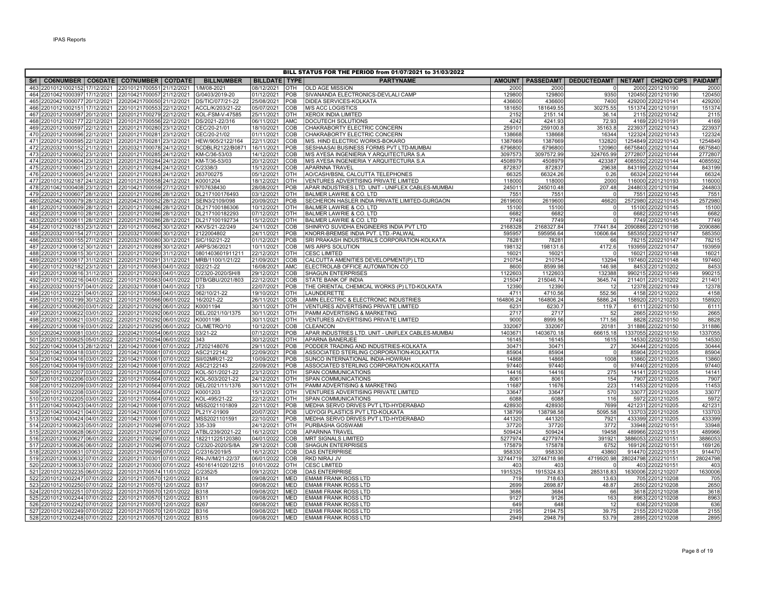## BILL STATUS FOR THE PERIOD from 01/07/2021 to 31/03/2022

| Srl | CO6NUMBER | CO6DATE | CO7NUMBER | CO7DATE | BILLNUMBER | BILLDATE | TYPE | PARTYNAME | AMOUNT | PASSEDAMT | DEDUCTEDAMT | NETAMT | CHQNO CIPS | PAIDAMT |
|---|---|---|---|---|---|---|---|---|---|---|---|---|---|---|
| 463 | 220101210002152 | 17/12/2021 | 220101217000551 | 21/12/2021 | 1/M/08-2021 | 08/12/2021 | OTH | OLD AGE MISSION | 2000 | 2000 | 0 | 2000 | 2201210190 | 2000 |
| 464 | 220104210000397 | 17/12/2021 | 220104217000057 | 21/12/2021 | G/0403/2019-20 | 01/12/2021 | POB | SIVANANDA ELECTRONICS-DEVLALI CAMP | 129800 | 129800 | 9350 | 120450 | 2201210190 | 120450 |
| 465 | 220204210000077 | 20/12/2021 | 220204217000050 | 21/12/2021 | DS/TIC/077/21-22 | 25/08/2021 | POB | DIDEA SERVICES-KOLKATA | 436600 | 436600 | 7400 | 429200 | 2202210141 | 429200 |
| 466 | 220101210002151 | 17/12/2021 | 220101217000553 | 22/12/2021 | ACCL/K/203/21-22 | 05/07/2021 | COB | M/S ACC LOGISTICS | 181650 | 181649.55 | 30275.55 | 151374 | 2201210191 | 151374 |
| 467 | 220201210000587 | 20/12/2021 | 220201217000279 | 22/12/2021 | KOL-FSM-V-47585 | 25/11/2021 | OTH | XEROX INDIA LIMITED | 2152 | 2151.14 | 36.14 | 2115 | 2202210142 | 2115 |
| 468 | 220101210002177 | 22/12/2021 | 220101217000556 | 22/12/2021 | DS/2021-22/316 | 06/11/2021 | AMC | DOCUTECH SOLUTIONS | 4242 | 4241.93 | 72.93 | 4169 | 2201210191 | 4169 |
| 469 | 220201210000597 | 22/12/2021 | 220201217000280 | 23/12/2021 | CEC/20-21/01 | 18/10/2021 | COB | CHAKRABORTY ELECTRIC CONCERN | 259101 | 259100.8 | 35163.8 | 223937 | 2202210143 | 223937 |
| 470 | 220201210000596 | 22/12/2021 | 220201217000281 | 23/12/2021 | CEC/20-21/02 | 01/11/2021 | COB | CHAKRABORTY ELECTRIC CONCERN | 138668 | 138668 | 16344 | 122324 | 2202210143 | 122324 |
| 471 | 220201210000595 | 22/12/2021 | 220201217000281 | 23/12/2021 | HEW/905/2122/164 | 22/11/2021 | COB | M/S. HIND ELECTRIC WORKS-BOKARO | 1387669 | 1387669 | 132820 | 1254849 | 2202210143 | 1254849 |
| 472 | 220203210000152 | 21/12/2021 | 220203217000078 | 24/12/2021 | SCDBLR2122/B0871 | 16/11/2021 | POB | SESHAASAI BUSINESS FORMS PVT LTD-MUMBAI | 6796800 | 6796800 | 120960 | 6675840 | 2202210144 | 6675840 |
| 473 | 220201210000602 | 23/12/2021 | 220201217000285 | 24/12/2021 | KM-C/36-53/03 | 14/12/2021 | COB | M/S AYESA INGENIERIA Y ARQUITECTURA S.A | 3097573 | 3097572.99 | 324765.99 | 2772807 | 2202210144 | 2772807 |
| 474 | 220201210000604 | 23/12/2021 | 220201217000284 | 24/12/2021 | KM-T/36-53/03 | 20/12/2021 | COB | M/S AYESA INGENIERIA Y ARQUITECTURA S.A | 4508979 | 4508979 | 423387 | 4085592 | 2202210144 | 4085592 |
| 475 | 220201210000601 | 23/12/2021 | 220201217000284 | 24/12/2021 | C/2338/3 | 15/12/2021 | COB | APARNNA TRAVEL | 872837 | 872837 | 29638 | 843199 | 2202210144 | 843199 |
| 476 | 220201210000605 | 24/12/2021 | 220201217000283 | 24/12/2021 | 263700275 | 05/12/2021 | OTH | AO/CASH/BSNL CALCUTTA TELEPHONES | 66325 | 66324.26 | 0.26 | 66324 | 2202210144 | 66324 |
| 477 | 220101210002187 | 24/12/2021 | 220101217000558 | 24/12/2021 | K0001204 | 18/12/2021 | OTH | VENTURES ADVERTISING PRIVATE LIMITED | 118000 | 118000 | 2000 | 116000 | 2201210193 | 116000 |
| 478 | 220104210000408 | 23/12/2021 | 220104217000059 | 27/12/2021 | 9707638430 | 28/08/2021 | POB | APAR INDUSTRIES LTD. UNIT - UNIFLEX CABLES-MUMBAI | 245011 | 245010.48 | 207.48 | 244803 | 2201210194 | 244803 |
| 479 | 220201210000607 | 28/12/2021 | 220201217000286 | 28/12/2021 | DL217100176493 | 03/12/2021 | OTH | BALMER LAWRIE & CO. LTD | 7551 | 7551 | 0 | 7551 | 2202210145 | 7551 |
| 480 | 220204210000079 | 28/12/2021 | 220204217000052 | 28/12/2021 | SEIN3/2109/098 | 20/09/2021 | POB | SECHERON HASLER INDIA PRIVATE LIMITED-GURGAON | 2619600 | 2619600 | 46620 | 2572980 | 2202210145 | 2572980 |
| 481 | 220201210000609 | 28/12/2021 | 220201217000286 | 28/12/2021 | DL217100186306 | 10/12/2021 | OTH | BALMER LAWRIE & CO. LTD | 15100 | 15100 | 0 | 15100 | 2202210145 | 15100 |
| 482 | 220201210000610 | 28/12/2021 | 220201217000286 | 28/12/2021 | DL217100182293 | 07/12/2021 | OTH | BALMER LAWRIE & CO. LTD | 6682 | 6682 | 0 | 6682 | 2202210145 | 6682 |
| 483 | 220201210000611 | 28/12/2021 | 220201217000286 | 28/12/2021 | DL217100192734 | 15/12/2021 | OTH | BALMER LAWRIE & CO. LTD | 7749 | 7749 | 0 | 7749 | 2202210145 | 7749 |
| 484 | 220101210002183 | 23/12/2021 | 220101217000562 | 30/12/2021 | KKVS/21-22/249 | 24/11/2021 | COB | SHINRYO SUVIDHA ENGINEERS INDIA PVT LTD | 2168328 | 2168327.84 | 77441.84 | 2090886 | 2201210198 | 2090886 |
| 485 | 220203210000154 | 27/12/2021 | 220203217000080 | 30/12/2021 | 2122004802 | 24/11/2021 | POB | KNORR-BREMSE INDIA PVT. LTD.-PALWAL | 595957 | 595956.64 | 10606.64 | 585350 | 2202210147 | 585350 |
| 486 | 220203210000155 | 27/12/2021 | 220203217000080 | 30/12/2021 | SIC/192/21-22 | 01/12/2021 | POB | SRI PRAKASH INDUSTRIALS CORPORATION-KOLKATA | 78281 | 78281 | 66 | 78215 | 2202210147 | 78215 |
| 487 | 220201210000612 | 30/12/2021 | 220201217000289 | 30/12/2021 | ARPS/36/2021 | 10/11/2021 | COB | M/S ARPS SOLUTION | 198132 | 198131.6 | 4172.6 | 193959 | 2202210147 | 193959 |
| 488 | 220201210000615 | 30/12/2021 | 220201217000290 | 31/12/2021 | 0801403601911211 | 22/12/2021 | OTH | CESC LIMITED | 16021 | 16021 | 0 | 16021 | 2202210148 | 16021 |
| 489 | 220201210000617 | 31/12/2021 | 220201217000291 | 31/12/2021 | MRB/1100/1/21/22 | 21/09/2021 | COB | CALCUTTA AMENITIES DEVELOPMENT(P) LTD | 210754 | 210754 | 13294 | 197460 | 2202210148 | 197460 |
| 490 | 220101210002182 | 23/12/2021 | 220101217000563 | 04/01/2022 | 022/21-22 | 16/08/2021 | AMC | ELECTROLAB OFFICE AUTOMATION CO | 8600 | 8599.98 | 146.98 | 8453 | 2201210202 | 8453 |
| 491 | 220201210000616 | 31/12/2021 | 220201217000293 | 04/01/2022 | C/2320-2020/SH/8 | 29/12/2021 | COB | SHAGUN ENTERPRISES | 1122603 | 1122603 | 132388 | 990215 | 2202210149 | 990215 |
| 492 | 220101210002216 | 04/01/2022 | 220101217000563 | 04/01/2022 | DTB/GBU/2021/803 | 22/12/2021 | COB | STATE BANK OF INDIA | 215047 | 215046.74 | 3645.74 | 211401 | 2201210202 | 211401 |
| 493 | 220203210000157 | 04/01/2022 | 220203217000081 | 04/01/2022 | 123 | 22/07/2021 | POB | THE ORIENTAL CHEMICAL WORKS (P) LTD-KOLKATA | 12390 | 12390 | 12 | 12378 | 2202210149 | 12378 |
| 494 | 220101210002221 | 04/01/2022 | 220101217000563 | 04/01/2022 | 062/10/21-22 | 19/10/2021 | OTH | LAUNDERETTE | 4711 | 4710.56 | 552.56 | 4158 | 2201210202 | 4158 |
| 495 | 220101210002199 | 30/12/2021 | 220101217000566 | 06/01/2022 | 16/2021-22 | 26/11/2021 | COB | AMIN ELECTRIC & ELECTRONIC INDUSTRIES | 164806.24 | 164806.24 | 5886.24 | 158920 | 2201210203 | 158920 |
| 496 | 220201210000620 | 03/01/2022 | 220201217000292 | 06/01/2022 | K0001194 | 30/11/2021 | OTH | VENTURES ADVERTISING PRIVATE LIMITED | 6231 | 6230.7 | 119.7 | 6111 | 2202210150 | 6111 |
| 497 | 220201210000622 | 03/01/2022 | 220201217000292 | 06/01/2022 | DEL/2021/10/1375 | 30/11/2021 | OTH | PAMM ADVERTISING & MARKETING | 2717 | 2717 | 52 | 2665 | 2202210150 | 2665 |
| 498 | 220201210000621 | 03/01/2022 | 220201217000292 | 06/01/2022 | K0001196 | 30/11/2021 | OTH | VENTURES ADVERTISING PRIVATE LIMITED | 9000 | 8999.56 | 171.56 | 8828 | 2202210150 | 8828 |
| 499 | 220201210000619 | 03/01/2022 | 220201217000295 | 06/01/2022 | CL/METRO/10 | 10/12/2021 | COB | CLEANCON | 332067 | 332067 | 20181 | 311886 | 2202210150 | 311886 |
| 500 | 220204210000081 | 03/01/2022 | 220204217000054 | 06/01/2022 | 03/21-22 | 07/12/2021 | POB | APAR INDUSTRIES LTD. UNIT - UNIFLEX CABLES-MUMBAI | 1403671 | 1403670.18 | 66615.18 | 1337055 | 2202210150 | 1337055 |
| 501 | 220201210000625 | 05/01/2022 | 220201217000294 | 06/01/2022 | 343 | 30/12/2021 | OTH | APARNA BANERJEE | 16145 | 16145 | 1615 | 14530 | 2202210150 | 14530 |
| 502 | 220104210000413 | 28/12/2021 | 220104217000061 | 07/01/2022 | JT202148076 | 29/11/2021 | POB | PODDER TRADING AND INDUSTRIES-KOLKATA | 30471 | 30471 | 27 | 30444 | 2201210205 | 30444 |
| 503 | 220104210000418 | 03/01/2022 | 220104217000061 | 07/01/2022 | ASC2122142 | 22/09/2021 | POB | ASSOCIATED STERLING CORPORATION-KOLKATTA | 85904 | 85904 | 0 | 85904 | 2201210205 | 85904 |
| 504 | 220104210000416 | 03/01/2022 | 220104217000061 | 07/01/2022 | SII/02MR/21-22 | 10/09/2021 | POB | SUNCO INTERNATIONAL INDIA-HOWRAH | 14868 | 14868 | 1008 | 13860 | 2201210205 | 13860 |
| 505 | 220104210000419 | 03/01/2022 | 220104217000061 | 07/01/2022 | ASC2122143 | 22/09/2021 | POB | ASSOCIATED STERLING CORPORATION-KOLKATTA | 97440 | 97440 | 0 | 97440 | 2201210205 | 97440 |
| 506 | 220101210002207 | 03/01/2022 | 220101217000564 | 07/01/2022 | KOL-501/2021-22 | 23/12/2021 | OTH | SPAN COMMUNICATIONS | 14416 | 14416 | 275 | 14141 | 2201210205 | 14141 |
| 507 | 220101210002206 | 03/01/2022 | 220101217000564 | 07/01/2022 | KOL-503/2021-22 | 24/12/2021 | OTH | SPAN COMMUNICATIONS | 8061 | 8061 | 154 | 7907 | 2201210205 | 7907 |
| 508 | 220101210002209 | 03/01/2022 | 220101217000564 | 07/01/2022 | DEL/2021/11/1376 | 30/11/2021 | OTH | PAMM ADVERTISING & MARKETING | 11687 | 11676 | 223 | 11453 | 2201210205 | 11453 |
| 509 | 220101210002208 | 03/01/2022 | 220101217000564 | 07/01/2022 | K0001203 | 15/12/2021 | OTH | VENTURES ADVERTISING PRIVATE LIMITED | 33647 | 33647 | 570 | 33077 | 2201210205 | 33077 |
| 510 | 220101210002205 | 03/01/2022 | 220101217000564 | 07/01/2022 | KOL-495/21-22 | 22/12/2021 | OTH | SPAN COMMUNICATIONS | 6088 | 6088 | 116 | 5972 | 2201210205 | 5972 |
| 511 | 220104210000423 | 04/01/2022 | 220104217000061 | 07/01/2022 | MSS2021101809 | 22/11/2021 | POB | MEDHA SERVO DRIVES PVT LTD-HYDERABAD | 428930 | 428930 | 7699 | 421231 | 2201210205 | 421231 |
| 512 | 220104210000421 | 04/01/2022 | 220104217000061 | 07/01/2022 | PL21Y-01909 | 20/07/2021 | POB | UDYOGI PLASTICS PVT LTD-KOLKATA | 138799 | 138798.58 | 5095.58 | 133703 | 2201210205 | 133703 |
| 513 | 220104210000424 | 04/01/2022 | 220104217000061 | 07/01/2022 | MSS2021101591 | 22/10/2021 | POB | MEDHA SERVO DRIVES PVT LTD-HYDERABAD | 441320 | 441320 | 7921 | 433399 | 2201210205 | 433399 |
| 514 | 220201210000623 | 05/01/2022 | 220201217000298 | 07/01/2022 | 335-339 | 24/12/2021 | OTH | PURBASHA GOSWAMI | 37720 | 37720 | 3772 | 33948 | 2202210151 | 33948 |
| 515 | 220201210000628 | 06/01/2022 | 220201217000297 | 07/01/2022 | ATBL/239/2021-22 | 16/12/2021 | COB | APARNNA TRAVEL | 509424 | 509424 | 19458 | 489966 | 2202210151 | 489966 |
| 516 | 220201210000627 | 06/01/2022 | 220201217000296 | 07/01/2022 | 182211225120380 | 04/01/2022 | COB | MRT SIGNALS LIMITED | 5277974 | 4277974 | 391921 | 3886053 | 2202210151 | 3886053 |
| 517 | 220201210000626 | 06/01/2022 | 220201217000296 | 07/01/2022 | C/2320-2020/S/8A | 29/12/2021 | COB | SHAGUN ENTERPRISES | 175879 | 175878 | 6752 | 169126 | 2202210151 | 169126 |
| 518 | 220201210000631 | 07/01/2022 | 220201217000299 | 07/01/2022 | C/2316/2019/5 | 16/12/2021 | COB | DAS ENTERPRISE | 958330 | 958330 | 43860 | 914470 | 2202210151 | 914470 |
| 519 | 220201210000632 | 07/01/2022 | 220201217000301 | 07/01/2022 | RN-JV/M/21-22/37 | 06/01/2022 | COB | RKD NIRAJ JV | 32744719 | 32744718.98 | 4719920.98 | 28024798 | 2202210151 | 28024798 |
| 520 | 220201210000633 | 07/01/2022 | 220201217000300 | 07/01/2022 | 4501614102012215 | 01/01/2022 | OTH | CESC LIMITED | 403 | 403 | 0 | 403 | 2202210151 | 403 |
| 521 | 220101210002235 | 06/01/2022 | 220101217000574 | 11/01/2022 | C/2352/5 | 09/12/2021 | COB | DAS ENTERPRISE | 1915325 | 1915324.83 | 285318.83 | 1630006 | 2201210207 | 1630006 |
| 522 | 220101210002247 | 07/01/2022 | 220101217000570 | 12/01/2022 | B314 | 09/08/2021 | MED | EMAMI FRANK ROSS LTD | 719 | 718.63 | 13.63 | 705 | 2201210208 | 705 |
| 523 | 220101210002250 | 07/01/2022 | 220101217000570 | 12/01/2022 | B317 | 09/08/2021 | MED | EMAMI FRANK ROSS LTD | 2699 | 2698.87 | 48.87 | 2650 | 2201210208 | 2650 |
| 524 | 220101210002251 | 07/01/2022 | 220101217000570 | 12/01/2022 | B318 | 09/08/2021 | MED | EMAMI FRANK ROSS LTD | 3686 | 3684 | 66 | 3618 | 2201210208 | 3618 |
| 525 | 220101210002244 | 07/01/2022 | 220101217000570 | 12/01/2022 | B311 | 09/08/2021 | MED | EMAMI FRANK ROSS LTD | 9127 | 9126 | 163 | 8963 | 2201210208 | 8963 |
| 526 | 220101210002242 | 07/01/2022 | 220101217000570 | 12/01/2022 | B267 | 09/08/2021 | MED | EMAMI FRANK ROSS LTD | 649 | 648 | 12 | 636 | 2201210208 | 636 |
| 527 | 220101210002249 | 07/01/2022 | 220101217000570 | 12/01/2022 | B316 | 09/08/2021 | MED | EMAMI FRANK ROSS LTD | 2195 | 2194.75 | 39.75 | 2155 | 2201210208 | 2155 |
| 528 | 220101210002248 | 07/01/2022 | 220101217000570 | 12/01/2022 | B315 | 09/08/2021 | MED | EMAMI FRANK ROSS LTD | 2949 | 2948.79 | 53.79 | 2895 | 2201210208 | 2895 |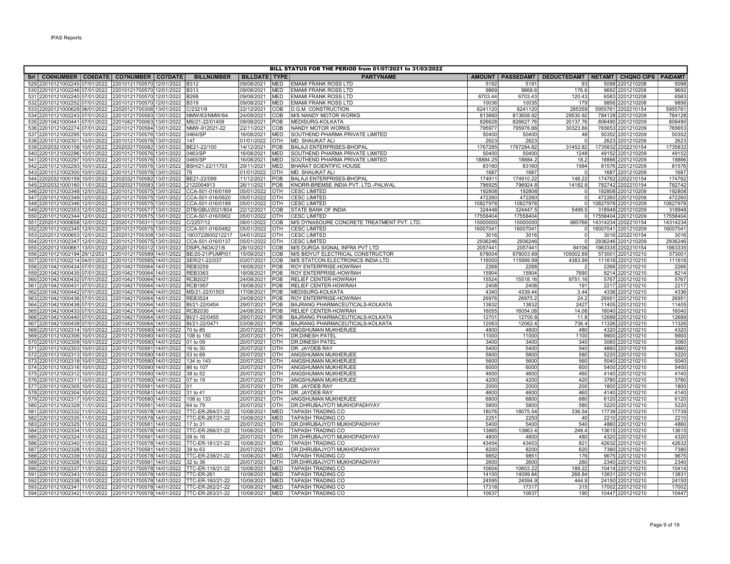IPAS Reports

## BILL STATUS FOR THE PERIOD from 01/07/2021 to 31/03/2022

| Srl | CO6NUMBER | CO6DATE | CO7NUMBER | CO7DATE | BILLNUMBER | BILLDATE | TYPE | PARTYNAME | AMOUNT | PASSEDAMT | DEDUCTEDAMT | NETAMT | CHQNO CIPS | PAIDAMT |
|---|---|---|---|---|---|---|---|---|---|---|---|---|---|---|
| 529 | 220101210022245 | 07/01/2022 | 220101217005700 | 12/01/2022 | B312 | 09/08/2021 | MED | EMAMI FRANK ROSS LTD | 5192 | 5191 | 93 | 5098 | 2201210208 | 5098 |
| 530 | 220101210022246 | 07/01/2022 | 220101217005700 | 12/01/2022 | B313 | 09/08/2021 | MED | EMAMI FRANK ROSS LTD | 9869 | 9868.6 | 176.6 | 9692 | 2201210208 | 9692 |
| 531 | 220101210022240 | 07/01/2022 | 220101217005700 | 12/01/2022 | B268 | 09/08/2021 | MED | EMAMI FRANK ROSS LTD | 6703.44 | 6703.43 | 120.43 | 6583 | 2201210208 | 6583 |
| 532 | 220101210022252 | 07/01/2022 | 220101217005700 | 12/01/2022 | B319 | 09/08/2021 | MED | EMAMI FRANK ROSS LTD | 10036 | 10035 | 179 | 9856 | 2201210208 | 9856 |
| 533 | 220201210006290 | 06/01/2022 | 220201217003060 | 13/01/2022 | C/2321/9 | 22/12/2021 | COB | D.G.M. CONSTRUCTION | 6241120 | 6241120 | 285359 | 5955761 | 2202210154 | 5955761 |
| 534 | 220101210022430 | 07/01/2022 | 220101217005830 | 13/01/2022 | NMW/63/NMW/64 | 24/09/2021 | COB | M/S NANDY MOTOR WORKS | 813660 | 813658.92 | 29530.92 | 784128 | 2201210209 | 784128 |
| 535 | 220104210004410 | 07/01/2022 | 220104217000630 | 13/01/2022 | MS/21-22/01409 | 09/08/2021 | POB | MEDISURG-KOLKATA | 826628 | 826627.76 | 20137.76 | 806490 | 2201210209 | 806490 |
| 536 | 220101210022274 | 07/01/2022 | 220101217005840 | 13/01/2022 | NMW-912021-22 | 22/11/2021 | COB | NANDY MOTOR WORKS | 795977 | 795976.66 | 30323.66 | 765653 | 2201210209 | 765653 |
| 537 | 220101210022295 | 10/01/2022 | 220101217005760 | 13/01/2022 | 0464/SP | 16/08/2021 | MED | SOUTHEND PHARMA PRIVATE LIMITED | 50400 | 50400 | 48 | 50352 | 2201210209 | 50352 |
| 538 | 220101210023010 | 10/01/2022 | 220101217005760 | 13/01/2022 | 147 | 01/01/2022 | OTH | MD. SHAUKAT ALI | 2623 | 2623 | 0 | 2623 | 2201210209 | 2623 |
| 539 | 220203210001580 | 10/01/2022 | 220203217000820 | 13/01/2022 | BE21-22/100 | 14/12/2021 | POB | BALAJI ENTERPRISES-BHOPAL | 1767285 | 1767284.82 | 31452.82 | 1735832 | 2202210154 | 1735832 |
| 540 | 220101210022296 | 10/01/2022 | 220101217005760 | 13/01/2022 | 0463/SP | 16/08/2021 | MED | SOUTHEND PHARMA PRIVATE LIMITED | 50400 | 50400 | 1248 | 49152 | 2201210209 | 49152 |
| 541 | 220101210022297 | 10/01/2022 | 220101217005760 | 13/01/2022 | 0465/SP | 16/08/2021 | MED | SOUTHEND PHARMA PRIVATE LIMITED | 18884.25 | 18884.2 | 18.2 | 18866 | 2201210209 | 18866 |
| 542 | 220101210022293 | 10/01/2022 | 220101217005760 | 13/01/2022 | BSH/21-22/11703 | 29/11/2021 | MED | BHARAT SCIENTIFIC HOUSE | 83160 | 83160 | 1584 | 81576 | 2201210209 | 81576 |
| 543 | 220101210023000 | 10/01/2022 | 220101217005760 | 13/01/2022 | 76 | 01/01/2022 | OTH | MD. SHAUKAT ALI | 1687 | 1687 | 0 | 1687 | 2201210209 | 1687 |
| 544 | 220203210001590 | 10/01/2022 | 220203217000820 | 13/01/2022 | BE21-22/099 | 11/12/2021 | POB | BALAJI ENTERPRISES-BHOPAL | 174911 | 174910.22 | 148.22 | 174762 | 2202210154 | 174762 |
| 545 | 220203210001600 | 11/01/2022 | 220203217000830 | 13/01/2022 | 2122004913 | 26/11/2021 | POB | KNORR-BREMSE INDIA PVT. LTD.-PALWAL | 796925 | 796924.8 | 14182.8 | 782742 | 2202210154 | 782742 |
| 546 | 220101210022348 | 12/01/2022 | 220101217005750 | 13/01/2022 | CCA-501-016/0169 | 05/01/2022 | OTH | CESC LIMITED | 192808 | 192808 | 0 | 192808 | 2201210209 | 192808 |
| 547 | 220101210022349 | 12/01/2022 | 220101217005750 | 13/01/2022 | CCA-501-016/0620 | 05/01/2022 | OTH | CESC LIMITED | 472260 | 472260 | 0 | 472260 | 2201210209 | 472260 |
| 548 | 220101210022346 | 12/01/2022 | 220101217005750 | 13/01/2022 | CCA-501-016/0189 | 05/01/2022 | OTH | CESC LIMITED | 10827978 | 10827978 | 0 | 10827978 | 2201210209 | 10827978 |
| 549 | 220101210022353 | 12/01/2022 | 220101217005770 | 13/01/2022 | DTB/GBU/2021/804 | 22/12/2021 | COB | STATE BANK OF INDIA | 324448 | 324447.5 | 5499.5 | 318948 | 2201210209 | 318948 |
| 550 | 220101210022344 | 12/01/2022 | 220101217005750 | 13/01/2022 | CCA-501-016/0902 | 05/01/2022 | OTH | CESC LIMITED | 17558404 | 17558404 | 0 | 17558404 | 2201210209 | 17558404 |
| 551 | 220201210006580 | 12/01/2022 | 220201217003110 | 13/01/2022 | C/2257/12 | 06/01/2022 | COB | M/S DYNASOURE CONCRETE TREATMENT PVT. LTD. | 15000000 | 15000000 | 685766 | 14314234 | 2202210154 | 14314234 |
| 552 | 220101210022345 | 12/01/2022 | 220101217005750 | 13/01/2022 | CCA-501-016/0482 | 05/01/2022 | OTH | CESC LIMITED | 16007041 | 16007041 | 0 | 16007041 | 2201210209 | 16007041 |
| 553 | 220201210006530 | 12/01/2022 | 220201217003080 | 13/01/2022 | 1603722600212217 | 04/01/2022 | OTH | CESC LIMITED | 3016 | 3016 | 0 | 3016 | 2202210154 | 3016 |
| 554 | 220101210022347 | 12/01/2022 | 220101217005750 | 13/01/2022 | CCA-501-016/0137 | 05/01/2022 | OTH | CESC LIMITED | 2936246 | 2936246 | 0 | 2936246 | 2201210209 | 2936246 |
| 555 | 220201210006610 | 13/01/2022 | 220201217003120 | 13/01/2022 | DSIPL/NOA/21/6 | 28/10/2021 | COB | M/S DURGA SIGNAL INFRA PVT LTD | 2057441 | 2057441 | 94106 | 1963335 | 2202210154 | 1963335 |
| 556 | 220101210021940 | 29/12/2021 | 220101217005890 | 14/01/2022 | BE/20-21/PUMP/01 | 15/09/2021 | COB | M/S BIDYUT ELECTRICAL CONSTRUCTOR | 678004 | 678003.69 | 105002.69 | 573001 | 2201210210 | 573001 |
| 557 | 220101210022140 | 04/01/2022 | 220101217005850 | 14/01/2022 | SER/21-22/037 | 03/07/2021 | COB | M/S STATCON ELECTRONICS INDIA LTD. | 116000 | 115999.99 | 4383.99 | 111616 | 2201210210 | 111616 |
| 558 | 220104210004340 | 07/01/2022 | 220104217000640 | 14/01/2022 | REB3259 | 16/08/2021 | POB | ROY ENTERPRISE-HOWRAH | 2268 | 2268 | 2 | 2266 | 2201210210 | 2266 |
| 559 | 220104210004350 | 07/01/2022 | 220104217000640 | 14/01/2022 | REB3363 | 18/08/2021 | POB | ROY ENTERPRISE-HOWRAH | 15904 | 15904 | 7690 | 8214 | 2201210210 | 8214 |
| 560 | 220104210004320 | 07/01/2022 | 220104217000640 | 14/01/2022 | RCB2027 | 24/08/2021 | POB | RELIEF CENTER-HOWRAH | 15524 | 15518.16 | 9751.16 | 5767 | 2201210210 | 5767 |
| 561 | 220104210004310 | 07/01/2022 | 220104217000640 | 14/01/2022 | RCB1957 | 18/08/2021 | POB | RELIEF CENTER-HOWRAH | 2408 | 2408 | 191 | 2217 | 2201210210 | 2217 |
| 562 | 220104210004420 | 07/01/2022 | 220104217000640 | 14/01/2022 | MS/21-22/01503 | 17/08/2021 | POB | MEDISURG-KOLKATA | 4340 | 4339.44 | 3.44 | 4336 | 2201210210 | 4336 |
| 563 | 220104210004360 | 07/01/2022 | 220104217000640 | 14/01/2022 | REB3524 | 24/08/2021 | POB | ROY ENTERPRISE-HOWRAH | 26976 | 26975.2 | 24.2 | 26951 | 2201210210 | 26951 |
| 564 | 220104210004380 | 07/01/2022 | 220104217000640 | 14/01/2022 | BI/21-22/0454 | 29/07/2021 | POB | BAJRANG PHARMACEUTICALS-KOLKATA | 13832 | 13832 | 2427 | 11405 | 2201210210 | 11405 |
| 565 | 220104210004330 | 07/01/2022 | 220104217000640 | 14/01/2022 | RCB2030 | 24/08/2021 | POB | RELIEF CENTER-HOWRAH | 16055 | 16054.08 | 14.08 | 16040 | 2201210210 | 16040 |
| 566 | 220104210004400 | 07/01/2022 | 220104217000640 | 14/01/2022 | BI/21-22/0455 | 29/07/2021 | POB | BAJRANG PHARMACEUTICALS-KOLKATA | 12701 | 12700.8 | 11.8 | 12689 | 2201210210 | 12689 |
| 567 | 220104210004390 | 07/01/2022 | 220104217000640 | 14/01/2022 | BI/21-22/0471 | 03/08/2021 | POB | BAJRANG PHARMACEUTICALS-KOLKATA | 12063 | 12062.4 | 736.4 | 11326 | 2201210210 | 11326 |
| 568 | 220101210023140 | 10/01/2022 | 220101217005800 | 14/01/2022 | 70 to 85 | 20/07/2021 | OTH | ANGSHUMAN MUKHERJEE | 4800 | 4800 | 480 | 4320 | 2201210210 | 4320 |
| 569 | 220101210023060 | 10/01/2022 | 220101217005800 | 14/01/2022 | 108 to 150 | 20/07/2021 | OTH | DR.DINESH PATEL | 11000 | 11000 | 1100 | 9900 | 2201210210 | 9900 |
| 570 | 220101210023090 | 10/01/2022 | 220101217005800 | 14/01/2022 | 01 to 09 | 20/07/2021 | OTH | DR.DINESH PATEL | 3400 | 3400 | 340 | 3060 | 2201210210 | 3060 |
| 571 | 220101210023030 | 10/01/2022 | 220101217005810 | 14/01/2022 | 16 to 30 | 20/07/2021 | OTH | DR. JAYDEB RAY | 5400 | 5400 | 540 | 4860 | 2201210210 | 4860 |
| 572 | 220101210023130 | 10/01/2022 | 220101217005800 | 14/01/2022 | 53 to 69 | 20/07/2021 | OTH | ANGSHUMAN MUKHERJEE | 5800 | 5800 | 580 | 5220 | 2201210210 | 5220 |
| 573 | 220101210023180 | 10/01/2022 | 220101217005800 | 14/01/2022 | 134 to 143 | 20/07/2021 | OTH | ANGSHUMAN MUKHERJEE | 5600 | 5600 | 560 | 5040 | 2201210210 | 5040 |
| 574 | 220101210023160 | 10/01/2022 | 220101217005800 | 14/01/2022 | 86 to 107 | 20/07/2021 | OTH | ANGSHUMAN MUKHERJEE | 6000 | 6000 | 600 | 5400 | 2201210210 | 5400 |
| 575 | 220101210023120 | 10/01/2022 | 220101217005800 | 14/01/2022 | 38 to 52 | 20/07/2021 | OTH | ANGSHUMAN MUKHERJEE | 4600 | 4600 | 460 | 4140 | 2201210210 | 4140 |
| 576 | 220101210023110 | 10/01/2022 | 220101217005800 | 14/01/2022 | 07 to 19 | 20/07/2021 | OTH | ANGSHUMAN MUKHERJEE | 4200 | 4200 | 420 | 3780 | 2201210210 | 3780 |
| 577 | 220101210023050 | 10/01/2022 | 220101217005810 | 14/01/2022 | 01 | 20/07/2021 | OTH | DR. JAYDEB RAY | 2000 | 2000 | 200 | 1800 | 2201210210 | 1800 |
| 578 | 220101210023040 | 10/01/2022 | 220101217005810 | 14/01/2022 | 31 to 41 | 20/07/2021 | OTH | DR. JAYDEB RAY | 4600 | 4600 | 460 | 4140 | 2201210210 | 4140 |
| 579 | 220101210023170 | 10/01/2022 | 220101217005800 | 14/01/2022 | 108 to 133 | 20/07/2021 | OTH | ANGSHUMAN MUKHERJEE | 6800 | 6800 | 680 | 6120 | 2201210210 | 6120 |
| 580 | 220101210023290 | 11/01/2022 | 220101217005810 | 14/01/2022 | 64 to 79 | 20/07/2021 | OTH | DR.DHRUBAJYOTI MUKHOPADHYAY | 5800 | 5800 | 580 | 5220 | 2201210210 | 5220 |
| 581 | 220101210023320 | 11/01/2022 | 220101217005780 | 14/01/2022 | TTC-ER-264/21-22 | 10/08/2021 | MED | TAPASH TRADING CO | 18076 | 18075.54 | 336.54 | 17739 | 2201210210 | 17739 |
| 582 | 220101210023350 | 11/01/2022 | 220101217005780 | 14/01/2022 | TTC-ER-267/21-22 | 10/08/2021 | MED | TAPASH TRADING CO | 2251 | 2250 | 40 | 2210 | 2201210210 | 2210 |
| 583 | 220101210023250 | 11/01/2022 | 220101217005810 | 14/01/2022 | 17 to 31 | 20/07/2021 | OTH | DR.DHRUBAJYOTI MUKHOPADHYAY | 5400 | 5400 | 540 | 4860 | 2201210210 | 4860 |
| 584 | 220101210023340 | 11/01/2022 | 220101217005780 | 14/01/2022 | TTC-ER-266/21-22 | 10/08/2021 | MED | TAPASH TRADING CO | 13865 | 13863.4 | 248.4 | 13615 | 2201210210 | 13615 |
| 585 | 220101210023240 | 11/01/2022 | 220101217005810 | 14/01/2022 | 09 to 16 | 20/07/2021 | OTH | DR.DHRUBAJYOTI MUKHOPADHYAY | 4800 | 4800 | 480 | 4320 | 2201210210 | 4320 |
| 586 | 220101210023400 | 11/01/2022 | 220101217005780 | 14/01/2022 | TTC-ER-181/21-22 | 10/08/2021 | MED | TAPASH TRADING CO | 43454 | 43453 | 821 | 42632 | 2201210210 | 42632 |
| 587 | 220101210023280 | 11/01/2022 | 220101217005810 | 14/01/2022 | 39 to 63 | 20/07/2021 | OTH | DR.DHRUBAJYOTI MUKHOPADHYAY | 8200 | 8200 | 820 | 7380 | 2201210210 | 7380 |
| 588 | 220101210023390 | 11/01/2022 | 220101217005780 | 14/01/2022 | TTC-ER-238/21-22 | 10/08/2021 | MED | TAPASH TRADING CO | 9852 | 9851 | 176 | 9675 | 2201210210 | 9675 |
| 589 | 220101210023260 | 11/01/2022 | 220101217005810 | 14/01/2022 | 32 to 36 | 20/07/2021 | OTH | DR.DHRUBAJYOTI MUKHOPADHYAY | 2600 | 2600 | 260 | 2340 | 2201210210 | 2340 |
| 590 | 220101210023370 | 11/01/2022 | 220101217005780 | 14/01/2022 | TTC-ER-116/21-22 | 10/08/2021 | MED | TAPASH TRADING CO | 10604 | 10603.22 | 189.22 | 10414 | 2201210210 | 10414 |
| 591 | 220101210023430 | 11/01/2022 | 220101217005780 | 14/01/2022 | TTC-ER-261 | 10/08/2021 | MED | TAPASH TRADING CO | 14100 | 14099.84 | 268.84 | 13831 | 2201210210 | 13831 |
| 592 | 220101210023380 | 11/01/2022 | 220101217005780 | 14/01/2022 | TTC-ER-160/21-22 | 10/08/2021 | MED | TAPASH TRADING CO | 24595 | 24594.9 | 444.9 | 24150 | 2201210210 | 24150 |
| 593 | 220101210023410 | 11/01/2022 | 220101217005780 | 14/01/2022 | TTC-ER-262/21-22 | 10/08/2021 | MED | TAPASH TRADING CO | 17318 | 17317 | 315 | 17002 | 2201210210 | 17002 |
| 594 | 220101210023420 | 11/01/2022 | 220101217005780 | 14/01/2022 | TTC-ER-263/21-22 | 10/08/2021 | MED | TAPASH TRADING CO | 10637 | 10637 | 190 | 10447 | 2201210210 | 10447 |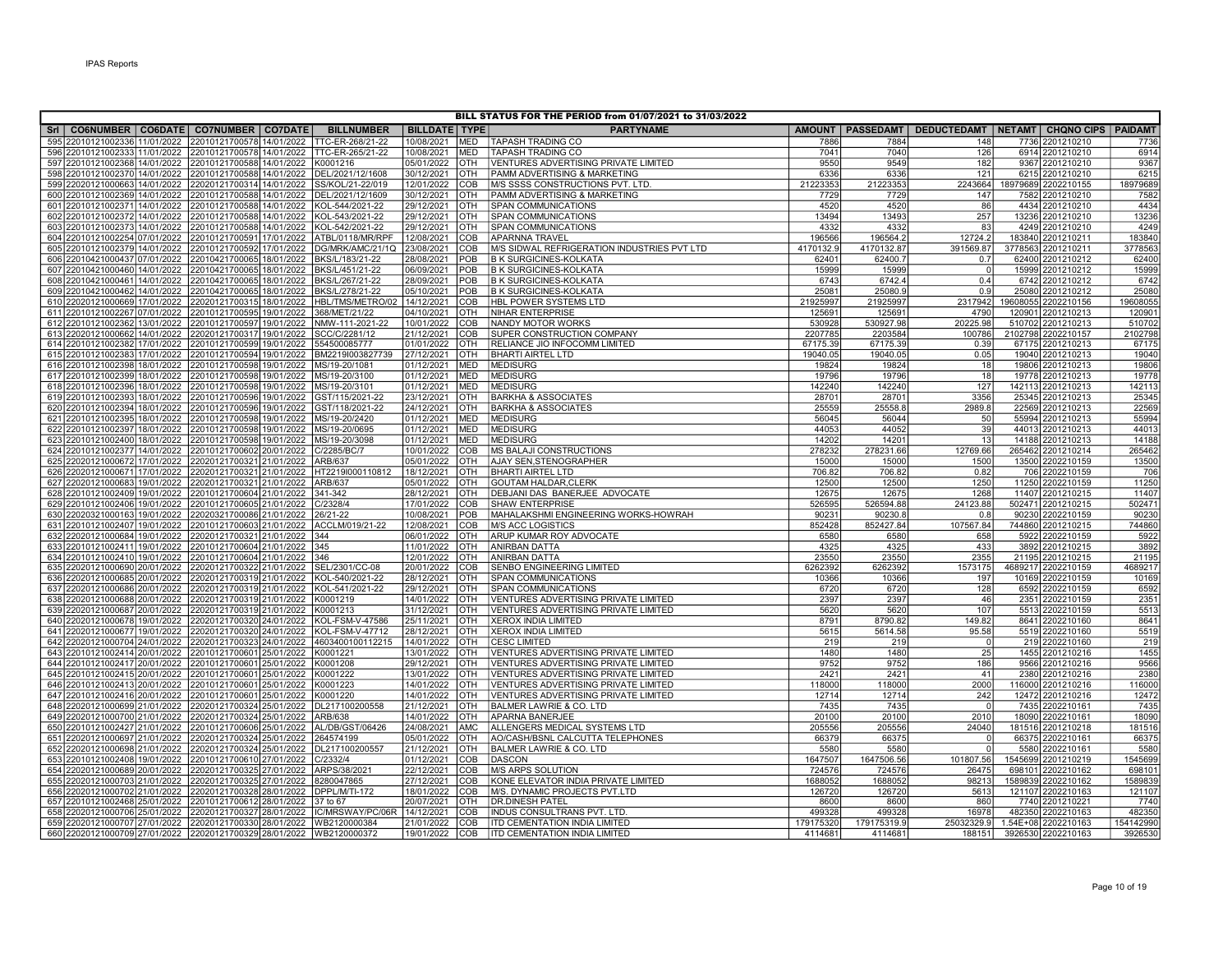## BILL STATUS FOR THE PERIOD from 01/07/2021 to 31/03/2022

| Srl | CO6NUMBER | CO6DATE | CO7NUMBER | CO7DATE | BILLNUMBER | BILLDATE | TYPE | PARTYNAME | AMOUNT | PASSEDAMT | DEDUCTEDAMT | NETAMT | CHQNO CIPS | PAIDAMT |
|---|---|---|---|---|---|---|---|---|---|---|---|---|---|---|
| 595 | 22010121002336 | 11/01/2022 | 22010121700578 | 14/01/2022 | TTC-ER-268/21-22 | 10/08/2021 | MED | TAPASH TRADING CO | 7886 | 7884 | 148 | 7736 | 2201210210 | 7736 |
| 596 | 22010121002333 | 11/01/2022 | 22010121700578 | 14/01/2022 | TTC-ER-265/21-22 | 10/08/2021 | MED | TAPASH TRADING CO | 7041 | 7040 | 126 | 6914 | 2201210210 | 6914 |
| 597 | 22010121002368 | 14/01/2022 | 22010121700588 | 14/01/2022 | K0001216 | 05/01/2022 | OTH | VENTURES ADVERTISING PRIVATE LIMITED | 9550 | 9549 | 182 | 9367 | 2201210210 | 9367 |
| 598 | 22010121002370 | 14/01/2022 | 22010121700588 | 14/01/2022 | DEL/2021/12/1608 | 30/12/2021 | OTH | PAMM ADVERTISING & MARKETING | 6336 | 6336 | 121 | 6215 | 2201210210 | 6215 |
| 599 | 22020121000663 | 14/01/2022 | 22020121700314 | 14/01/2022 | SS/KOL/21-22/019 | 12/01/2022 | COB | M/S SSSS CONSTRUCTIONS PVT. LTD. | 21223353 | 21223353 | 2243664 | 18979689 | 2202210155 | 18979689 |
| 600 | 22010121002369 | 14/01/2022 | 22010121700588 | 14/01/2022 | DEL/2021/12/1609 | 30/12/2021 | OTH | PAMM ADVERTISING & MARKETING | 7729 | 7729 | 147 | 7582 | 2201210210 | 7582 |
| 601 | 22010121002371 | 14/01/2022 | 22010121700588 | 14/01/2022 | KOL-544/2021-22 | 29/12/2021 | OTH | SPAN COMMUNICATIONS | 4520 | 4520 | 86 | 4434 | 2201210210 | 4434 |
| 602 | 22010121002372 | 14/01/2022 | 22010121700588 | 14/01/2022 | KOL-543/2021-22 | 29/12/2021 | OTH | SPAN COMMUNICATIONS | 13494 | 13493 | 257 | 13236 | 2201210210 | 13236 |
| 603 | 22010121002373 | 14/01/2022 | 22010121700588 | 14/01/2022 | KOL-542/2021-22 | 29/12/2021 | OTH | SPAN COMMUNICATIONS | 4332 | 4332 | 83 | 4249 | 2201210210 | 4249 |
| 604 | 22010121002254 | 07/01/2022 | 22010121700591 | 17/01/2022 | ATBL/0118/MR/RPF | 12/08/2021 | OTH | APARNNA TRAVEL | 196566 | 196564.2 | 12724.2 | 183840 | 2201210211 | 183840 |
| 605 | 22010121002379 | 14/01/2022 | 22010121700592 | 17/01/2022 | DG/MRK/AMC/21/1Q | 23/08/2021 | COB | M/S SIDWAL REFRIGERATION INDUSTRIES PVT LTD | 4170132.9 | 4170132.87 | 391569.87 | 3778563 | 2201210211 | 3778563 |
| 606 | 22010421000437 | 07/01/2022 | 22010421700065 | 18/01/2022 | BKS/L/183/21-22 | 28/08/2021 | POB | B K SURGICINES-KOLKATA | 62401 | 62400.7 | 0.7 | 62400 | 2201210212 | 62400 |
| 607 | 22010421000460 | 14/01/2022 | 22010421700065 | 18/01/2022 | BKS/L/451/21-22 | 06/09/2021 | POB | B K SURGICINES-KOLKATA | 15999 | 15999 | 0 | 15999 | 2201210212 | 15999 |
| 608 | 22010421000461 | 14/01/2022 | 22010421700065 | 18/01/2022 | BKS/L/267/21-22 | 28/09/2021 | POB | B K SURGICINES-KOLKATA | 6743 | 6742.4 | 0.4 | 6742 | 2201210212 | 6742 |
| 609 | 22010421000462 | 14/01/2022 | 22010421700065 | 18/01/2022 | BKS/L/278/21-22 | 05/10/2021 | POB | B K SURGICINES-KOLKATA | 25081 | 25080.9 | 0.9 | 25080 | 2201210212 | 25080 |
| 610 | 22020121000669 | 17/01/2022 | 22020121700315 | 18/01/2022 | HBL/TMS/METRO/02 | 14/12/2021 | COB | HBL POWER SYSTEMS LTD | 21925997 | 21925997 | 2317942 | 19608055 | 2202210156 | 19608055 |
| 611 | 22010121002267 | 07/01/2022 | 22010121700595 | 19/01/2022 | 368/MET/21/22 | 04/10/2021 | OTH | NIHAR ENTERPRISE | 125691 | 125691 | 4790 | 120901 | 2201210213 | 120901 |
| 612 | 22010121002362 | 13/01/2022 | 22010121700597 | 19/01/2022 | NMW-111-2021-22 | 10/01/2022 | COB | NANDY MOTOR WORKS | 530928 | 530927.98 | 20225.98 | 510702 | 2201210213 | 510702 |
| 613 | 22020121000662 | 14/01/2022 | 22020121700317 | 19/01/2022 | SCC/C/2281/12 | 21/12/2021 | COB | SUPER CONSTRUCTION COMPANY | 2207785 | 2203584 | 100786 | 2102798 | 2202210157 | 2102798 |
| 614 | 22010121002382 | 17/01/2022 | 22010121700599 | 19/01/2022 | 654500085777 | 01/01/2022 | OTH | RELIANCE JIO INFOCOMM LIMITED | 67175.39 | 67175.39 | 0.39 | 67175 | 2201210213 | 67175 |
| 615 | 22010121002383 | 17/01/2022 | 22010121700594 | 19/01/2022 | BM2219I003827739 | 27/12/2021 | OTH | BHARTI AIRTEL LTD | 19040.05 | 19040.05 | 0.05 | 19040 | 2201210213 | 19040 |
| 616 | 22010121002398 | 18/01/2022 | 22010121700598 | 19/01/2022 | MS/19-20/1081 | 01/12/2021 | MED | MEDISURG | 19824 | 19824 | 18 | 19806 | 2201210213 | 19806 |
| 617 | 22010121002399 | 18/01/2022 | 22010121700598 | 19/01/2022 | MS/19-20/3100 | 01/12/2021 | MED | MEDISURG | 19796 | 19796 | 18 | 19778 | 2201210213 | 19778 |
| 618 | 22010121002396 | 18/01/2022 | 22010121700598 | 19/01/2022 | MS/19-20/3101 | 01/12/2021 | MED | MEDISURG | 142240 | 142240 | 127 | 142113 | 2201210213 | 142113 |
| 619 | 22010121002393 | 18/01/2022 | 22010121700596 | 19/01/2022 | GST/115/2021-22 | 23/12/2021 | OTH | BARKHA & ASSOCIATES | 28701 | 28701 | 3356 | 25345 | 2201210213 | 25345 |
| 620 | 22010121002394 | 18/01/2022 | 22010121700596 | 19/01/2022 | GST/118/2021-22 | 24/12/2021 | OTH | BARKHA & ASSOCIATES | 25559 | 25558.8 | 2989.8 | 22569 | 2201210213 | 22569 |
| 621 | 22010121002395 | 18/01/2022 | 22010121700598 | 19/01/2022 | MS/19-20/2420 | 01/12/2021 | MED | MEDISURG | 56045 | 56044 | 50 | 55994 | 2201210213 | 55994 |
| 622 | 22010121002397 | 18/01/2022 | 22010121700598 | 19/01/2022 | MS/19-20/0695 | 01/12/2021 | MED | MEDISURG | 44053 | 44052 | 39 | 44013 | 2201210213 | 44013 |
| 623 | 22010121002400 | 18/01/2022 | 22010121700598 | 19/01/2022 | MS/19-20/3098 | 01/12/2021 | MED | MEDISURG | 14202 | 14201 | 13 | 14188 | 2201210213 | 14188 |
| 624 | 22010121002377 | 14/01/2022 | 22010121700602 | 20/01/2022 | C/2285/BC/7 | 10/01/2022 | COB | MS BALAJI CONSTRUCTIONS | 278232 | 278231.66 | 12769.66 | 265462 | 2201210214 | 265462 |
| 625 | 22020121000672 | 17/01/2022 | 22020121700321 | 21/01/2022 | ARB/637 | 05/01/2022 | OTH | AJAY SEN,STENOGRAPHER | 15000 | 15000 | 1500 | 13500 | 2202210159 | 13500 |
| 626 | 22020121000671 | 17/01/2022 | 22020121700321 | 21/01/2022 | HT2219I000110812 | 18/12/2021 | OTH | BHARTI AIRTEL LTD | 706.82 | 706.82 | 0.82 | 706 | 2202210159 | 706 |
| 627 | 22020121000683 | 19/01/2022 | 22020121700321 | 21/01/2022 | ARB/637 | 05/01/2022 | OTH | GOUTAM HALDAR,CLERK | 12500 | 12500 | 1250 | 11250 | 2202210159 | 11250 |
| 628 | 22010121002409 | 19/01/2022 | 22010121700604 | 21/01/2022 | 341-342 | 28/12/2021 | OTH | DEBJANI DAS BANERJEE ADVOCATE | 12675 | 12675 | 1268 | 11407 | 2201210215 | 11407 |
| 629 | 22010121002406 | 19/01/2022 | 22010121700605 | 21/01/2022 | C/2328/4 | 17/01/2022 | COB | SHAW ENTERPRISE | 526595 | 526594.88 | 24123.88 | 502471 | 2201210215 | 502471 |
| 630 | 22020321000163 | 19/01/2022 | 22020321700086 | 21/01/2022 | 26/21-22 | 10/08/2021 | POB | MAHALAKSHMI ENGINEERING WORKS-HOWRAH | 90231 | 90230.8 | 0.8 | 90230 | 2202210159 | 90230 |
| 631 | 22010121002407 | 19/01/2022 | 22010121700603 | 21/01/2022 | ACCLM/019/21-22 | 12/08/2021 | COB | M/S ACC LOGISTICS | 852428 | 852427.84 | 107567.84 | 744860 | 2201210215 | 744860 |
| 632 | 22020121000684 | 19/01/2022 | 22020121700321 | 21/01/2022 | 344 | 06/01/2022 | OTH | ARUP KUMAR ROY ADVOCATE | 6580 | 6580 | 658 | 5922 | 2202210159 | 5922 |
| 633 | 22010121002411 | 19/01/2022 | 22010121700604 | 21/01/2022 | 345 | 11/01/2022 | OTH | ANIRBAN DATTA | 4325 | 4325 | 433 | 3892 | 2201210215 | 3892 |
| 634 | 22010121002410 | 19/01/2022 | 22010121700604 | 21/01/2022 | 346 | 12/01/2022 | OTH | ANIRBAN DATTA | 23550 | 23550 | 2355 | 21195 | 2201210215 | 21195 |
| 635 | 22020121000690 | 20/01/2022 | 22020121700322 | 21/01/2022 | SEL/2301/CC-08 | 20/01/2022 | COB | SENBO ENGINEERING LIMITED | 6262392 | 6262392 | 1573175 | 4689217 | 2202210159 | 4689217 |
| 636 | 22020121000685 | 20/01/2022 | 22020121700319 | 21/01/2022 | KOL-540/2021-22 | 28/12/2021 | OTH | SPAN COMMUNICATIONS | 10366 | 10366 | 197 | 10169 | 2202210159 | 10169 |
| 637 | 22020121000686 | 20/01/2022 | 22020121700319 | 21/01/2022 | KOL-541/2021-22 | 29/12/2021 | OTH | SPAN COMMUNICATIONS | 6720 | 6720 | 128 | 6592 | 2202210159 | 6592 |
| 638 | 22020121000688 | 20/01/2022 | 22020121700319 | 21/01/2022 | K0001219 | 14/01/2022 | OTH | VENTURES ADVERTISING PRIVATE LIMITED | 2397 | 2397 | 46 | 2351 | 2202210159 | 2351 |
| 639 | 22020121000687 | 20/01/2022 | 22020121700319 | 21/01/2022 | K0001213 | 31/12/2021 | OTH | VENTURES ADVERTISING PRIVATE LIMITED | 5620 | 5620 | 107 | 5513 | 2202210159 | 5513 |
| 640 | 22020121000678 | 19/01/2022 | 22020121700320 | 24/01/2022 | KOL-FSM-V-47586 | 25/11/2021 | OTH | XEROX INDIA LIMITED | 8791 | 8790.82 | 149.82 | 8641 | 2202210160 | 8641 |
| 641 | 22020121000677 | 19/01/2022 | 22020121700320 | 24/01/2022 | KOL-FSM-V-47712 | 28/12/2021 | OTH | XEROX INDIA LIMITED | 5615 | 5614.58 | 95.58 | 5519 | 2202210160 | 5519 |
| 642 | 22020121000704 | 24/01/2022 | 22020121700323 | 24/01/2022 | 4603400100112215 | 14/01/2022 | OTH | CESC LIMITED | 219 | 219 | 0 | 219 | 2202210160 | 219 |
| 643 | 22010121002414 | 20/01/2022 | 22010121700601 | 25/01/2022 | K0001221 | 13/01/2022 | OTH | VENTURES ADVERTISING PRIVATE LIMITED | 1480 | 1480 | 25 | 1455 | 2201210216 | 1455 |
| 644 | 22010121002417 | 20/01/2022 | 22010121700601 | 25/01/2022 | K0001208 | 29/12/2021 | OTH | VENTURES ADVERTISING PRIVATE LIMITED | 9752 | 9752 | 186 | 9566 | 2201210216 | 9566 |
| 645 | 22010121002415 | 20/01/2022 | 22010121700601 | 25/01/2022 | K0001222 | 13/01/2022 | OTH | VENTURES ADVERTISING PRIVATE LIMITED | 2421 | 2421 | 41 | 2380 | 2201210216 | 2380 |
| 646 | 22010121002413 | 20/01/2022 | 22010121700601 | 25/01/2022 | K0001223 | 14/01/2022 | OTH | VENTURES ADVERTISING PRIVATE LIMITED | 118000 | 118000 | 2000 | 116000 | 2201210216 | 116000 |
| 647 | 22010121002416 | 20/01/2022 | 22010121700601 | 25/01/2022 | K0001220 | 14/01/2022 | OTH | VENTURES ADVERTISING PRIVATE LIMITED | 12714 | 12714 | 242 | 12472 | 2201210216 | 12472 |
| 648 | 22020121000699 | 21/01/2022 | 22020121700324 | 25/01/2022 | DL217100200558 | 21/12/2021 | OTH | BALMER LAWRIE & CO. LTD | 7435 | 7435 | 0 | 7435 | 2202210161 | 7435 |
| 649 | 22020121000700 | 21/01/2022 | 22020121700324 | 25/01/2022 | ARB/638 | 14/01/2022 | OTH | APARNA BANERJEE | 20100 | 20100 | 2010 | 18090 | 2202210161 | 18090 |
| 650 | 22010121002427 | 21/01/2022 | 22010121700606 | 25/01/2022 | AL/DB/GST/06426 | 24/08/2021 | AMC | ALLENGERS MEDICAL SYSTEMS LTD | 205556 | 205556 | 24040 | 181516 | 2201210218 | 181516 |
| 651 | 22020121000697 | 21/01/2022 | 22020121700324 | 25/01/2022 | 264574199 | 05/01/2022 | OTH | AO/CASH/BSNL CALCUTTA TELEPHONES | 66379 | 66375 | 0 | 66375 | 2202210161 | 66375 |
| 652 | 22020121000698 | 21/01/2022 | 22020121700324 | 25/01/2022 | DL217100200557 | 21/12/2021 | OTH | BALMER LAWRIE & CO. LTD | 5580 | 5580 | 0 | 5580 | 2202210161 | 5580 |
| 653 | 22010121002408 | 19/01/2022 | 22010121700610 | 27/01/2022 | C/2332/4 | 01/12/2021 | COB | DASCON | 1647507 | 1647506.56 | 101807.56 | 1545699 | 2201210219 | 1545699 |
| 654 | 22020121000689 | 20/01/2022 | 22020121700325 | 27/01/2022 | ARPS/38/2021 | 22/12/2021 | COB | M/S ARPS SOLUTION | 724576 | 724576 | 26475 | 698101 | 2202210162 | 698101 |
| 655 | 22020121000703 | 21/01/2022 | 22020121700325 | 27/01/2022 | 8280047865 | 27/12/2021 | COB | KONE ELEVATOR INDIA PRIVATE LIMITED | 1688052 | 1688052 | 98213 | 1589839 | 2202210162 | 1589839 |
| 656 | 22020121000702 | 21/01/2022 | 22020121700328 | 28/01/2022 | DPPL/M/TI-172 | 18/01/2022 | COB | M/S. DYNAMIC PROJECTS PVT.LTD | 126720 | 126720 | 5613 | 121107 | 2202210163 | 121107 |
| 657 | 22010121002468 | 25/01/2022 | 22010121700612 | 28/01/2022 | 37 to 67 | 20/07/2021 | OTH | DR.DINESH PATEL | 8600 | 8600 | 860 | 7740 | 2201210221 | 7740 |
| 658 | 22020121000706 | 25/01/2022 | 22020121700327 | 28/01/2022 | IC/MRSWAY/PC/06R | 14/12/2021 | COB | INDUS CONSULTRANS PVT. LTD. | 499328 | 499328 | 16978 | 482350 | 2202210163 | 482350 |
| 659 | 22020121000707 | 27/01/2022 | 22020121700330 | 28/01/2022 | WB2120000384 | 21/01/2022 | COB | ITD CEMENTATION INDIA LIMITED | 179175320 | 179175319.9 | 25032329.9 | 1.54E+08 | 2202210163 | 154142990 |
| 660 | 22020121000709 | 27/01/2022 | 22020121700329 | 28/01/2022 | WB2120000372 | 19/01/2022 | COB | ITD CEMENTATION INDIA LIMITED | 4114681 | 4114681 | 188151 | 3926530 | 2202210163 | 3926530 |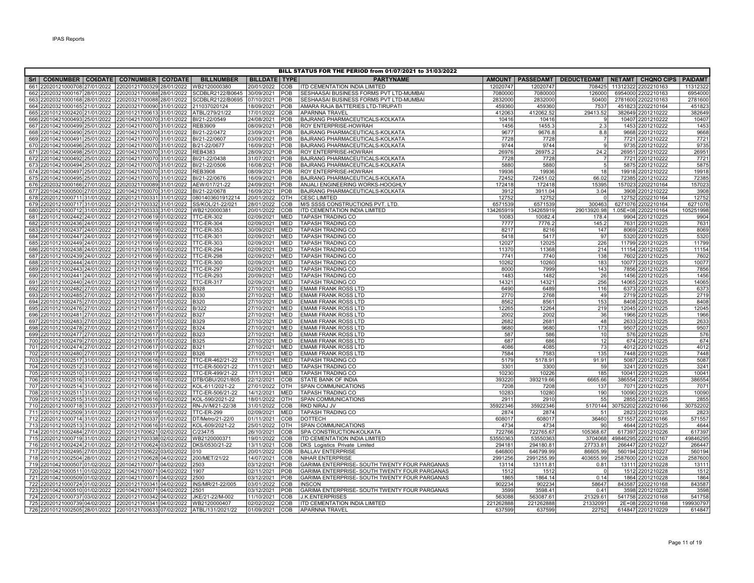# BILL STATUS FOR THE PERIOD from 01/07/2021 to 31/03/2022

| Srl | CO6NUMBER | CO6DATE | CO7NUMBER | CO7DATE | BILLNUMBER | BILLDATE | TYPE | PARTYNAME | AMOUNT | PASSEDAMT | DEDUCTEDAMT | NETAMT | CHQNO CIPS | PAIDAMT |
|---|---|---|---|---|---|---|---|---|---|---|---|---|---|---|
| 661 | 22020121000708 | 27/01/2022 | 22020121700329 | 28/01/2022 | WB2120000380 | 20/01/2022 | COB | ITD CEMENTATION INDIA LIMITED | 12020747 | 12020747 | 708425 | 11312322 | 2202210163 | 11312322 |
| 662 | 22020321000167 | 28/01/2022 | 22020321700088 | 28/01/2022 | SCDBLR2122/B0645 | 30/09/2021 | POB | SESHAASAI BUSINESS FORMS PVT LTD-MUMBAI | 7080000 | 7080000 | 126000 | 6954000 | 2202210163 | 6954000 |
| 663 | 22020321000168 | 28/01/2022 | 22020321700088 | 28/01/2022 | SCDBLR2122/B0695 | 07/10/2021 | POB | SESHAASAI BUSINESS FORMS PVT LTD-MUMBAI | 2832000 | 2832000 | 50400 | 2781600 | 2202210163 | 2781600 |
| 664 | 22020321000165 | 21/01/2022 | 22020321700090 | 31/01/2022 | 211037020124 | 18/09/2021 | POB | AMARA RAJA BATTERIES LTD-TIRUPATI | 459360 | 459360 | 7537 | 451823 | 2202210164 | 451823 |
| 665 | 22010121002420 | 21/01/2022 | 22010121700613 | 31/01/2022 | ATBL/279/21/22 | 17/01/2022 | COB | APARNNA TRAVEL | 412063 | 412062.52 | 29413.52 | 382649 | 2201210222 | 382649 |
| 666 | 22010421000493 | 25/01/2022 | 22010421700070 | 31/01/2022 | BI/21-22/0549 | 24/08/2021 | POB | BAJRANG PHARMACEUTICALS-KOLKATA | 10416 | 10416 | 9 | 10407 | 2201210222 | 10407 |
| 667 | 22010421000499 | 25/01/2022 | 22010421700070 | 31/01/2022 | REB3909 | 08/09/2021 | POB | ROY ENTERPRISE-HOWRAH | 1456 | 1455.3 | 2.3 | 1453 | 2201210222 | 1453 |
| 668 | 22010421000490 | 25/01/2022 | 22010421700070 | 31/01/2022 | BI/21-22/0472 | 23/09/2021 | POB | BAJRANG PHARMACEUTICALS-KOLKATA | 9677 | 9676.8 | 8.8 | 9668 | 2201210222 | 9668 |
| 669 | 22010421000491 | 25/01/2022 | 22010421700070 | 31/01/2022 | BI/21-22/0607 | 03/09/2021 | POB | BAJRANG PHARMACEUTICALS-KOLKATA | 7728 | 7728 | 7 | 7721 | 2201210222 | 7721 |
| 670 | 22010421000496 | 25/01/2022 | 22010421700070 | 31/01/2022 | B/21-22/0677 | 16/09/2021 | POB | BAJRANG PHARMACEUTICALS-KOLKATA | 9744 | 9744 | 9 | 9735 | 2201210222 | 9735 |
| 671 | 22010421000498 | 25/01/2022 | 22010421700070 | 31/01/2022 | REB4383 | 28/09/2021 | POB | ROY ENTERPRISE-HOWRAH | 26976 | 26975.2 | 24.2 | 26951 | 2201210222 | 26951 |
| 672 | 22010421000492 | 25/01/2022 | 22010421700070 | 31/01/2022 | BI/21-22/0438 | 31/07/2021 | POB | BAJRANG PHARMACEUTICALS-KOLKATA | 7728 | 7728 | 7 | 7721 | 2201210222 | 7721 |
| 673 | 22010421000494 | 25/01/2022 | 22010421700070 | 31/01/2022 | BI/21-22/0506 | 16/08/2021 | POB | BAJRANG PHARMACEUTICALS-KOLKATA | 5880 | 5880 | 5 | 5875 | 2201210222 | 5875 |
| 674 | 22010421000497 | 25/01/2022 | 22010421700070 | 31/01/2022 | REB3908 | 08/09/2021 | POB | ROY ENTERPRISE-HOWRAH | 19936 | 19936 | 18 | 19918 | 2201210222 | 19918 |
| 675 | 22010421000495 | 25/01/2022 | 22010421700070 | 31/01/2022 | BI/21-22/0676 | 16/09/2021 | POB | BAJRANG PHARMACEUTICALS-KOLKATA | 72452 | 72451.02 | 66.02 | 72385 | 2201210222 | 72385 |
| 676 | 22020321000166 | 27/01/2022 | 22020321700089 | 31/01/2022 | AEW/017/21-22 | 24/09/2021 | POB | ANJALI ENGINEERING WORKS-HOOGHLY | 172418 | 172418 | 15395 | 157023 | 2202210164 | 157023 |
| 677 | 22010421000500 | 27/01/2022 | 22010421700070 | 31/01/2022 | BI/21-22/0678 | 16/09/2021 | POB | BAJRANG PHARMACEUTICALS-KOLKATA | 3912 | 3911.04 | 3.04 | 3908 | 2201210222 | 3908 |
| 678 | 22020121000711 | 31/01/2022 | 22020121700331 | 31/01/2022 | 0801403601912214 | 20/01/2022 | OTH | CESC LIMITED | 12752 | 12752 | 0 | 12752 | 2202210164 | 12752 |
| 679 | 22020121000717 | 31/01/2022 | 22020121700332 | 31/01/2022 | SS/KOL/21-22/021 | 28/01/2022 | COB | M/S SSSS CONSTRUCTIONS PVT. LTD. | 6571539 | 6571539 | 300463 | 6271076 | 2202210164 | 6271076 |
| 680 | 22020121000712 | 31/01/2022 | 22020121700333 | 31/01/2022 | WB2120000381 | 20/01/2022 | COB | ITD CEMENTATION INDIA LIMITED | 134265919 | 134265919 | 29013920.98 | 1.05E+08 | 2202210164 | 105251998 |
| 681 | 22010121002442 | 24/01/2022 | 22010121700619 | 01/02/2022 | TTC-ER-302 | 02/09/2021 | MED | TAPASH TRADING CO | 10083 | 10082.4 | 178.4 | 9904 | 2201210225 | 9904 |
| 682 | 22010121002436 | 24/01/2022 | 22010121700619 | 01/02/2022 | TTC-ER-304 | 02/09/2021 | MED | TAPASH TRADING CO | 7777 | 7776.2 | 145.2 | 7631 | 2201210225 | 7631 |
| 683 | 22010121002437 | 24/01/2022 | 22010121700619 | 01/02/2022 | TTC-ER-353 | 30/09/2021 | MED | TAPASH TRADING CO | 8217 | 8216 | 147 | 8069 | 2201210225 | 8069 |
| 684 | 22010121002447 | 24/01/2022 | 22010121700619 | 01/02/2022 | TTC-ER-301 | 02/09/2021 | MED | TAPASH TRADING CO | 5418 | 5417 | 97 | 5320 | 2201210225 | 5320 |
| 685 | 22010121002449 | 24/01/2022 | 22010121700619 | 01/02/2022 | TTC-ER-303 | 02/09/2021 | MED | TAPASH TRADING CO | 12027 | 12025 | 226 | 11799 | 2201210225 | 11799 |
| 686 | 22010121002438 | 24/01/2022 | 22010121700619 | 01/02/2022 | TTC-ER-294 | 02/09/2021 | MED | TAPASH TRADING CO | 11370 | 11368 | 214 | 11154 | 2201210225 | 11154 |
| 687 | 22010121002439 | 24/01/2022 | 22010121700619 | 01/02/2022 | TTC-ER-298 | 02/09/2021 | MED | TAPASH TRADING CO | 7741 | 7740 | 138 | 7602 | 2201210225 | 7602 |
| 688 | 22010121002444 | 24/01/2022 | 22010121700619 | 01/02/2022 | TTC-ER-300 | 02/09/2021 | MED | TAPASH TRADING CO | 10262 | 10260 | 183 | 10077 | 2201210225 | 10077 |
| 689 | 22010121002443 | 24/01/2022 | 22010121700619 | 01/02/2022 | TTC-ER-297 | 02/09/2021 | MED | TAPASH TRADING CO | 8000 | 7999 | 143 | 7856 | 2201210225 | 7856 |
| 690 | 22010121002441 | 24/01/2022 | 22010121700619 | 01/02/2022 | TTC-ER-293 | 20/09/2021 | MED | TAPASH TRADING CO | 1483 | 1482 | 26 | 1456 | 2201210225 | 1456 |
| 691 | 22010121002440 | 24/01/2022 | 22010121700619 | 01/02/2022 | TTC-ER-317 | 02/09/2021 | MED | TAPASH TRADING CO | 14321 | 14321 | 256 | 14065 | 2201210225 | 14065 |
| 692 | 22010121002482 | 27/01/2022 | 22010121700617 | 01/02/2022 | B328 | 27/10/2021 | MED | EMAMI FRANK ROSS LTD | 6490 | 6489 | 116 | 6373 | 2201210225 | 6373 |
| 693 | 22010121002485 | 27/01/2022 | 22010121700617 | 01/02/2022 | B330 | 27/10/2021 | MED | EMAMI FRANK ROSS LTD | 2770 | 2768 | 49 | 2719 | 2201210225 | 2719 |
| 694 | 22010121002475 | 27/01/2022 | 22010121700617 | 01/02/2022 | B320 | 27/10/2021 | MED | EMAMI FRANK ROSS LTD | 8562 | 8561 | 153 | 8408 | 2201210225 | 8408 |
| 695 | 22010121002476 | 27/01/2022 | 22010121700617 | 01/02/2022 | B/322 | 27/10/2021 | MED | EMAMI FRANK ROSS LTD | 12265 | 12264 | 219 | 12045 | 2201210225 | 12045 |
| 696 | 22010121002481 | 27/01/2022 | 22010121700617 | 01/02/2022 | B327 | 27/10/2021 | MED | EMAMI FRANK ROSS LTD | 2002 | 2002 | 36 | 1966 | 2201210225 | 1966 |
| 697 | 22010121002483 | 27/01/2022 | 22010121700617 | 01/02/2022 | B329 | 27/10/2021 | MED | EMAMI FRANK ROSS LTD | 2682 | 2681 | 48 | 2633 | 2201210225 | 2633 |
| 698 | 22010121002478 | 27/01/2022 | 22010121700617 | 01/02/2022 | B324 | 27/10/2021 | MED | EMAMI FRANK ROSS LTD | 9680 | 9680 | 173 | 9507 | 2201210225 | 9507 |
| 699 | 22010121002477 | 27/01/2022 | 22010121700617 | 01/02/2022 | B323 | 27/10/2021 | MED | EMAMI FRANK ROSS LTD | 587 | 586 | 10 | 576 | 2201210225 | 576 |
| 700 | 22010121002479 | 27/01/2022 | 22010121700617 | 01/02/2022 | B325 | 27/10/2021 | MED | EMAMI FRANK ROSS LTD | 687 | 686 | 12 | 674 | 2201210225 | 674 |
| 701 | 22010121002474 | 27/01/2022 | 22010121700617 | 01/02/2022 | B321 | 27/10/2021 | MED | EMAMI FRANK ROSS LTD | 4086 | 4085 | 73 | 4012 | 2201210225 | 4012 |
| 702 | 22010121002480 | 27/01/2022 | 22010121700617 | 01/02/2022 | B326 | 27/10/2021 | MED | EMAMI FRANK ROSS LTD | 7584 | 7583 | 135 | 7448 | 2201210225 | 7448 |
| 703 | 22010121002517 | 31/01/2022 | 22010121700616 | 01/02/2022 | TTC-ER-462/21-22 | 17/11/2021 | MED | TAPASH TRADING CO | 5179 | 5178.91 | 91.91 | 5087 | 2201210225 | 5087 |
| 704 | 22010121002512 | 31/01/2022 | 22010121700616 | 01/02/2022 | TTC-ER-500/21-22 | 17/11/2021 | MED | TAPASH TRADING CO | 3301 | 3300 | 59 | 3241 | 2201210225 | 3241 |
| 705 | 22010121002510 | 31/01/2022 | 22010121700616 | 01/02/2022 | TTC-ER-499/21-22 | 17/11/2021 | MED | TAPASH TRADING CO | 10230 | 10226 | 185 | 10041 | 2201210225 | 10041 |
| 706 | 22010121002516 | 31/01/2022 | 22010121700618 | 01/02/2022 | DTB/GBU/2021/805 | 22/12/2021 | COB | STATE BANK OF INDIA | 393220 | 393219.66 | 6665.66 | 386554 | 2201210225 | 386554 |
| 707 | 22010121002514 | 31/01/2022 | 22010121700616 | 01/02/2022 | KOL-611/2021-22 | 27/01/2022 | OTH | SPAN COMMUNICATIONS | 7208 | 7208 | 137 | 7071 | 2201210225 | 7071 |
| 708 | 22010121002511 | 31/01/2022 | 22010121700616 | 01/02/2022 | TTC-ER-506/21-22 | 14/12/2021 | MED | TAPASH TRADING CO | 10283 | 10280 | 190 | 10090 | 2201210225 | 10090 |
| 709 | 22010121002515 | 31/01/2022 | 22010121700616 | 01/02/2022 | KOL-590/2021-22 | 18/01/2022 | OTH | SPAN COMMUNICATIONS | 2911 | 2910 | 55 | 2855 | 2201210225 | 2855 |
| 710 | 22020121000718 | 31/01/2022 | 22020121700337 | 01/02/2022 | RN-JV/M/21-22/38 | 31/01/2022 | COB | RKD NIRAJ JV | 35922346 | 35922346 | 5170144 | 30752202 | 2202210166 | 30752202 |
| 711 | 22010121002509 | 31/01/2022 | 22010121700616 | 01/02/2022 | TTC-ER-299 | 02/09/2021 | MED | TAPASH TRADING CO | 2874 | 2874 | 51 | 2823 | 2201210225 | 2823 |
| 712 | 22020121000714 | 31/01/2022 | 22020121700337 | 01/02/2022 | DT/Metro/21-22/0 | 01/11/2021 | COB | DOTTECH | 608017 | 608017 | 36460 | 571557 | 2202210166 | 571557 |
| 713 | 22010121002513 | 31/01/2022 | 22010121700616 | 01/02/2022 | KOL-609/2021-22 | 25/01/2022 | OTH | SPAN COMMUNICATIONS | 4734 | 4734 | 90 | 4644 | 2201210225 | 4644 |
| 714 | 22010121002484 | 27/01/2022 | 22010121700621 | 02/02/2022 | C/2347/5 | 26/10/2021 | COB | SPA CONSTRUCTION-KOLKATA | 722766 | 722765.67 | 105368.67 | 617397 | 2201210226 | 617397 |
| 715 | 22020121000719 | 31/01/2022 | 22020121700338 | 02/02/2022 | WB2120000371 | 19/01/2022 | COB | ITD CEMENTATION INDIA LIMITED | 53550363 | 53550363 | 3704068 | 49846295 | 2202210167 | 49846295 |
| 716 | 22010121002424 | 21/01/2022 | 22010121700624 | 03/02/2022 | DKS/0530/21-22 | 13/11/2021 | COB | DKS Logistics Private Limited | 294181 | 294180.81 | 27733.81 | 266447 | 2201210227 | 266447 |
| 717 | 22010121002495 | 27/01/2022 | 22010121700622 | 03/02/2022 | 010 | 20/01/2022 | COB | BALLAV ENTERPRISE | 646800 | 646799.99 | 86605.99 | 560194 | 2201210227 | 560194 |
| 718 | 22010121002504 | 28/01/2022 | 22010121700628 | 04/02/2022 | 200/MET/21/22 | 14/07/2021 | COB | NIHAR ENTERPRISE | 2991256 | 2991255.99 | 403655.99 | 2587600 | 2201210228 | 2587600 |
| 719 | 22010421000507 | 01/02/2022 | 22010421700071 | 04/02/2022 | 2503 | 03/12/2021 | POB | GARIMA ENTERPRISE- SOUTH TWENTY FOUR PARGANAS | 13114 | 13111.81 | 0.81 | 13111 | 2201210228 | 13111 |
| 720 | 22010421000511 | 01/02/2022 | 22010421700071 | 04/02/2022 | 1907 | 02/11/2021 | POB | GARIMA ENTERPRISE- SOUTH TWENTY FOUR PARGANAS | 1512 | 1512 | 0 | 1512 | 2201210228 | 1512 |
| 721 | 22010421000509 | 01/02/2022 | 22010421700071 | 04/02/2022 | 2500 | 03/12/2021 | POB | GARIMA ENTERPRISE- SOUTH TWENTY FOUR PARGANAS | 1865 | 1864.14 | 0.14 | 1864 | 2201210228 | 1864 |
| 722 | 22020121000724 | 01/02/2022 | 22020121700341 | 04/02/2022 | INS/MR/21-22/005 | 03/01/2022 | COB | INSCON | 902234 | 902234 | 58647 | 843587 | 2202210168 | 843587 |
| 723 | 22010421000510 | 01/02/2022 | 22010421700071 | 04/02/2022 | 2501 | 03/12/2021 | POB | GARIMA ENTERPRISE- SOUTH TWENTY FOUR PARGANAS | 3599 | 3598.41 | 0.41 | 3598 | 2201210228 | 3598 |
| 724 | 22020121000737 | 03/02/2022 | 22020121700342 | 04/02/2022 | JKE/21-22/M-002 | 11/10/2021 | COB | J.K.ENTERPRISES | 563088 | 563087.61 | 21329.61 | 541758 | 2202210168 | 541758 |
| 725 | 22020121000739 | 04/02/2022 | 22020121700341 | 04/02/2022 | WB2120000407 | 02/02/2022 | COB | ITD CEMENTATION INDIA LIMITED | 221262888 | 221262888 | 21332091 | 2E+08 | 2202210168 | 199930797 |
| 726 | 22010121002505 | 28/01/2022 | 22010121700633 | 07/02/2022 | ATBL/131/2021/22 | 01/09/2021 | COB | APARNNA TRAVEL | 637599 | 637599 | 22752 | 614847 | 2201210229 | 614847 |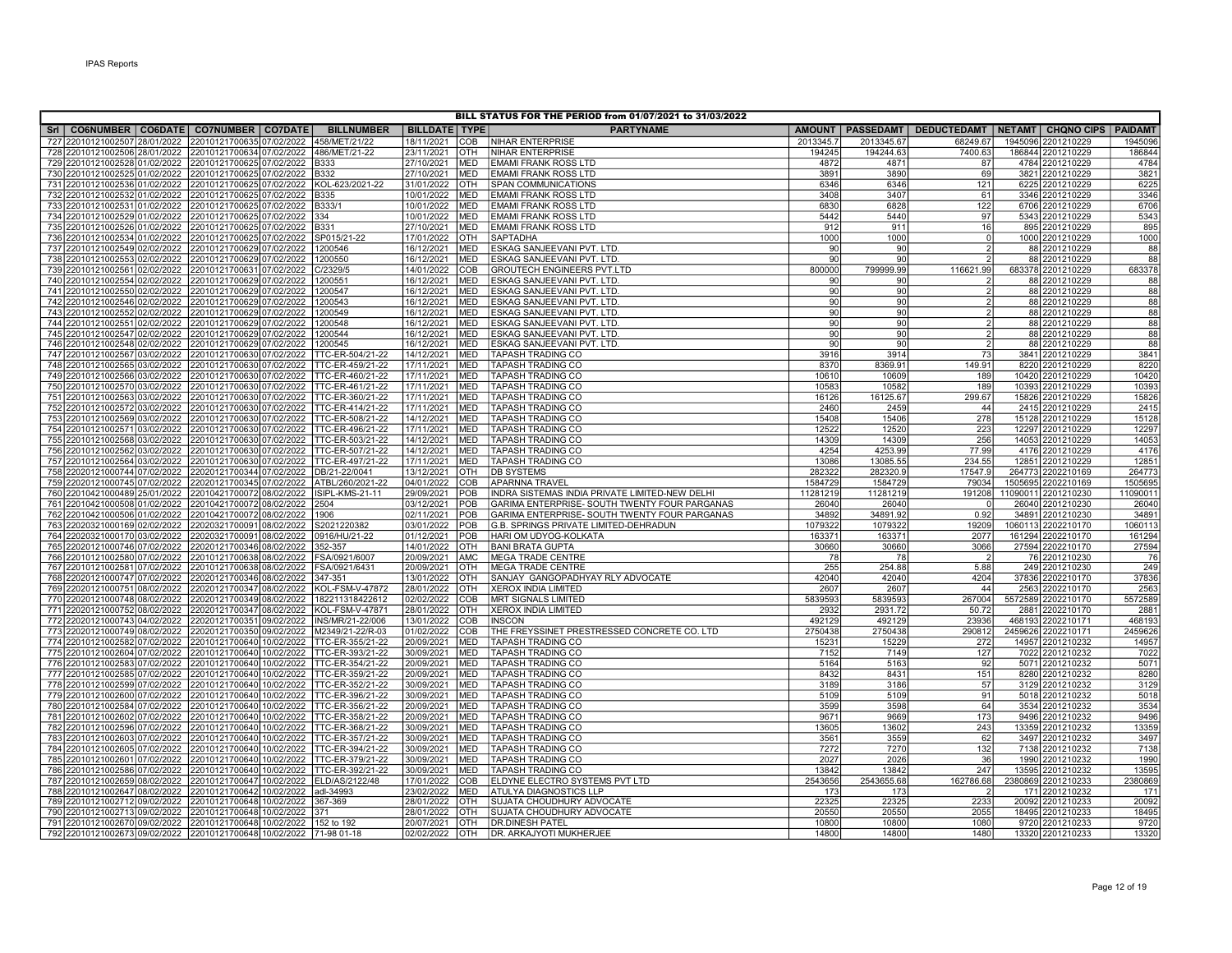IPAS Reports

**BILL STATUS FOR THE PERIOD from 01/07/2021 to 31/03/2022**

| Srl | CO6NUMBER | CO6DATE | CO7NUMBER | CO7DATE | BILLNUMBER | BILLDATE | TYPE | PARTYNAME | AMOUNT | PASSEDAMT | DEDUCTEDAMT | NETAMT | CHQNO CIPS | PAIDAMT |
|---|---|---|---|---|---|---|---|---|---|---|---|---|---|---|
| 727 | 22010121002507 | 28/01/2022 | 22010121700635 | 07/02/2022 | 458/MET/21/22 | 18/11/2021 | COB | NIHAR ENTERPRISE | 2013345.7 | 2013345.67 | 68249.67 | 1945096 | 2201210229 | 1945096 |
| 728 | 22010121002506 | 28/01/2022 | 22010121700634 | 07/02/2022 | 486/MET/21-22 | 23/11/2021 | OTH | NIHAR ENTERPRISE | 194245 | 194244.63 | 7400.63 | 186844 | 2201210229 | 186844 |
| 729 | 22010121002528 | 01/02/2022 | 22010121700625 | 07/02/2022 | B333 | 27/10/2021 | MED | EMAMI FRANK ROSS LTD | 4872 | 4871 | 87 | 4784 | 2201210229 | 4784 |
| 730 | 22010121002525 | 01/02/2022 | 22010121700625 | 07/02/2022 | B332 | 27/10/2021 | MED | EMAMI FRANK ROSS LTD | 3891 | 3890 | 69 | 3821 | 2201210229 | 3821 |
| 731 | 22010121002536 | 01/02/2022 | 22010121700625 | 07/02/2022 | KOL-623/2021-22 | 31/01/2022 | OTH | SPAN COMMUNICATIONS | 6346 | 6346 | 121 | 6225 | 2201210229 | 6225 |
| 732 | 22010121002532 | 01/02/2022 | 22010121700625 | 07/02/2022 | B335 | 10/01/2022 | MED | EMAMI FRANK ROSS LTD | 3408 | 3407 | 61 | 3346 | 2201210229 | 3346 |
| 733 | 22010121002531 | 01/02/2022 | 22010121700625 | 07/02/2022 | B333/1 | 10/01/2022 | MED | EMAMI FRANK ROSS LTD | 6830 | 6828 | 122 | 6706 | 2201210229 | 6706 |
| 734 | 22010121002529 | 01/02/2022 | 22010121700625 | 07/02/2022 | 334 | 10/01/2022 | MED | EMAMI FRANK ROSS LTD | 5442 | 5440 | 97 | 5343 | 2201210229 | 5343 |
| 735 | 22010121002526 | 01/02/2022 | 22010121700625 | 07/02/2022 | B331 | 27/10/2021 | MED | EMAMI FRANK ROSS LTD | 912 | 911 | 16 | 895 | 2201210229 | 895 |
| 736 | 22010121002534 | 01/02/2022 | 22010121700625 | 07/02/2022 | SP015/21-22 | 17/01/2022 | OTH | SAPTADHA | 1000 | 1000 | 0 | 1000 | 2201210229 | 1000 |
| 737 | 22010121002549 | 02/02/2022 | 22010121700629 | 07/02/2022 | 1200546 | 16/12/2021 | MED | ESKAG SANJEEVANI PVT. LTD. | 90 | 90 | 2 | 88 | 2201210229 | 88 |
| 738 | 22010121002553 | 02/02/2022 | 22010121700629 | 07/02/2022 | 1200550 | 16/12/2021 | MED | ESKAG SANJEEVANI PVT. LTD. | 90 | 90 | 2 | 88 | 2201210229 | 88 |
| 739 | 22010121002561 | 02/02/2022 | 22010121700631 | 07/02/2022 | C/2329/5 | 14/01/2022 | COB | GROUTECH ENGINEERS PVT.LTD | 800000 | 799999.99 | 116621.99 | 683378 | 2201210229 | 683378 |
| 740 | 22010121002554 | 02/02/2022 | 22010121700629 | 07/02/2022 | 1200551 | 16/12/2021 | MED | ESKAG SANJEEVANI PVT. LTD. | 90 | 90 | 2 | 88 | 2201210229 | 88 |
| 741 | 22010121002550 | 02/02/2022 | 22010121700629 | 07/02/2022 | 1200547 | 16/12/2021 | MED | ESKAG SANJEEVANI PVT. LTD. | 90 | 90 | 2 | 88 | 2201210229 | 88 |
| 742 | 22010121002546 | 02/02/2022 | 22010121700629 | 07/02/2022 | 1200543 | 16/12/2021 | MED | ESKAG SANJEEVANI PVT. LTD. | 90 | 90 | 2 | 88 | 2201210229 | 88 |
| 743 | 22010121002552 | 02/02/2022 | 22010121700629 | 07/02/2022 | 1200549 | 16/12/2021 | MED | ESKAG SANJEEVANI PVT. LTD. | 90 | 90 | 2 | 88 | 2201210229 | 88 |
| 744 | 22010121002551 | 02/02/2022 | 22010121700629 | 07/02/2022 | 1200548 | 16/12/2021 | MED | ESKAG SANJEEVANI PVT. LTD. | 90 | 90 | 2 | 88 | 2201210229 | 88 |
| 745 | 22010121002547 | 02/02/2022 | 22010121700629 | 07/02/2022 | 1200544 | 16/12/2021 | MED | ESKAG SANJEEVANI PVT. LTD. | 90 | 90 | 2 | 88 | 2201210229 | 88 |
| 746 | 22010121002548 | 02/02/2022 | 22010121700629 | 07/02/2022 | 1200545 | 16/12/2021 | MED | ESKAG SANJEEVANI PVT. LTD. | 90 | 90 | 2 | 88 | 2201210229 | 88 |
| 747 | 22010121002567 | 03/02/2022 | 22010121700630 | 07/02/2022 | TTC-ER-504/21-22 | 14/12/2021 | MED | TAPASH TRADING CO | 3916 | 3914 | 73 | 3841 | 2201210229 | 3841 |
| 748 | 22010121002565 | 03/02/2022 | 22010121700630 | 07/02/2022 | TTC-ER-459/21-22 | 17/11/2021 | MED | TAPASH TRADING CO | 8370 | 8369.91 | 149.91 | 8220 | 2201210229 | 8220 |
| 749 | 22010121002566 | 03/02/2022 | 22010121700630 | 07/02/2022 | TTC-ER-460/21-22 | 17/11/2021 | MED | TAPASH TRADING CO | 10610 | 10609 | 189 | 10420 | 2201210229 | 10420 |
| 750 | 22010121002570 | 03/02/2022 | 22010121700630 | 07/02/2022 | TTC-ER-461/21-22 | 17/11/2021 | MED | TAPASH TRADING CO | 10583 | 10582 | 189 | 10393 | 2201210229 | 10393 |
| 751 | 22010121002563 | 03/02/2022 | 22010121700630 | 07/02/2022 | TTC-ER-360/21-22 | 17/11/2021 | MED | TAPASH TRADING CO | 16126 | 16125.67 | 299.67 | 15826 | 2201210229 | 15826 |
| 752 | 22010121002572 | 03/02/2022 | 22010121700630 | 07/02/2022 | TTC-ER-414/21-22 | 17/11/2021 | MED | TAPASH TRADING CO | 2460 | 2459 | 44 | 2415 | 2201210229 | 2415 |
| 753 | 22010121002569 | 03/02/2022 | 22010121700630 | 07/02/2022 | TTC-ER-508/21-22 | 14/12/2021 | MED | TAPASH TRADING CO | 15408 | 15406 | 278 | 15128 | 2201210229 | 15128 |
| 754 | 22010121002571 | 03/02/2022 | 22010121700630 | 07/02/2022 | TTC-ER-496/21-22 | 17/11/2021 | MED | TAPASH TRADING CO | 12522 | 12520 | 223 | 12297 | 2201210229 | 12297 |
| 755 | 22010121002568 | 03/02/2022 | 22010121700630 | 07/02/2022 | TTC-ER-503/21-22 | 14/12/2021 | MED | TAPASH TRADING CO | 14309 | 14309 | 256 | 14053 | 2201210229 | 14053 |
| 756 | 22010121002562 | 03/02/2022 | 22010121700630 | 07/02/2022 | TTC-ER-507/21-22 | 14/12/2021 | MED | TAPASH TRADING CO | 4254 | 4253.99 | 77.99 | 4176 | 2201210229 | 4176 |
| 757 | 22010121002564 | 03/02/2022 | 22010121700630 | 07/02/2022 | TTC-ER-497/21-22 | 17/11/2021 | MED | TAPASH TRADING CO | 13086 | 13085.55 | 234.55 | 12851 | 2201210229 | 12851 |
| 758 | 22020121000744 | 07/02/2022 | 22020121700344 | 07/02/2022 | DB/21-22/0041 | 13/12/2021 | OTH | DB SYSTEMS | 282322 | 282320.9 | 17547.9 | 264773 | 2202210169 | 264773 |
| 759 | 22020121000745 | 07/02/2022 | 22020121700345 | 07/02/2022 | ATBL/260/2021-22 | 04/01/2022 | COB | APARNNA TRAVEL | 1584729 | 1584729 | 79034 | 1505695 | 2202210169 | 1505695 |
| 760 | 22010421000489 | 25/01/2022 | 22010421700072 | 08/02/2022 | ISIPL-KMS-21-11 | 29/09/2021 | POB | INDRA SISTEMAS INDIA PRIVATE LIMITED-NEW DELHI | 11281219 | 11281219 | 191208 | 11090011 | 2201210230 | 11090011 |
| 761 | 22010421000508 | 01/02/2022 | 22010421700072 | 08/02/2022 | 2504 | 03/12/2021 | POB | GARIMA ENTERPRISE- SOUTH TWENTY FOUR PARGANAS | 26040 | 26040 | 0 | 26040 | 2201210230 | 26040 |
| 762 | 22010421000506 | 01/02/2022 | 22010421700072 | 08/02/2022 | 1906 | 02/11/2021 | POB | GARIMA ENTERPRISE- SOUTH TWENTY FOUR PARGANAS | 34892 | 34891.92 | 0.92 | 34891 | 2201210230 | 34891 |
| 763 | 22020321000169 | 02/02/2022 | 22020321700091 | 08/02/2022 | S2021220382 | 03/01/2022 | POB | G.B. SPRINGS PRIVATE LIMITED-DEHRADUN | 1079322 | 1079322 | 19209 | 1060113 | 2202210170 | 1060113 |
| 764 | 22020321000170 | 03/02/2022 | 22020321700091 | 08/02/2022 | 0916/HU/21-22 | 01/12/2021 | POB | HARI OM UDYOG-KOLKATA | 163371 | 163371 | 2077 | 161294 | 2202210170 | 161294 |
| 765 | 22020121000746 | 07/02/2022 | 22020121700346 | 08/02/2022 | 352-357 | 14/01/2022 | OTH | BANI BRATA GUPTA | 30660 | 30660 | 3066 | 27594 | 2202210170 | 27594 |
| 766 | 22010121002580 | 07/02/2022 | 22010121700638 | 08/02/2022 | FSA/0921/6007 | 20/09/2021 | AMC | MEGA TRADE CENTRE | 78 | 78 | 2 | 76 | 2201210230 | 76 |
| 767 | 22010121002581 | 07/02/2022 | 22010121700638 | 08/02/2022 | FSA/0921/6431 | 20/09/2021 | OTH | MEGA TRADE CENTRE | 255 | 254.88 | 5.88 | 249 | 2201210230 | 249 |
| 768 | 22020121000747 | 07/02/2022 | 22020121700346 | 08/02/2022 | 347-351 | 13/01/2022 | OTH | SANJAY GANGOPADHYAY RLY ADVOCATE | 42040 | 42040 | 4204 | 37836 | 2202210170 | 37836 |
| 769 | 22020121000751 | 08/02/2022 | 22020121700347 | 08/02/2022 | KOL-FSM-V-47872 | 28/01/2022 | OTH | XEROX INDIA LIMITED | 2607 | 2607 | 44 | 2563 | 2202210170 | 2563 |
| 770 | 22020121000748 | 08/02/2022 | 22020121700349 | 08/02/2022 | 182211318422612 | 02/02/2022 | COB | MRT SIGNALS LIMITED | 5839593 | 5839593 | 267004 | 5572589 | 2202210170 | 5572589 |
| 771 | 22020121000752 | 08/02/2022 | 22020121700347 | 08/02/2022 | KOL-FSM-V-47871 | 28/01/2022 | OTH | XEROX INDIA LIMITED | 2932 | 2931.72 | 50.72 | 2881 | 2202210170 | 2881 |
| 772 | 22020121000743 | 04/02/2022 | 22020121700351 | 09/02/2022 | INS/MR/21-22/006 | 13/01/2022 | COB | INSCON | 492129 | 492129 | 23936 | 468193 | 2202210171 | 468193 |
| 773 | 22020121000749 | 08/02/2022 | 22020121700350 | 09/02/2022 | M2349/21-22/R-03 | 01/02/2022 | COB | THE FREYSSINET PRESTRESSED CONCRETE CO. LTD | 2750438 | 2750438 | 290812 | 2459626 | 2202210171 | 2459626 |
| 774 | 22010121002582 | 07/02/2022 | 22010121700640 | 10/02/2022 | TTC-ER-355/21-22 | 20/09/2021 | MED | TAPASH TRADING CO | 15231 | 15229 | 272 | 14957 | 2201210232 | 14957 |
| 775 | 22010121002604 | 07/02/2022 | 22010121700640 | 10/02/2022 | TTC-ER-393/21-22 | 30/09/2021 | MED | TAPASH TRADING CO | 7152 | 7149 | 127 | 7022 | 2201210232 | 7022 |
| 776 | 22010121002583 | 07/02/2022 | 22010121700640 | 10/02/2022 | TTC-ER-354/21-22 | 20/09/2021 | MED | TAPASH TRADING CO | 5164 | 5163 | 92 | 5071 | 2201210232 | 5071 |
| 777 | 22010121002585 | 07/02/2022 | 22010121700640 | 10/02/2022 | TTC-ER-359/21-22 | 20/09/2021 | MED | TAPASH TRADING CO | 8432 | 8431 | 151 | 8280 | 2201210232 | 8280 |
| 778 | 22010121002599 | 07/02/2022 | 22010121700640 | 10/02/2022 | TTC-ER-352/21-22 | 30/09/2021 | MED | TAPASH TRADING CO | 3189 | 3186 | 57 | 3129 | 2201210232 | 3129 |
| 779 | 22010121002600 | 07/02/2022 | 22010121700640 | 10/02/2022 | TTC-ER-396/21-22 | 30/09/2021 | MED | TAPASH TRADING CO | 5109 | 5109 | 91 | 5018 | 2201210232 | 5018 |
| 780 | 22010121002584 | 07/02/2022 | 22010121700640 | 10/02/2022 | TTC-ER-356/21-22 | 20/09/2021 | MED | TAPASH TRADING CO | 3599 | 3598 | 64 | 3534 | 2201210232 | 3534 |
| 781 | 22010121002602 | 07/02/2022 | 22010121700640 | 10/02/2022 | TTC-ER-358/21-22 | 20/09/2021 | MED | TAPASH TRADING CO | 9671 | 9669 | 173 | 9496 | 2201210232 | 9496 |
| 782 | 22010121002596 | 07/02/2022 | 22010121700640 | 10/02/2022 | TTC-ER-368/21-22 | 30/09/2021 | MED | TAPASH TRADING CO | 13605 | 13602 | 243 | 13359 | 2201210232 | 13359 |
| 783 | 22010121002603 | 07/02/2022 | 22010121700640 | 10/02/2022 | TTC-ER-357/21-22 | 20/09/2021 | MED | TAPASH TRADING CO | 3561 | 3559 | 62 | 3497 | 2201210232 | 3497 |
| 784 | 22010121002605 | 07/02/2022 | 22010121700640 | 10/02/2022 | TTC-ER-394/21-22 | 30/09/2021 | MED | TAPASH TRADING CO | 7272 | 7270 | 132 | 7138 | 2201210232 | 7138 |
| 785 | 22010121002601 | 07/02/2022 | 22010121700640 | 10/02/2022 | TTC-ER-379/21-22 | 30/09/2021 | MED | TAPASH TRADING CO | 2027 | 2026 | 36 | 1990 | 2201210232 | 1990 |
| 786 | 22010121002586 | 07/02/2022 | 22010121700640 | 10/02/2022 | TTC-ER-392/21-22 | 30/09/2021 | MED | TAPASH TRADING CO | 13842 | 13842 | 247 | 13595 | 2201210232 | 13595 |
| 787 | 22010121002659 | 08/02/2022 | 22010121700647 | 10/02/2022 | ELD/AS/2122/48 | 17/01/2022 | COB | ELDYNE ELECTRO SYSTEMS PVT LTD | 2543656 | 2543655.68 | 162786.68 | 2380869 | 2201210233 | 2380869 |
| 788 | 22010121002647 | 08/02/2022 | 22010121700642 | 10/02/2022 | adl-34993 | 23/02/2022 | MED | ATULYA DIAGNOSTICS LLP | 173 | 173 | 2 | 171 | 2201210232 | 171 |
| 789 | 22010121002712 | 09/02/2022 | 22010121700648 | 10/02/2022 | 367-369 | 28/01/2022 | OTH | SUJATA CHOUDHURY ADVOCATE | 22325 | 22325 | 2233 | 20092 | 2201210233 | 20092 |
| 790 | 22010121002713 | 09/02/2022 | 22010121700648 | 10/02/2022 | 371 | 28/01/2022 | OTH | SUJATA CHOUDHURY ADVOCATE | 20550 | 20550 | 2055 | 18495 | 2201210233 | 18495 |
| 791 | 22010121002670 | 09/02/2022 | 22010121700648 | 10/02/2022 | 152 to 192 | 20/07/2021 | OTH | DR.DINESH PATEL | 10800 | 10800 | 1080 | 9720 | 2201210233 | 9720 |
| 792 | 22010121002673 | 09/02/2022 | 22010121700648 | 10/02/2022 | 71-98 01-18 | 02/02/2022 | OTH | DR. ARKAJYOTI MUKHERJEE | 14800 | 14800 | 1480 | 13320 | 2201210233 | 13320 |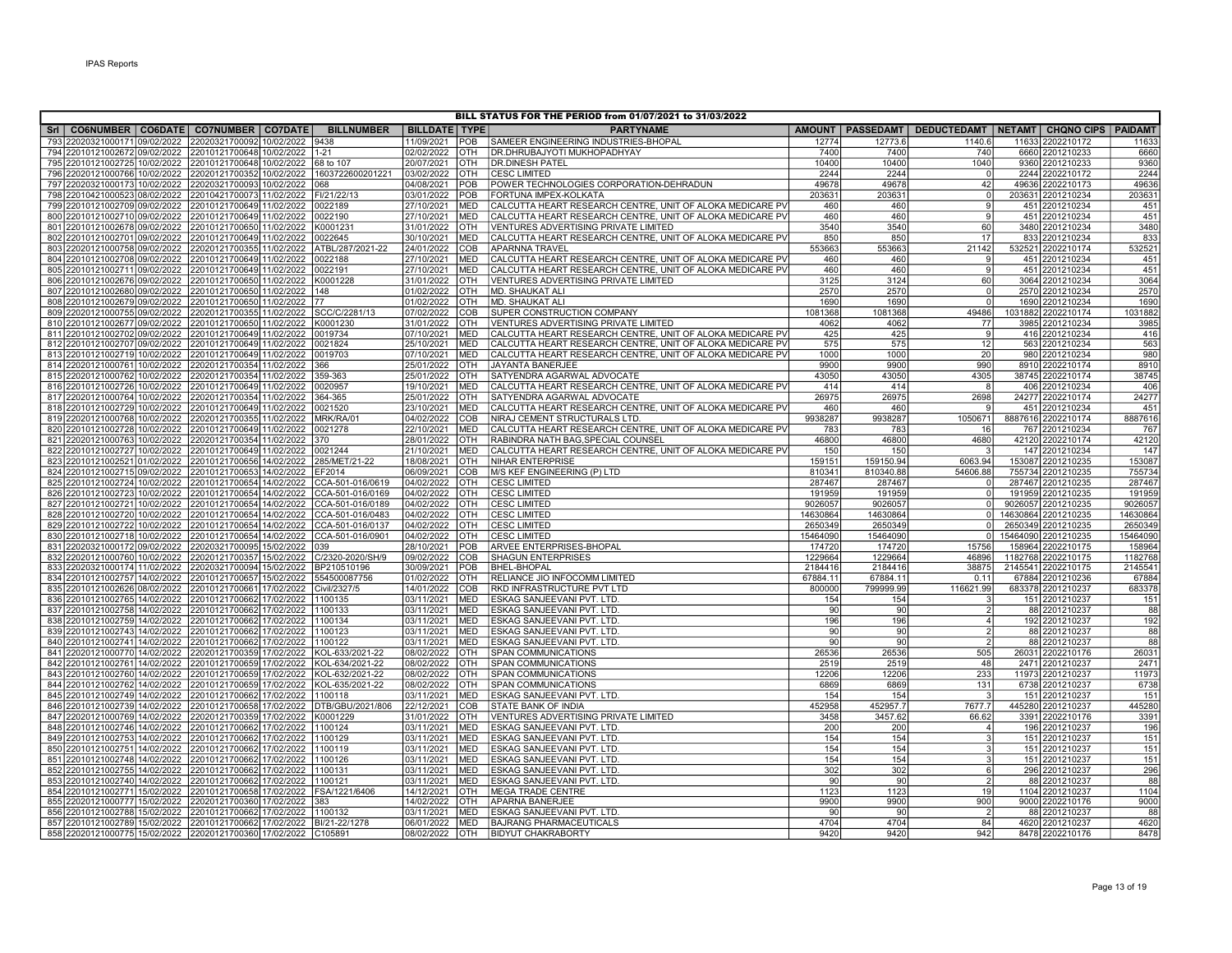## BILL STATUS FOR THE PERIOD from 01/07/2021 to 31/03/2022

| Srl | CO6NUMBER | CO6DATE | CO7NUMBER | CO7DATE | BILLNUMBER | BILLDATE | TYPE | PARTYNAME | AMOUNT | PASSEDAMT | DEDUCTEDAMT | NETAMT | CHQNO CIPS | PAIDAMT |
|---|---|---|---|---|---|---|---|---|---|---|---|---|---|---|
| 793 | 22020321000171 | 09/02/2022 | 22020321700092 | 10/02/2022 | 9438 | 11/09/2021 | POB | SAMEER ENGINEERING INDUSTRIES-BHOPAL | 12774 | 12773.6 | 1140.6 | 11633 | 2202210172 | 11633 |
| 794 | 22010121002672 | 09/02/2022 | 22010121700648 | 10/02/2022 | 1-21 | 02/02/2022 | OTH | DR.DHRUBAJYOTI MUKHOPADHYAY | 7400 | 7400 | 740 | 6660 | 2201210233 | 6660 |
| 795 | 22010121002725 | 10/02/2022 | 22010121700648 | 10/02/2022 | 68 to 107 | 20/07/2021 | OTH | DR.DINESH PATEL | 10400 | 10400 | 1040 | 9360 | 2201210233 | 9360 |
| 796 | 22020121000766 | 10/02/2022 | 22020121700352 | 10/02/2022 | 1603722600201221 | 03/02/2022 | OTH | CESC LIMITED | 2244 | 2244 | 0 | 2244 | 2202210172 | 2244 |
| 797 | 22020321000173 | 10/02/2022 | 22020321700093 | 10/02/2022 | 068 | 04/08/2021 | POB | POWER TECHNOLOGIES CORPORATION-DEHRADUN | 49678 | 49678 | 42 | 49636 | 2202210173 | 49636 |
| 798 | 22010421000523 | 08/02/2022 | 22010421700073 | 11/02/2022 | FI/21/22/13 | 03/01/2022 | POB | FORTUNA IMPEX-KOLKATA | 203631 | 203631 | 0 | 203631 | 2201210234 | 203631 |
| 799 | 22010121002709 | 09/02/2022 | 22010121700649 | 11/02/2022 | 0022189 | 27/10/2021 | MED | CALCUTTA HEART RESEARCH CENTRE, UNIT OF ALOKA MEDICARE PV | 460 | 460 | 9 | 451 | 2201210234 | 451 |
| 800 | 22010121002710 | 09/02/2022 | 22010121700649 | 11/02/2022 | 0022190 | 27/10/2021 | MED | CALCUTTA HEART RESEARCH CENTRE, UNIT OF ALOKA MEDICARE PV | 460 | 460 | 9 | 451 | 2201210234 | 451 |
| 801 | 22010121002678 | 09/02/2022 | 22010121700650 | 11/02/2022 | K0001231 | 31/01/2022 | OTH | VENTURES ADVERTISING PRIVATE LIMITED | 3540 | 3540 | 60 | 3480 | 2201210234 | 3480 |
| 802 | 22010121002701 | 09/02/2022 | 22010121700649 | 11/02/2022 | 0022645 | 30/10/2021 | MED | CALCUTTA HEART RESEARCH CENTRE, UNIT OF ALOKA MEDICARE PV | 850 | 850 | 17 | 833 | 2201210234 | 833 |
| 803 | 22020121000758 | 09/02/2022 | 22020121700355 | 11/02/2022 | ATBL/287/2021-22 | 24/01/2022 | COB | APARNNA TRAVEL | 553663 | 553663 | 21142 | 532521 | 2202210174 | 532521 |
| 804 | 22010121002708 | 09/02/2022 | 22010121700649 | 11/02/2022 | 0022188 | 27/10/2021 | MED | CALCUTTA HEART RESEARCH CENTRE, UNIT OF ALOKA MEDICARE PV | 460 | 460 | 9 | 451 | 2201210234 | 451 |
| 805 | 22010121002711 | 09/02/2022 | 22010121700649 | 11/02/2022 | 0022191 | 27/10/2021 | MED | CALCUTTA HEART RESEARCH CENTRE, UNIT OF ALOKA MEDICARE PV | 460 | 460 | 9 | 451 | 2201210234 | 451 |
| 806 | 22010121002676 | 09/02/2022 | 22010121700650 | 11/02/2022 | K0001228 | 31/01/2022 | OTH | VENTURES ADVERTISING PRIVATE LIMITED | 3125 | 3124 | 60 | 3064 | 2201210234 | 3064 |
| 807 | 22010121002680 | 09/02/2022 | 22010121700650 | 11/02/2022 | 148 | 01/02/2022 | OTH | MD. SHAUKAT ALI | 2570 | 2570 | 0 | 2570 | 2201210234 | 2570 |
| 808 | 22010121002679 | 09/02/2022 | 22010121700650 | 11/02/2022 | 77 | 01/02/2022 | OTH | MD. SHAUKAT ALI | 1690 | 1690 | 0 | 1690 | 2201210234 | 1690 |
| 809 | 22020121000755 | 09/02/2022 | 22020121700355 | 11/02/2022 | SCC/C/2281/13 | 07/02/2022 | COB | SUPER CONSTRUCTION COMPANY | 1081368 | 1081368 | 49486 | 1031882 | 2202210174 | 1031882 |
| 810 | 22010121002677 | 09/02/2022 | 22010121700650 | 11/02/2022 | K0001230 | 31/01/2022 | OTH | VENTURES ADVERTISING PRIVATE LIMITED | 4062 | 4062 | 77 | 3985 | 2201210234 | 3985 |
| 811 | 22010121002702 | 09/02/2022 | 22010121700649 | 11/02/2022 | 0019734 | 07/10/2021 | MED | CALCUTTA HEART RESEARCH CENTRE, UNIT OF ALOKA MEDICARE PV | 425 | 425 | 9 | 416 | 2201210234 | 416 |
| 812 | 22010121002707 | 09/02/2022 | 22010121700649 | 11/02/2022 | 0021824 | 25/10/2021 | MED | CALCUTTA HEART RESEARCH CENTRE, UNIT OF ALOKA MEDICARE PV | 575 | 575 | 12 | 563 | 2201210234 | 563 |
| 813 | 22010121002719 | 10/02/2022 | 22010121700649 | 11/02/2022 | 0019703 | 07/10/2021 | MED | CALCUTTA HEART RESEARCH CENTRE, UNIT OF ALOKA MEDICARE PV | 1000 | 1000 | 20 | 980 | 2201210234 | 980 |
| 814 | 22020121000761 | 10/02/2022 | 22020121700354 | 11/02/2022 | 366 | 25/01/2022 | OTH | JAYANTA BANERJEE | 9900 | 9900 | 990 | 8910 | 2202210174 | 8910 |
| 815 | 22020121000762 | 10/02/2022 | 22020121700354 | 11/02/2022 | 359-363 | 25/01/2022 | OTH | SATYENDRA AGARWAL ADVOCATE | 43050 | 43050 | 4305 | 38745 | 2202210174 | 38745 |
| 816 | 22010121002726 | 10/02/2022 | 22010121700649 | 11/02/2022 | 0020957 | 19/10/2021 | MED | CALCUTTA HEART RESEARCH CENTRE, UNIT OF ALOKA MEDICARE PV | 414 | 414 | 8 | 406 | 2201210234 | 406 |
| 817 | 22020121000764 | 10/02/2022 | 22020121700354 | 11/02/2022 | 364-365 | 25/01/2022 | OTH | SATYENDRA AGARWAL ADVOCATE | 26975 | 26975 | 2698 | 24277 | 2202210174 | 24277 |
| 818 | 22010121002729 | 10/02/2022 | 22010121700649 | 11/02/2022 | 0021520 | 23/10/2021 | MED | CALCUTTA HEART RESEARCH CENTRE, UNIT OF ALOKA MEDICARE PV | 460 | 460 | 9 | 451 | 2201210234 | 451 |
| 819 | 22020121000768 | 10/02/2022 | 22020121700355 | 11/02/2022 | MRK/RA/01 | 04/02/2022 | COB | NIRAJ CEMENT STRUCTURALS LTD. | 9938287 | 9938287 | 1050671 | 8887616 | 2202210174 | 8887616 |
| 820 | 22010121002728 | 10/02/2022 | 22010121700649 | 11/02/2022 | 0021278 | 22/10/2021 | MED | CALCUTTA HEART RESEARCH CENTRE, UNIT OF ALOKA MEDICARE PV | 783 | 783 | 16 | 767 | 2201210234 | 767 |
| 821 | 22020121000763 | 10/02/2022 | 22020121700354 | 11/02/2022 | 370 | 28/01/2022 | OTH | RABINDRA NATH BAG,SPECIAL COUNSEL | 46800 | 46800 | 4680 | 42120 | 2202210174 | 42120 |
| 822 | 22010121002727 | 10/02/2022 | 22010121700649 | 11/02/2022 | 0021244 | 21/10/2021 | MED | CALCUTTA HEART RESEARCH CENTRE, UNIT OF ALOKA MEDICARE PV | 150 | 150 | 3 | 147 | 2201210234 | 147 |
| 823 | 22010121002521 | 01/02/2022 | 22010121700656 | 14/02/2022 | 285/MET/21-22 | 18/08/2021 | OTH | NIHAR ENTERPRISE | 159151 | 159150.94 | 6063.94 | 153087 | 2201210235 | 153087 |
| 824 | 22010121002715 | 09/02/2022 | 22010121700653 | 14/02/2022 | EF2014 | 06/09/2021 | COB | M/S KEF ENGINEERING (P) LTD | 810341 | 810340.88 | 54606.88 | 755734 | 2201210235 | 755734 |
| 825 | 22010121002724 | 10/02/2022 | 22010121700654 | 14/02/2022 | CCA-501-016/0619 | 04/02/2022 | OTH | CESC LIMITED | 287467 | 287467 | 0 | 287467 | 2201210235 | 287467 |
| 826 | 22010121002723 | 10/02/2022 | 22010121700654 | 14/02/2022 | CCA-501-016/0169 | 04/02/2022 | OTH | CESC LIMITED | 191959 | 191959 | 0 | 191959 | 2201210235 | 191959 |
| 827 | 22010121002721 | 10/02/2022 | 22010121700654 | 14/02/2022 | CCA-501-016/0189 | 04/02/2022 | OTH | CESC LIMITED | 9026057 | 9026057 | 0 | 9026057 | 2201210235 | 9026057 |
| 828 | 22010121002720 | 10/02/2022 | 22010121700654 | 14/02/2022 | CCA-501-016/0483 | 04/02/2022 | OTH | CESC LIMITED | 14630864 | 14630864 | 0 | 14630864 | 2201210235 | 14630864 |
| 829 | 22010121002722 | 10/02/2022 | 22010121700654 | 14/02/2022 | CCA-501-016/0137 | 04/02/2022 | OTH | CESC LIMITED | 2650349 | 2650349 | 0 | 2650349 | 2201210235 | 2650349 |
| 830 | 22010121002718 | 10/02/2022 | 22010121700654 | 14/02/2022 | CCA-501-016/0901 | 04/02/2022 | OTH | CESC LIMITED | 15464090 | 15464090 | 0 | 15464090 | 2201210235 | 15464090 |
| 831 | 22020321000172 | 09/02/2022 | 22020321700095 | 15/02/2022 | 039 | 28/10/2021 | POB | ARVEE ENTERPRISES-BHOPAL | 174720 | 174720 | 15756 | 158964 | 2202210175 | 158964 |
| 832 | 22020121000760 | 10/02/2022 | 22020121700357 | 15/02/2022 | C/2320-2020/SH/9 | 09/02/2022 | COB | SHAGUN ENTERPRISES | 1229664 | 1229664 | 46896 | 1182768 | 2202210175 | 1182768 |
| 833 | 22020321000174 | 11/02/2022 | 22020321700094 | 15/02/2022 | BP210510196 | 30/09/2021 | POB | BHEL-BHOPAL | 2184416 | 2184416 | 38875 | 2145541 | 2202210175 | 2145541 |
| 834 | 22010121002757 | 14/02/2022 | 22010121700657 | 15/02/2022 | 554500087756 | 01/02/2022 | OTH | RELIANCE JIO INFOCOMM LIMITED | 67884.11 | 67884.11 | 0.11 | 67884 | 2201210236 | 67884 |
| 835 | 22010121002626 | 08/02/2022 | 22010121700661 | 17/02/2022 | Civil/2327/5 | 14/01/2022 | COB | RKD INFRASTRUCTURE PVT LTD | 800000 | 799999.99 | 116621.99 | 683378 | 2201210237 | 683378 |
| 836 | 22010121002765 | 14/02/2022 | 22010121700662 | 17/02/2022 | 1100135 | 03/11/2021 | MED | ESKAG SANJEEVANI PVT. LTD. | 154 | 154 | 3 | 151 | 2201210237 | 151 |
| 837 | 22010121002758 | 14/02/2022 | 22010121700662 | 17/02/2022 | 1100133 | 03/11/2021 | MED | ESKAG SANJEEVANI PVT. LTD. | 90 | 90 | 2 | 88 | 2201210237 | 88 |
| 838 | 22010121002759 | 14/02/2022 | 22010121700662 | 17/02/2022 | 1100134 | 03/11/2021 | MED | ESKAG SANJEEVANI PVT. LTD. | 196 | 196 | 4 | 192 | 2201210237 | 192 |
| 839 | 22010121002743 | 14/02/2022 | 22010121700662 | 17/02/2022 | 1100123 | 03/11/2021 | MED | ESKAG SANJEEVANI PVT. LTD. | 90 | 90 | 2 | 88 | 2201210237 | 88 |
| 840 | 22010121002741 | 14/02/2022 | 22010121700662 | 17/02/2022 | 1100122 | 03/11/2021 | MED | ESKAG SANJEEVANI PVT. LTD. | 90 | 90 | 2 | 88 | 2201210237 | 88 |
| 841 | 22020121000770 | 14/02/2022 | 22020121700359 | 17/02/2022 | KOL-633/2021-22 | 08/02/2022 | OTH | SPAN COMMUNICATIONS | 26536 | 26536 | 505 | 26031 | 2202210176 | 26031 |
| 842 | 22010121002761 | 14/02/2022 | 22010121700659 | 17/02/2022 | KOL-634/2021-22 | 08/02/2022 | OTH | SPAN COMMUNICATIONS | 2519 | 2519 | 48 | 2471 | 2201210237 | 2471 |
| 843 | 22010121002760 | 14/02/2022 | 22010121700659 | 17/02/2022 | KOL-632/2021-22 | 08/02/2022 | OTH | SPAN COMMUNICATIONS | 12206 | 12206 | 233 | 11973 | 2201210237 | 11973 |
| 844 | 22010121002762 | 14/02/2022 | 22010121700659 | 17/02/2022 | KOL-635/2021-22 | 08/02/2022 | OTH | SPAN COMMUNICATIONS | 6869 | 6869 | 131 | 6738 | 2201210237 | 6738 |
| 845 | 22010121002749 | 14/02/2022 | 22010121700662 | 17/02/2022 | 1100118 | 03/11/2021 | MED | ESKAG SANJEEVANI PVT. LTD. | 154 | 154 | 3 | 151 | 2201210237 | 151 |
| 846 | 22010121002739 | 14/02/2022 | 22010121700658 | 17/02/2022 | DTB/GBU/2021/806 | 22/12/2021 | COB | STATE BANK OF INDIA | 452958 | 452957.7 | 7677.7 | 445280 | 2201210237 | 445280 |
| 847 | 22020121000769 | 14/02/2022 | 22020121700359 | 17/02/2022 | K0001229 | 31/01/2022 | OTH | VENTURES ADVERTISING PRIVATE LIMITED | 3458 | 3457.62 | 66.62 | 3391 | 2202210176 | 3391 |
| 848 | 22010121002746 | 14/02/2022 | 22010121700662 | 17/02/2022 | 1100124 | 03/11/2021 | MED | ESKAG SANJEEVANI PVT. LTD. | 200 | 200 | 4 | 196 | 2201210237 | 196 |
| 849 | 22010121002753 | 14/02/2022 | 22010121700662 | 17/02/2022 | 1100129 | 03/11/2021 | MED | ESKAG SANJEEVANI PVT. LTD. | 154 | 154 | 3 | 151 | 2201210237 | 151 |
| 850 | 22010121002751 | 14/02/2022 | 22010121700662 | 17/02/2022 | 1100119 | 03/11/2021 | MED | ESKAG SANJEEVANI PVT. LTD. | 154 | 154 | 3 | 151 | 2201210237 | 151 |
| 851 | 22010121002748 | 14/02/2022 | 22010121700662 | 17/02/2022 | 1100126 | 03/11/2021 | MED | ESKAG SANJEEVANI PVT. LTD. | 154 | 154 | 3 | 151 | 2201210237 | 151 |
| 852 | 22010121002755 | 14/02/2022 | 22010121700662 | 17/02/2022 | 1100131 | 03/11/2021 | MED | ESKAG SANJEEVANI PVT. LTD. | 302 | 302 | 6 | 296 | 2201210237 | 296 |
| 853 | 22010121002740 | 14/02/2022 | 22010121700662 | 17/02/2022 | 1100121 | 03/11/2021 | MED | ESKAG SANJEEVANI PVT. LTD. | 90 | 90 | 2 | 88 | 2201210237 | 88 |
| 854 | 22010121002771 | 15/02/2022 | 22010121700658 | 17/02/2022 | FSA/1221/6406 | 14/12/2021 | OTH | MEGA TRADE CENTRE | 1123 | 1123 | 19 | 1104 | 2201210237 | 1104 |
| 855 | 22020121000777 | 15/02/2022 | 22020121700360 | 17/02/2022 | 383 | 14/02/2022 | OTH | APARNA BANERJEE | 9900 | 9900 | 900 | 9000 | 2202210176 | 9000 |
| 856 | 22010121002788 | 15/02/2022 | 22010121700662 | 17/02/2022 | 1100132 | 03/11/2021 | MED | ESKAG SANJEEVANI PVT. LTD. | 90 | 90 | 2 | 88 | 2201210237 | 88 |
| 857 | 22010121002789 | 15/02/2022 | 22010121700662 | 17/02/2022 | BI/21-22/1278 | 06/01/2022 | MED | BAJRANG PHARMACEUTICALS | 4704 | 4704 | 84 | 4620 | 2201210237 | 4620 |
| 858 | 22020121000775 | 15/02/2022 | 22020121700360 | 17/02/2022 | C105891 | 08/02/2022 | OTH | BIDYUT CHAKRABORTY | 9420 | 9420 | 942 | 8478 | 2202210176 | 8478 |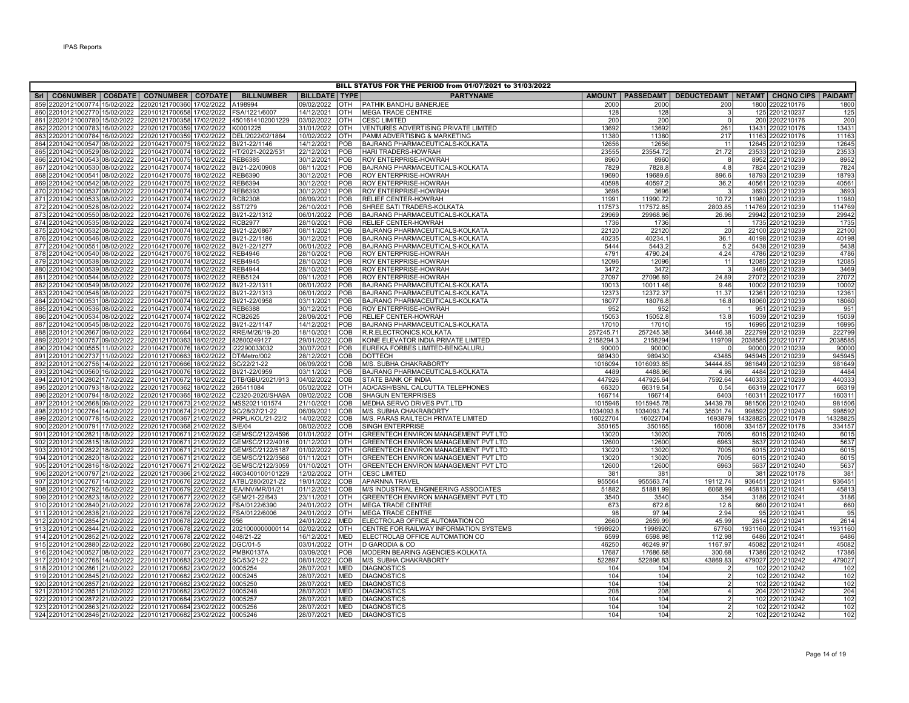IPAS Reports

## BILL STATUS FOR THE PERIOD from 01/07/2021 to 31/03/2022

| Srl | CO6NUMBER | CO6DATE | CO7NUMBER | CO7DATE | BILLNUMBER | BILLDATE | TYPE | PARTYNAME | AMOUNT | PASSEDAMT | DEDUCTEDAMT | NETAMT | CHQNO CIPS | PAIDAMT |
|---|---|---|---|---|---|---|---|---|---|---|---|---|---|---|
| 859 | 22020121000774 | 15/02/2022 | 22020121700360 | 17/02/2022 | A198994 | 09/02/2022 | OTH | PATHIK BANDHU BANERJEE | 2000 | 2000 | 200 | 1800 | 2202210176 | 1800 |
| 860 | 22010121002770 | 15/02/2022 | 22010121700658 | 17/02/2022 | FSA/1221/6007 | 14/12/2021 | OTH | MEGA TRADE CENTRE | 128 | 128 | 3 | 125 | 2201210237 | 125 |
| 861 | 22020121000780 | 15/02/2022 | 22020121700358 | 17/02/2022 | 4501614102001229 | 03/02/2022 | OTH | CESC LIMITED | 200 | 200 | 0 | 200 | 2202210176 | 200 |
| 862 | 22020121000783 | 16/02/2022 | 22020121700359 | 17/02/2022 | K0001225 | 31/01/2022 | OTH | VENTURES ADVERTISING PRIVATE LIMITED | 13692 | 13692 | 261 | 13431 | 2202210176 | 13431 |
| 863 | 22020121000784 | 16/02/2022 | 22020121700359 | 17/02/2022 | DEL/2022/02/1864 | 10/02/2022 | OTH | PAMM ADVERTISING & MARKETING | 11380 | 11380 | 217 | 11163 | 2202210176 | 11163 |
| 864 | 22010421000547 | 08/02/2022 | 22010421700075 | 18/02/2022 | BI/21-22/1146 | 14/12/2021 | POB | BAJRANG PHARMACEUTICALS-KOLKATA | 12656 | 12656 | 11 | 12645 | 2201210239 | 12645 |
| 865 | 22010421000529 | 08/02/2022 | 22010421700074 | 18/02/2022 | HT/2021-2022/531 | 22/12/2021 | POB | HARI TRADERS-HOWRAH | 23555 | 23554.72 | 21.72 | 23533 | 2201210239 | 23533 |
| 866 | 22010421000543 | 08/02/2022 | 22010421700075 | 18/02/2022 | REB6385 | 30/12/2021 | POB | ROY ENTERPRISE-HOWRAH | 8960 | 8960 | 8 | 8952 | 2201210239 | 8952 |
| 867 | 22010421000530 | 08/02/2022 | 22010421700074 | 18/02/2022 | BI/21-22/00908 | 08/11/2021 | POB | BAJRANG PHARMACEUTICALS-KOLKATA | 7829 | 7828.8 | 4.8 | 7824 | 2201210239 | 7824 |
| 868 | 22010421000541 | 08/02/2022 | 22010421700075 | 18/02/2022 | REB6390 | 30/12/2021 | POB | ROY ENTERPRISE-HOWRAH | 19690 | 19689.6 | 896.6 | 18793 | 2201210239 | 18793 |
| 869 | 22010421000542 | 08/02/2022 | 22010421700075 | 18/02/2022 | REB6394 | 30/12/2021 | POB | ROY ENTERPRISE-HOWRAH | 40598 | 40597.2 | 36.2 | 40561 | 2201210239 | 40561 |
| 870 | 22010421000537 | 08/02/2022 | 22010421700074 | 18/02/2022 | REB6393 | 30/12/2021 | POB | ROY ENTERPRISE-HOWRAH | 3696 | 3696 | 3 | 3693 | 2201210239 | 3693 |
| 871 | 22010421000533 | 08/02/2022 | 22010421700074 | 18/02/2022 | RCB2308 | 08/09/2021 | POB | RELIEF CENTER-HOWRAH | 11991 | 11990.72 | 10.72 | 11980 | 2201210239 | 11980 |
| 872 | 22010421000528 | 08/02/2022 | 22010421700074 | 18/02/2022 | SST/279 | 26/10/2021 | POB | SHREE SATI TRADERS-KOLKATA | 117573 | 117572.85 | 2803.85 | 114769 | 2201210239 | 114769 |
| 873 | 22010421000550 | 08/02/2022 | 22010421700076 | 18/02/2022 | BI/21-22/1312 | 06/01/2022 | POB | BAJRANG PHARMACEUTICALS-KOLKATA | 29969 | 29968.96 | 26.96 | 29942 | 2201210239 | 29942 |
| 874 | 22010421000535 | 08/02/2022 | 22010421700074 | 18/02/2022 | RCB2977 | 28/10/2021 | POB | RELIEF CENTER-HOWRAH | 1736 | 1736 | 1 | 1735 | 2201210239 | 1735 |
| 875 | 22010421000532 | 08/02/2022 | 22010421700074 | 18/02/2022 | BI/21-22/0867 | 08/11/2021 | POB | BAJRANG PHARMACEUTICALS-KOLKATA | 22120 | 22120 | 20 | 22100 | 2201210239 | 22100 |
| 876 | 22010421000546 | 08/02/2022 | 22010421700075 | 18/02/2022 | BI/21-22/1186 | 30/12/2021 | POB | BAJRANG PHARMACEUTICALS-KOLKATA | 40235 | 40234.1 | 36.1 | 40198 | 2201210239 | 40198 |
| 877 | 22010421000551 | 08/02/2022 | 22010421700076 | 18/02/2022 | BI/21-22/1277 | 06/01/2022 | POB | BAJRANG PHARMACEUTICALS-KOLKATA | 5444 | 5443.2 | 5.2 | 5438 | 2201210239 | 5438 |
| 878 | 22010421000540 | 08/02/2022 | 22010421700075 | 18/02/2022 | REB4946 | 28/10/2021 | POB | ROY ENTERPRISE-HOWRAH | 4791 | 4790.24 | 4.24 | 4786 | 2201210239 | 4786 |
| 879 | 22010421000538 | 08/02/2022 | 22010421700074 | 18/02/2022 | REB4945 | 28/10/2021 | POB | ROY ENTERPRISE-HOWRAH | 12096 | 12096 | 11 | 12085 | 2201210239 | 12085 |
| 880 | 22010421000539 | 08/02/2022 | 22010421700075 | 18/02/2022 | REB4944 | 28/10/2021 | POB | ROY ENTERPRISE-HOWRAH | 3472 | 3472 | 3 | 3469 | 2201210239 | 3469 |
| 881 | 22010421000544 | 08/02/2022 | 22010421700075 | 18/02/2022 | REB5124 | 09/11/2021 | POB | ROY ENTERPRISE-HOWRAH | 27097 | 27096.89 | 24.89 | 27072 | 2201210239 | 27072 |
| 882 | 22010421000549 | 08/02/2022 | 22010421700076 | 18/02/2022 | BI/21-22/1311 | 06/01/2022 | POB | BAJRANG PHARMACEUTICALS-KOLKATA | 10013 | 10011.46 | 9.46 | 10002 | 2201210239 | 10002 |
| 883 | 22010421000548 | 08/02/2022 | 22010421700075 | 18/02/2022 | BI/21-22/1313 | 06/01/2022 | POB | BAJRANG PHARMACEUTICALS-KOLKATA | 12373 | 12372.37 | 11.37 | 12361 | 2201210239 | 12361 |
| 884 | 22010421000531 | 08/02/2022 | 22010421700074 | 18/02/2022 | BI/21-22/0958 | 03/11/2021 | POB | BAJRANG PHARMACEUTICALS-KOLKATA | 18077 | 18076.8 | 16.8 | 18060 | 2201210239 | 18060 |
| 885 | 22010421000536 | 08/02/2022 | 22010421700074 | 18/02/2022 | REB6388 | 30/12/2021 | POB | ROY ENTERPRISE-HOWRAH | 952 | 952 | 1 | 951 | 2201210239 | 951 |
| 886 | 22010421000534 | 08/02/2022 | 22010421700074 | 18/02/2022 | RCB2625 | 28/09/2021 | POB | RELIEF CENTER-HOWRAH | 15053 | 15052.8 | 13.8 | 15039 | 2201210239 | 15039 |
| 887 | 22010421000545 | 08/02/2022 | 22010421700075 | 18/02/2022 | BI/21-22/1147 | 14/12/2021 | POB | BAJRANG PHARMACEUTICALS-KOLKATA | 17010 | 17010 | 15 | 16995 | 2201210239 | 16995 |
| 888 | 22010121002667 | 09/02/2022 | 22010121700664 | 18/02/2022 | RRE/M/26/19-20 | 18/10/2021 | COB | R.R.ELECTRONICS,KOLKATA | 257245.71 | 257245.38 | 34446.38 | 222799 | 2201210239 | 222799 |
| 889 | 22020121000757 | 09/02/2022 | 22020121700363 | 18/02/2022 | 82800249127 | 29/01/2022 | COB | KONE ELEVATOR INDIA PRIVATE LIMITED | 2158294.3 | 2158294 | 119709 | 2038585 | 2202210177 | 2038585 |
| 890 | 22010421000555 | 11/02/2022 | 22010421700076 | 18/02/2022 | I22290033032 | 30/07/2021 | POB | EUREKA FORBES LIMITED-BENGALURU | 90000 | 90000 | 0 | 90000 | 2201210239 | 90000 |
| 891 | 22010121002737 | 11/02/2022 | 22010121700663 | 18/02/2022 | DT/Metro/002 | 28/12/2021 | COB | DOTTECH | 989430 | 989430 | 43485 | 945945 | 2201210239 | 945945 |
| 892 | 22010121002756 | 14/02/2022 | 22010121700666 | 18/02/2022 | SC/22/21-22 | 06/09/2021 | COB | M/S. SUBHA CHAKRABORTY | 1016094 | 1016093.85 | 34444.85 | 981649 | 2201210239 | 981649 |
| 893 | 22010421000560 | 16/02/2022 | 22010421700076 | 18/02/2022 | BI/21-22/0959 | 03/11/2021 | POB | BAJRANG PHARMACEUTICALS-KOLKATA | 4489 | 4488.96 | 4.96 | 4484 | 2201210239 | 4484 |
| 894 | 22010121002802 | 17/02/2022 | 22010121700672 | 18/02/2022 | DTB/GBU/2021/913 | 04/02/2022 | COB | STATE BANK OF INDIA | 447926 | 447925.64 | 7592.64 | 440333 | 2201210239 | 440333 |
| 895 | 22020121000793 | 18/02/2022 | 22020121700362 | 18/02/2022 | 265411084 | 05/02/2022 | OTH | AO/CASH/BSNL CALCUTTA TELEPHONES | 66320 | 66319.54 | 0.54 | 66319 | 2202210177 | 66319 |
| 896 | 22020121000794 | 18/02/2022 | 22020121700365 | 18/02/2022 | C2320-2020/SHA9A | 09/02/2022 | COB | SHAGUN ENTERPRISES | 166714 | 166714 | 6403 | 160311 | 2202210177 | 160311 |
| 897 | 22010121002668 | 09/02/2022 | 22010121700673 | 21/02/2022 | MSS2021101574 | 21/10/2021 | COB | MEDHA SERVO DRIVES PVT.LTD | 1015946 | 1015945.78 | 34439.78 | 981506 | 2201210240 | 981506 |
| 898 | 22010121002764 | 14/02/2022 | 22010121700674 | 21/02/2022 | SC/28/37/21-22 | 06/09/2021 | COB | M/S. SUBHA CHAKRABORTY | 1034093.8 | 1034093.74 | 35501.74 | 998592 | 2201210240 | 998592 |
| 899 | 22020121000778 | 15/02/2022 | 22020121700367 | 21/02/2022 | PRPL/KOL/21-22/2 | 14/02/2022 | COB | M/S. PARAS RAILTECH PRIVATE LIMITED | 16022704 | 16022704 | 1693879 | 14328825 | 2202210178 | 14328825 |
| 900 | 22020121000791 | 17/02/2022 | 22020121700368 | 21/02/2022 | S/E/04 | 08/02/2022 | COB | SINGH ENTERPRISE | 350165 | 350165 | 16008 | 334157 | 2202210178 | 334157 |
| 901 | 22010121002821 | 18/02/2022 | 22010121700671 | 21/02/2022 | GEM/SC/2122/4596 | 01/01/2022 | OTH | GREENTECH ENVIRON MANAGEMENT PVT LTD | 13020 | 13020 | 7005 | 6015 | 2201210240 | 6015 |
| 902 | 22010121002815 | 18/02/2022 | 22010121700671 | 21/02/2022 | GEM/SC/2122/4016 | 01/12/2021 | OTH | GREENTECH ENVIRON MANAGEMENT PVT LTD | 12600 | 12600 | 6963 | 5637 | 2201210240 | 5637 |
| 903 | 22010121002822 | 18/02/2022 | 22010121700671 | 21/02/2022 | GEM/SC/2122/5187 | 01/02/2022 | OTH | GREENTECH ENVIRON MANAGEMENT PVT LTD | 13020 | 13020 | 7005 | 6015 | 2201210240 | 6015 |
| 904 | 22010121002820 | 18/02/2022 | 22010121700671 | 21/02/2022 | GEM/SC/2122/3568 | 01/11/2021 | OTH | GREENTECH ENVIRON MANAGEMENT PVT LTD | 13020 | 13020 | 7005 | 6015 | 2201210240 | 6015 |
| 905 | 22010121002816 | 18/02/2022 | 22010121700671 | 21/02/2022 | GEM/SC/2122/3059 | 01/10/2021 | OTH | GREENTECH ENVIRON MANAGEMENT PVT LTD | 12600 | 12600 | 6963 | 5637 | 2201210240 | 5637 |
| 906 | 22020121000797 | 21/02/2022 | 22020121700366 | 21/02/2022 | 4603400100101229 | 12/02/2022 | OTH | CESC LIMITED | 381 | 381 | 0 | 381 | 2202210178 | 381 |
| 907 | 22010121002767 | 14/02/2022 | 22010121700676 | 22/02/2022 | ATBL/280/2021-22 | 19/01/2022 | COB | APARNNA TRAVEL | 955564 | 955563.74 | 19112.74 | 936451 | 2201210241 | 936451 |
| 908 | 22010121002792 | 16/02/2022 | 22010121700679 | 22/02/2022 | IEA/INV/MR/01/21 | 01/12/2021 | COB | M/S INDUSTRIAL ENGINEERING ASSOCIATES | 51882 | 51881.99 | 6068.99 | 45813 | 2201210241 | 45813 |
| 909 | 22010121002823 | 18/02/2022 | 22010121700677 | 22/02/2022 | GEM/21-22/643 | 23/11/2021 | OTH | GREENTECH ENVIRON MANAGEMENT PVT LTD | 3540 | 3540 | 354 | 3186 | 2201210241 | 3186 |
| 910 | 22010121002840 | 21/02/2022 | 22010121700678 | 22/02/2022 | FSA/0122/6390 | 24/01/2022 | OTH | MEGA TRADE CENTRE | 673 | 672.6 | 12.6 | 660 | 2201210241 | 660 |
| 911 | 22010121002838 | 21/02/2022 | 22010121700678 | 22/02/2022 | FSA/0122/6006 | 24/01/2022 | OTH | MEGA TRADE CENTRE | 98 | 97.94 | 2.94 | 95 | 2201210241 | 95 |
| 912 | 22010121002854 | 21/02/2022 | 22010121700678 | 22/02/2022 | 056 | 24/01/2022 | MED | ELECTROLAB OFFICE AUTOMATION CO | 2660 | 2659.99 | 45.99 | 2614 | 2201210241 | 2614 |
| 913 | 22010121002844 | 21/02/2022 | 22010121700676 | 22/02/2022 | 2021000000000114 | 02/02/2022 | OTH | CENTRE FOR RAILWAY INFORMATION SYSTEMS | 1998920 | 1998920 | 67760 | 1931160 | 2201210241 | 1931160 |
| 914 | 22010121002852 | 21/02/2022 | 22010121700678 | 22/02/2022 | 048/21-22 | 16/12/2021 | MED | ELECTROLAB OFFICE AUTOMATION CO | 6599 | 6598.98 | 112.98 | 6486 | 2201210241 | 6486 |
| 915 | 22010121002880 | 22/02/2022 | 22010121700680 | 22/02/2022 | DGC/01-5 | 03/01/2022 | OTH | D GARODIA & CO | 46250 | 46249.97 | 1167.97 | 45082 | 2201210241 | 45082 |
| 916 | 22010421000527 | 08/02/2022 | 22010421700077 | 23/02/2022 | PMBK0137A | 03/09/2021 | POB | MODERN BEARING AGENCIES-KOLKATA | 17687 | 17686.68 | 300.68 | 17386 | 2201210242 | 17386 |
| 917 | 22010121002766 | 14/02/2022 | 22010121700683 | 23/02/2022 | SC/53/21-22 | 08/01/2022 | COB | M/S. SUBHA CHAKRABORTY | 522897 | 522896.83 | 43869.83 | 479027 | 2201210242 | 479027 |
| 918 | 22010121002861 | 21/02/2022 | 22010121700682 | 23/02/2022 | 0005254 | 28/07/2021 | MED | DIAGNOSTICS | 104 | 104 | 2 | 102 | 2201210242 | 102 |
| 919 | 22010121002845 | 21/02/2022 | 22010121700682 | 23/02/2022 | 0005245 | 28/07/2021 | MED | DIAGNOSTICS | 104 | 104 | 2 | 102 | 2201210242 | 102 |
| 920 | 22010121002857 | 21/02/2022 | 22010121700682 | 23/02/2022 | 0005250 | 28/07/2021 | MED | DIAGNOSTICS | 104 | 104 | 2 | 102 | 2201210242 | 102 |
| 921 | 22010121002851 | 21/02/2022 | 22010121700682 | 23/02/2022 | 0005248 | 28/07/2021 | MED | DIAGNOSTICS | 208 | 208 | 4 | 204 | 2201210242 | 204 |
| 922 | 22010121002872 | 21/02/2022 | 22010121700684 | 23/02/2022 | 0005257 | 28/07/2021 | MED | DIAGNOSTICS | 104 | 104 | 2 | 102 | 2201210242 | 102 |
| 923 | 22010121002863 | 21/02/2022 | 22010121700684 | 23/02/2022 | 0005256 | 28/07/2021 | MED | DIAGNOSTICS | 104 | 104 | 2 | 102 | 2201210242 | 102 |
| 924 | 22010121002846 | 21/02/2022 | 22010121700682 | 23/02/2022 | 0005246 | 28/07/2021 | MED | DIAGNOSTICS | 104 | 104 | 2 | 102 | 2201210242 | 102 |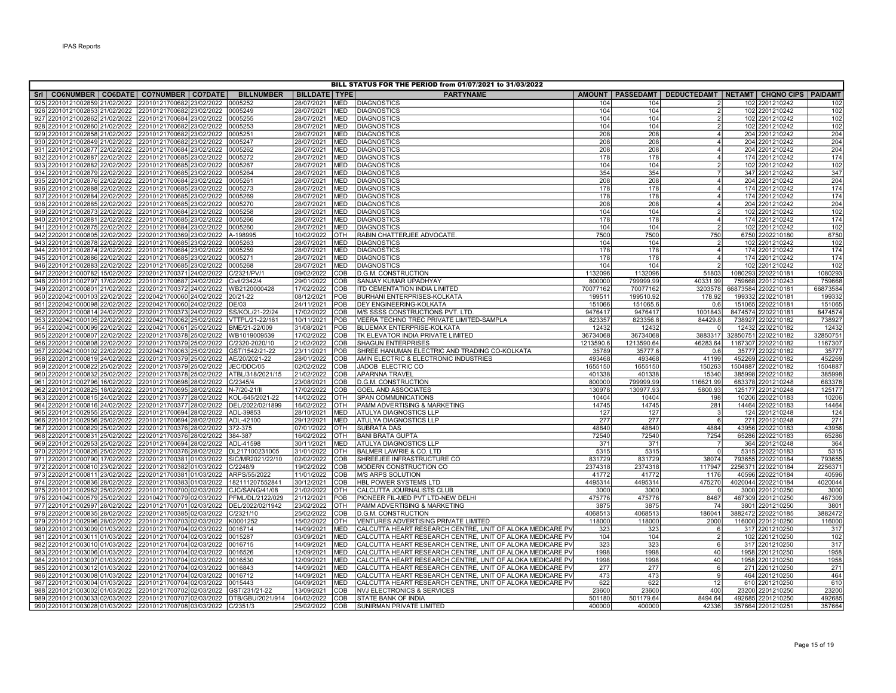IPAS Reports

**BILL STATUS FOR THE PERIOD from 01/07/2021 to 31/03/2022**

| Srl | CO6NUMBER | CO6DATE | CO7NUMBER | CO7DATE | BILLNUMBER | BILLDATE | TYPE | PARTYNAME | AMOUNT | PASSEDAMT | DEDUCTEDAMT | NETAMT | CHQNO CIPS | PAIDAMT |
|---|---|---|---|---|---|---|---|---|---|---|---|---|---|---|
| 925 | 22010121002859 | 21/02/2022 | 22010121700682 | 23/02/2022 | 0005252 | 28/07/2021 | MED | DIAGNOSTICS | 104 | 104 | 2 | 102 | 2201210242 | 102 |
| 926 | 22010121002853 | 21/02/2022 | 22010121700682 | 23/02/2022 | 0005249 | 28/07/2021 | MED | DIAGNOSTICS | 104 | 104 | 2 | 102 | 2201210242 | 102 |
| 927 | 22010121002862 | 21/02/2022 | 22010121700684 | 23/02/2022 | 0005255 | 28/07/2021 | MED | DIAGNOSTICS | 104 | 104 | 2 | 102 | 2201210242 | 102 |
| 928 | 22010121002860 | 21/02/2022 | 22010121700682 | 23/02/2022 | 0005253 | 28/07/2021 | MED | DIAGNOSTICS | 104 | 104 | 2 | 102 | 2201210242 | 102 |
| 929 | 22010121002858 | 21/02/2022 | 22010121700682 | 23/02/2022 | 0005251 | 28/07/2021 | MED | DIAGNOSTICS | 208 | 208 | 4 | 204 | 2201210242 | 204 |
| 930 | 22010121002849 | 21/02/2022 | 22010121700682 | 23/02/2022 | 0005247 | 28/07/2021 | MED | DIAGNOSTICS | 208 | 208 | 4 | 204 | 2201210242 | 204 |
| 931 | 22010121002877 | 22/02/2022 | 22010121700684 | 23/02/2022 | 0005262 | 28/07/2021 | MED | DIAGNOSTICS | 208 | 208 | 4 | 204 | 2201210242 | 204 |
| 932 | 22010121002887 | 22/02/2022 | 22010121700685 | 23/02/2022 | 0005272 | 28/07/2021 | MED | DIAGNOSTICS | 178 | 178 | 4 | 174 | 2201210242 | 174 |
| 933 | 22010121002882 | 22/02/2022 | 22010121700685 | 23/02/2022 | 0005267 | 28/07/2021 | MED | DIAGNOSTICS | 104 | 104 | 2 | 102 | 2201210242 | 102 |
| 934 | 22010121002879 | 22/02/2022 | 22010121700685 | 23/02/2022 | 0005264 | 28/07/2021 | MED | DIAGNOSTICS | 354 | 354 | 7 | 347 | 2201210242 | 347 |
| 935 | 22010121002876 | 22/02/2022 | 22010121700684 | 23/02/2022 | 0005261 | 28/07/2021 | MED | DIAGNOSTICS | 208 | 208 | 4 | 204 | 2201210242 | 204 |
| 936 | 22010121002888 | 22/02/2022 | 22010121700685 | 23/02/2022 | 0005273 | 28/07/2021 | MED | DIAGNOSTICS | 178 | 178 | 4 | 174 | 2201210242 | 174 |
| 937 | 22010121002884 | 22/02/2022 | 22010121700685 | 23/02/2022 | 0005269 | 28/07/2021 | MED | DIAGNOSTICS | 178 | 178 | 4 | 174 | 2201210242 | 174 |
| 938 | 22010121002885 | 22/02/2022 | 22010121700685 | 23/02/2022 | 0005270 | 28/07/2021 | MED | DIAGNOSTICS | 208 | 208 | 4 | 204 | 2201210242 | 204 |
| 939 | 22010121002873 | 22/02/2022 | 22010121700684 | 23/02/2022 | 0005258 | 28/07/2021 | MED | DIAGNOSTICS | 104 | 104 | 2 | 102 | 2201210242 | 102 |
| 940 | 22010121002881 | 22/02/2022 | 22010121700685 | 23/02/2022 | 0005266 | 28/07/2021 | MED | DIAGNOSTICS | 178 | 178 | 4 | 174 | 2201210242 | 174 |
| 941 | 22010121002875 | 22/02/2022 | 22010121700684 | 23/02/2022 | 0005260 | 28/07/2021 | MED | DIAGNOSTICS | 104 | 104 | 2 | 102 | 2201210242 | 102 |
| 942 | 22020121000805 | 22/02/2022 | 22020121700369 | 23/02/2022 | A-198995 | 10/02/2022 | OTH | RABIN CHATTERJEE ADVOCATE. | 7500 | 7500 | 750 | 6750 | 2202210180 | 6750 |
| 943 | 22010121002878 | 22/02/2022 | 22010121700685 | 23/02/2022 | 0005263 | 28/07/2021 | MED | DIAGNOSTICS | 104 | 104 | 2 | 102 | 2201210242 | 102 |
| 944 | 22010121002874 | 22/02/2022 | 22010121700684 | 23/02/2022 | 0005259 | 28/07/2021 | MED | DIAGNOSTICS | 178 | 178 | 4 | 174 | 2201210242 | 174 |
| 945 | 22010121002886 | 22/02/2022 | 22010121700685 | 23/02/2022 | 0005271 | 28/07/2021 | MED | DIAGNOSTICS | 178 | 178 | 4 | 174 | 2201210242 | 174 |
| 946 | 22010121002883 | 22/02/2022 | 22010121700685 | 23/02/2022 | 0005268 | 28/07/2021 | MED | DIAGNOSTICS | 104 | 104 | 2 | 102 | 2201210242 | 102 |
| 947 | 22020121000782 | 15/02/2022 | 22020121700371 | 24/02/2022 | C/2321/PV/1 | 09/02/2022 | COB | D.G.M. CONSTRUCTION | 1132096 | 1132096 | 51803 | 1080293 | 2202210181 | 1080293 |
| 948 | 22010121002797 | 17/02/2022 | 22010121700687 | 24/02/2022 | Civil/2342/4 | 29/01/2022 | COB | SANJAY KUMAR UPADHYAY | 800000 | 799999.99 | 40331.99 | 759668 | 2201210243 | 759668 |
| 949 | 22020121000801 | 21/02/2022 | 22020121700372 | 24/02/2022 | WB2120000428 | 17/02/2022 | COB | ITD CEMENTATION INDIA LIMITED | 70077162 | 70077162 | 3203578 | 66873584 | 2202210181 | 66873584 |
| 950 | 22020421000103 | 22/02/2022 | 22020421700060 | 24/02/2022 | 20/21-22 | 08/12/2021 | POB | BURHANI ENTERPRISES-KOLKATA | 199511 | 199510.92 | 178.92 | 199332 | 2202210181 | 199332 |
| 951 | 22020421000098 | 22/02/2022 | 22020421700060 | 24/02/2022 | DE/03 | 24/11/2021 | POB | DEY ENGINEERING-KOLKATA | 151066 | 151065.6 | 0.6 | 151065 | 2202210181 | 151065 |
| 952 | 22020121000814 | 24/02/2022 | 22020121700373 | 24/02/2022 | SS/KOL/21-22/24 | 17/02/2022 | COB | M/S SSSS CONSTRUCTIONS PVT. LTD. | 9476417 | 9476417 | 1001843 | 8474574 | 2202210181 | 8474574 |
| 953 | 22020421000105 | 22/02/2022 | 22020421700062 | 25/02/2022 | VTTPL/21-22/161 | 10/11/2021 | POB | VEERA TECHNO TREC PRIVATE LIMITED-SAMPLA | 823357 | 823356.8 | 84429.8 | 738927 | 2202210182 | 738927 |
| 954 | 22020421000099 | 22/02/2022 | 22020421700061 | 25/02/2022 | BME/21-22/009 | 31/08/2021 | POB | BLUEMAX ENTERPRISE-KOLKATA | 12432 | 12432 | 0 | 12432 | 2202210182 | 12432 |
| 955 | 22020121000807 | 22/02/2022 | 22020121700378 | 25/02/2022 | WB1019009539 | 17/02/2022 | COB | TK ELEVATOR INDIA PRIVATE LIMITED | 36734068 | 36734068 | 3883317 | 32850751 | 2202210182 | 32850751 |
| 956 | 22020121000808 | 22/02/2022 | 22020121700379 | 25/02/2022 | C/2320-2020/10 | 21/02/2022 | COB | SHAGUN ENTERPRISES | 1213590.6 | 1213590.64 | 46283.64 | 1167307 | 2202210182 | 1167307 |
| 957 | 22020421000102 | 22/02/2022 | 22020421700063 | 25/02/2022 | GST/1542/21-22 | 23/11/2021 | POB | SHREE HANUMAN ELECTRIC AND TRADING CO-KOLKATA | 35789 | 35777.6 | 0.6 | 35777 | 2202210182 | 35777 |
| 958 | 22020121000819 | 24/02/2022 | 22020121700379 | 25/02/2022 | AE/20/2021-22 | 28/01/2022 | COB | AMIN ELECTRIC & ELECTRONIC INDUSTRIES | 493468 | 493468 | 41199 | 452269 | 2202210182 | 452269 |
| 959 | 22020121000822 | 25/02/2022 | 22020121700379 | 25/02/2022 | JEC/DDC/05 | 02/02/2022 | COB | JADOB ELECTRIC CO | 1655150 | 1655150 | 150263 | 1504887 | 2202210182 | 1504887 |
| 960 | 22020121000832 | 25/02/2022 | 22020121700378 | 25/02/2022 | ATBL/318/2021/15 | 21/02/2022 | COB | APARNNA TRAVEL | 401338 | 401338 | 15340 | 385998 | 2202210182 | 385998 |
| 961 | 22010121002796 | 16/02/2022 | 22010121700698 | 28/02/2022 | C/2345/4 | 23/08/2021 | COB | D.G.M. CONSTRUCTION | 800000 | 799999.99 | 116621.99 | 683378 | 2201210248 | 683378 |
| 962 | 22010121002825 | 18/02/2022 | 22010121700695 | 28/02/2022 | N-7/20-21/II | 17/02/2022 | COB | GOEL AND ASSOCIATES | 130978 | 130977.93 | 5800.93 | 125177 | 2201210248 | 125177 |
| 963 | 22020121000815 | 24/02/2022 | 22020121700377 | 28/02/2022 | KOL-645/2021-22 | 14/02/2022 | OTH | SPAN COMMUNICATIONS | 10404 | 10404 | 198 | 10206 | 2202210183 | 10206 |
| 964 | 22020121000816 | 24/02/2022 | 22020121700377 | 28/02/2022 | DEL/2022/02/1899 | 16/02/2022 | OTH | PAMM ADVERTISING & MARKETING | 14745 | 14745 | 281 | 14464 | 2202210183 | 14464 |
| 965 | 22010121002955 | 25/02/2022 | 22010121700694 | 28/02/2022 | ADL-39853 | 28/10/2021 | MED | ATULYA DIAGNOSTICS LLP | 127 | 127 | 3 | 124 | 2201210248 | 124 |
| 966 | 22010121002956 | 25/02/2022 | 22010121700694 | 28/02/2022 | ADL-42100 | 29/12/2021 | MED | ATULYA DIAGNOSTICS LLP | 277 | 277 | 6 | 271 | 2201210248 | 271 |
| 967 | 22020121000829 | 25/02/2022 | 22020121700376 | 28/02/2022 | 372-375 | 07/01/2022 | OTH | SUBRATA DAS | 48840 | 48840 | 4884 | 43956 | 2202210183 | 43956 |
| 968 | 22020121000831 | 25/02/2022 | 22020121700376 | 28/02/2022 | 384-387 | 16/02/2022 | OTH | BANI BRATA GUPTA | 72540 | 72540 | 7254 | 65286 | 2202210183 | 65286 |
| 969 | 22010121002953 | 25/02/2022 | 22010121700694 | 28/02/2022 | ADL-41598 | 30/11/2021 | MED | ATULYA DIAGNOSTICS LLP | 371 | 371 | 7 | 364 | 2201210248 | 364 |
| 970 | 22020121000826 | 25/02/2022 | 22020121700376 | 28/02/2022 | DL217100231005 | 31/01/2022 | OTH | BALMER LAWRIE & CO. LTD | 5315 | 5315 | 0 | 5315 | 2202210183 | 5315 |
| 971 | 22020121000790 | 17/02/2022 | 22020121700381 | 01/03/2022 | SIC/MR2021/22/10 | 02/02/2022 | COB | SHREEJEE INFRASTRUCTURE CO | 831729 | 831729 | 38074 | 793655 | 2202210184 | 793655 |
| 972 | 22020121000810 | 23/02/2022 | 22020121700382 | 01/03/2022 | C/2248/9 | 19/02/2022 | COB | MODERN CONSTRUCTION CO | 2374318 | 2374318 | 117947 | 2256371 | 2202210184 | 2256371 |
| 973 | 22020121000811 | 23/02/2022 | 22020121700381 | 01/03/2022 | ARPS/55/2022 | 11/01/2022 | COB | M/S ARPS SOLUTION | 41772 | 41772 | 1176 | 40596 | 2202210184 | 40596 |
| 974 | 22020121000836 | 28/02/2022 | 22020121700383 | 01/03/2022 | 182111207552841 | 30/12/2021 | COB | HBL POWER SYSTEMS LTD | 4495314 | 4495314 | 475270 | 4020044 | 2202210184 | 4020044 |
| 975 | 22010121002962 | 25/02/2022 | 22010121700700 | 02/03/2022 | CJC/SANG/41/08 | 21/02/2022 | OTH | CALCUTTA JOURNALISTS CLUB | 3000 | 3000 | 0 | 3000 | 2201210250 | 3000 |
| 976 | 22010421000579 | 25/02/2022 | 22010421700079 | 02/03/2022 | PFML/DL/2122/029 | 21/12/2021 | POB | PIONEER FIL-MED PVT LTD-NEW DELHI | 475776 | 475776 | 8467 | 467309 | 2201210250 | 467309 |
| 977 | 22010121002997 | 28/02/2022 | 22010121700701 | 02/03/2022 | DEL/2022/02/1942 | 23/02/2022 | OTH | PAMM ADVERTISING & MARKETING | 3875 | 3875 | 74 | 3801 | 2201210250 | 3801 |
| 978 | 22020121000835 | 28/02/2022 | 22020121700385 | 02/03/2022 | C/2321/10 | 25/02/2022 | COB | D.G.M. CONSTRUCTION | 4068513 | 4068513 | 186041 | 3882472 | 2202210185 | 3882472 |
| 979 | 22010121002996 | 28/02/2022 | 22010121700703 | 02/03/2022 | K0001252 | 15/02/2022 | OTH | VENTURES ADVERTISING PRIVATE LIMITED | 118000 | 118000 | 2000 | 116000 | 2201210250 | 116000 |
| 980 | 22010121003009 | 01/03/2022 | 22010121700704 | 02/03/2022 | 0016714 | 14/09/2021 | MED | CALCUTTA HEART RESEARCH CENTRE, UNIT OF ALOKA MEDICARE PV | 323 | 323 | 6 | 317 | 2201210250 | 317 |
| 981 | 22010121003011 | 01/03/2022 | 22010121700704 | 02/03/2022 | 0015287 | 03/09/2021 | MED | CALCUTTA HEART RESEARCH CENTRE, UNIT OF ALOKA MEDICARE PV | 104 | 104 | 2 | 102 | 2201210250 | 102 |
| 982 | 22010121003010 | 01/03/2022 | 22010121700704 | 02/03/2022 | 0016715 | 14/09/2021 | MED | CALCUTTA HEART RESEARCH CENTRE, UNIT OF ALOKA MEDICARE PV | 323 | 323 | 6 | 317 | 2201210250 | 317 |
| 983 | 22010121003006 | 01/03/2022 | 22010121700704 | 02/03/2022 | 0016526 | 12/09/2021 | MED | CALCUTTA HEART RESEARCH CENTRE, UNIT OF ALOKA MEDICARE PV | 1998 | 1998 | 40 | 1958 | 2201210250 | 1958 |
| 984 | 22010121003007 | 01/03/2022 | 22010121700704 | 02/03/2022 | 0016530 | 12/09/2021 | MED | CALCUTTA HEART RESEARCH CENTRE, UNIT OF ALOKA MEDICARE PV | 1998 | 1998 | 40 | 1958 | 2201210250 | 1958 |
| 985 | 22010121003012 | 01/03/2022 | 22010121700704 | 02/03/2022 | 0016843 | 14/09/2021 | MED | CALCUTTA HEART RESEARCH CENTRE, UNIT OF ALOKA MEDICARE PV | 277 | 277 | 6 | 271 | 2201210250 | 271 |
| 986 | 22010121003008 | 01/03/2022 | 22010121700704 | 02/03/2022 | 0016712 | 14/09/2021 | MED | CALCUTTA HEART RESEARCH CENTRE, UNIT OF ALOKA MEDICARE PV | 473 | 473 | 9 | 464 | 2201210250 | 464 |
| 987 | 22010121003004 | 01/03/2022 | 22010121700704 | 02/03/2022 | 0015443 | 04/09/2021 | MED | CALCUTTA HEART RESEARCH CENTRE, UNIT OF ALOKA MEDICARE PV | 622 | 622 | 12 | 610 | 2201210250 | 610 |
| 988 | 22010121003002 | 01/03/2022 | 22010121700702 | 02/03/2022 | GST/231/21-22 | 13/09/2021 | COB | NVJ ELECTRONICS & SERVICES | 23600 | 23600 | 400 | 23200 | 2201210250 | 23200 |
| 989 | 22010121003033 | 02/03/2022 | 22010121700707 | 02/03/2022 | DTB/GBU/2021/914 | 04/02/2022 | COB | STATE BANK OF INDIA | 501180 | 501179.64 | 8494.64 | 492685 | 2201210250 | 492685 |
| 990 | 22010121003028 | 01/03/2022 | 22010121700708 | 03/03/2022 | C/2351/3 | 25/02/2022 | COB | SUNIRMAN PRIVATE LIMITED | 400000 | 400000 | 42336 | 357664 | 2201210251 | 357664 |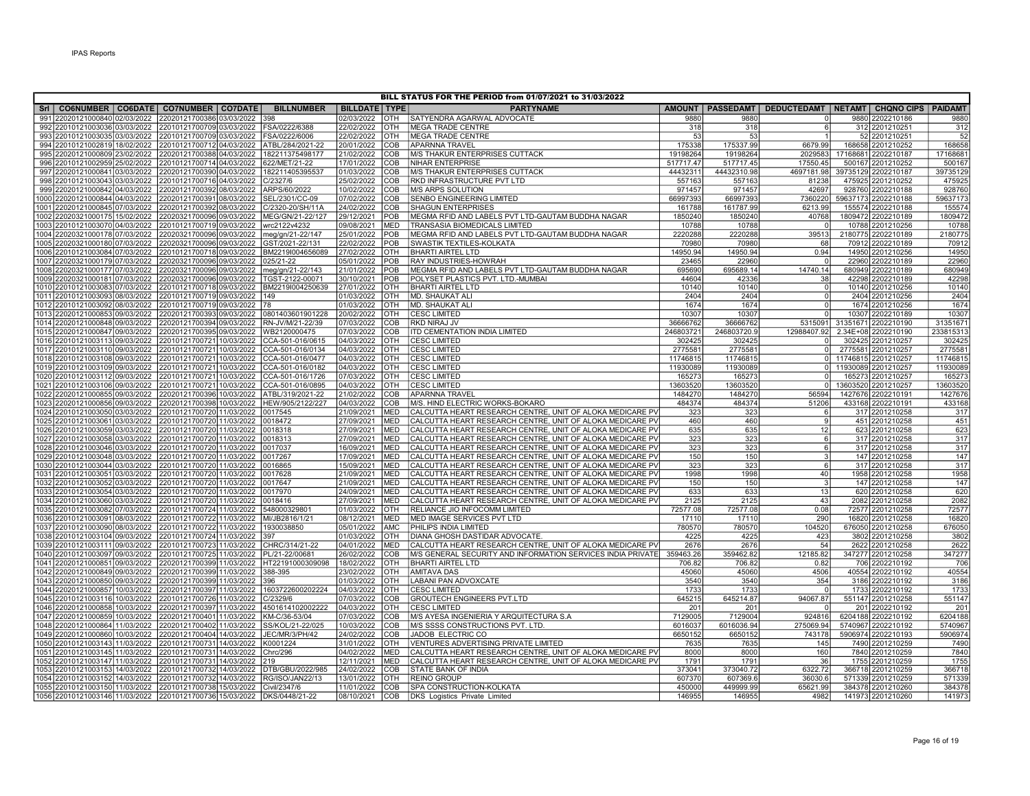| BILL STATUS FOR THE PERIOD from 01/07/2021 to 31/03/2022 | | | | | | | | | | | | | | | |
|---|---|---|---|---|---|---|---|---|---|---|---|---|---|---|---|
| Srl | CO6NUMBER | CO6DATE | CO7NUMBER | CO7DATE | BILLNUMBER | BILLDATE | TYPE | PARTYNAME | AMOUNT | PASSEDAMT | DEDUCTEDAMT | NETAMT | CHQNO CIPS | PAIDAMT |
| 991 | 22020121000840 | 02/03/2022 | 22020121700386 | 03/03/2022 | 398 | 02/03/2022 | OTH | SATYENDRA AGARWAL ADVOCATE | 9880 | 9880 | 0 | 9880 | 2202210186 | 9880 |
| 992 | 22010121003036 | 03/03/2022 | 22010121700709 | 03/03/2022 | FSA/0222/6388 | 22/02/2022 | OTH | MEGA TRADE CENTRE | 318 | 318 | 6 | 312 | 2201210251 | 312 |
| 993 | 22010121003035 | 03/03/2022 | 22010121700709 | 03/03/2022 | FSA/0222/6006 | 22/02/2022 | OTH | MEGA TRADE CENTRE | 53 | 53 | 1 | 52 | 2201210251 | 52 |
| 994 | 22010121002819 | 18/02/2022 | 22010121700712 | 04/03/2022 | ATBL/284/2021-22 | 20/01/2022 | COB | APARNNA TRAVEL | 175338 | 175337.99 | 6679.99 | 168658 | 2201210252 | 168658 |
| 995 | 22020121000809 | 23/02/2022 | 22020121700388 | 04/03/2022 | 182211375498177 | 21/02/2022 | COB | M/S THAKUR ENTERPRISES CUTTACK | 19198264 | 19198264 | 2029583 | 17168681 | 2202210187 | 17168681 |
| 996 | 22010121002990 | 25/02/2022 | 22010121700714 | 04/03/2022 | 622/MET/21-22 | 17/01/2022 | COB | NIHAR ENTERPRISE | 517717.47 | 517717.45 | 17550.45 | 500167 | 2201210252 | 500167 |
| 997 | 22020121000841 | 03/03/2022 | 22020121700390 | 04/03/2022 | 182211405395537 | 01/03/2022 | COB | M/S THAKUR ENTERPRISES CUTTACK | 44432311 | 44432310.98 | 4697181.98 | 39735129 | 2202210187 | 39735129 |
| 998 | 22010121003043 | 03/03/2022 | 22010121700716 | 04/03/2022 | C/2327/6 | 25/02/2022 | COB | RKD INFRASTRUCTURE PVT LTD | 557163 | 557163 | 81238 | 475925 | 2201210252 | 475925 |
| 999 | 22020121000842 | 04/03/2022 | 22020121700392 | 08/03/2022 | ARPS/60/2022 | 10/02/2022 | COB | M/S ARPS SOLUTION | 971457 | 971457 | 42697 | 928760 | 2202210188 | 928760 |
| 1000 | 22020121000844 | 04/03/2022 | 22020121700391 | 08/03/2022 | SEL/2301/CC-09 | 07/02/2022 | COB | SENBO ENGINEERING LIMITED | 66997393 | 66997393 | 7360220 | 59637173 | 2202210188 | 59637173 |
| 1001 | 22020121000845 | 07/03/2022 | 22020121700392 | 08/03/2022 | C/2320-20/SH/11A | 24/02/2022 | COB | SHAGUN ENTERPRISES | 161788 | 161787.99 | 6213.99 | 155574 | 2202210188 | 155574 |
| 1002 | 22020321000175 | 15/02/2022 | 22020321700096 | 09/03/2022 | MEG/GN/21-22/127 | 29/12/2021 | POB | MEGMA RFID AND LABELS PVT LTD-GAUTAM BUDDHA NAGAR | 1850240 | 1850240 | 40768 | 1809472 | 2202210189 | 1809472 |
| 1003 | 22010121003070 | 04/03/2022 | 22010121700719 | 09/03/2022 | wrc2122v4232 | 09/08/2021 | MED | TRANSASIA BIOMEDICALS LIMITED | 10788 | 10788 | 0 | 10788 | 2201210256 | 10788 |
| 1004 | 22020321000178 | 07/03/2022 | 22020321700096 | 09/03/2022 | meg/gn/21-22/147 | 25/01/2022 | POB | MEGMA RFID AND LABELS PVT LTD-GAUTAM BUDDHA NAGAR | 2220288 | 2220288 | 39513 | 2180775 | 2202210189 | 2180775 |
| 1005 | 22020321000180 | 07/03/2022 | 22020321700096 | 09/03/2022 | GST/2021-22/131 | 22/02/2022 | POB | SWASTIK TEXTILES-KOLKATA | 70980 | 70980 | 68 | 70912 | 2202210189 | 70912 |
| 1006 | 22010121003084 | 07/03/2022 | 22010121700718 | 09/03/2022 | BM2219I004656089 | 27/02/2022 | OTH | BHARTI AIRTEL LTD | 14950.94 | 14950.94 | 0.94 | 14950 | 2201210256 | 14950 |
| 1007 | 22020321000179 | 07/03/2022 | 22020321700096 | 09/03/2022 | 025/21-22 | 05/01/2022 | POB | RAY INDUSTRIES-HOWRAH | 23465 | 22960 | 0 | 22960 | 2202210189 | 22960 |
| 1008 | 22020321000177 | 07/03/2022 | 22020321700096 | 09/03/2022 | meg/gn/21-22/143 | 21/01/2022 | POB | MEGMA RFID AND LABELS PVT LTD-GAUTAM BUDDHA NAGAR | 695690 | 695689.14 | 14740.14 | 680949 | 2202210189 | 680949 |
| 1009 | 22020321000181 | 07/03/2022 | 22020321700096 | 09/03/2022 | TGST-2122-00071 | 30/10/2021 | POB | POLYSET PLASTICS PVT. LTD.-MUMBAI | 44604 | 42336 | 38 | 42298 | 2202210189 | 42298 |
| 1010 | 22010121003083 | 07/03/2022 | 22010121700718 | 09/03/2022 | BM2219I004250639 | 27/01/2022 | OTH | BHARTI AIRTEL LTD | 10140 | 10140 | 0 | 10140 | 2201210256 | 10140 |
| 1011 | 22010121003093 | 08/03/2022 | 22010121700719 | 09/03/2022 | 149 | 01/03/2022 | OTH | MD. SHAUKAT ALI | 2404 | 2404 | 0 | 2404 | 2201210256 | 2404 |
| 1012 | 22010121003092 | 08/03/2022 | 22010121700719 | 09/03/2022 | 78 | 01/03/2022 | OTH | MD. SHAUKAT ALI | 1674 | 1674 | 0 | 1674 | 2201210256 | 1674 |
| 1013 | 22020121000853 | 09/03/2022 | 22020121700393 | 09/03/2022 | 0801403601901228 | 20/02/2022 | OTH | CESC LIMITED | 10307 | 10307 | 0 | 10307 | 2202210189 | 10307 |
| 1014 | 22020121000848 | 09/03/2022 | 22020121700394 | 09/03/2022 | RN-JV/M/21-22/39 | 07/03/2022 | COB | RKD NIRAJ JV | 36666762 | 36666762 | 5315091 | 31351671 | 2202210190 | 31351671 |
| 1015 | 22020121000847 | 09/03/2022 | 22020121700395 | 09/03/2022 | WB2120000475 | 07/03/2022 | COB | ITD CEMENTATION INDIA LIMITED | 246803721 | 246803720.9 | 12988407.92 | 2.34E+08 | 2202210190 | 233815313 |
| 1016 | 22010121003113 | 09/03/2022 | 22010121700721 | 10/03/2022 | CCA-501-016/0615 | 04/03/2022 | OTH | CESC LIMITED | 302425 | 302425 | 0 | 302425 | 2201210257 | 302425 |
| 1017 | 22010121003110 | 09/03/2022 | 22010121700721 | 10/03/2022 | CCA-501-016/0134 | 04/03/2022 | OTH | CESC LIMITED | 2775581 | 2775581 | 0 | 2775581 | 2201210257 | 2775581 |
| 1018 | 22010121003108 | 09/03/2022 | 22010121700721 | 10/03/2022 | CCA-501-016/0477 | 04/03/2022 | OTH | CESC LIMITED | 11746815 | 11746815 | 0 | 11746815 | 2201210257 | 11746815 |
| 1019 | 22010121003109 | 09/03/2022 | 22010121700721 | 10/03/2022 | CCA-501-016/0182 | 04/03/2022 | OTH | CESC LIMITED | 11930089 | 11930089 | 0 | 11930089 | 2201210257 | 11930089 |
| 1020 | 22010121003112 | 09/03/2022 | 22010121700721 | 10/03/2022 | CCA-501-016/1726 | 07/03/2022 | OTH | CESC LIMITED | 165273 | 165273 | 0 | 165273 | 2201210257 | 165273 |
| 1021 | 22010121003106 | 09/03/2022 | 22010121700721 | 10/03/2022 | CCA-501-016/0895 | 04/03/2022 | OTH | CESC LIMITED | 13603520 | 13603520 | 0 | 13603520 | 2201210257 | 13603520 |
| 1022 | 22020121000855 | 09/03/2022 | 22020121700396 | 10/03/2022 | ATBL/319/2021-22 | 21/02/2022 | COB | APARNNA TRAVEL | 1484270 | 1484270 | 56594 | 1427676 | 2202210191 | 1427676 |
| 1023 | 22020121000856 | 09/03/2022 | 22020121700398 | 10/03/2022 | HEW/905/2122/227 | 04/03/2022 | COB | M/S. HIND ELECTRIC WORKS-BOKARO | 484374 | 484374 | 51206 | 433168 | 2202210191 | 433168 |
| 1024 | 22010121003050 | 03/03/2022 | 22010121700720 | 11/03/2022 | 0017545 | 21/09/2021 | MED | CALCUTTA HEART RESEARCH CENTRE, UNIT OF ALOKA MEDICARE PV | 323 | 323 | 6 | 317 | 2201210258 | 317 |
| 1025 | 22010121003061 | 03/03/2022 | 22010121700720 | 11/03/2022 | 0018472 | 27/09/2021 | MED | CALCUTTA HEART RESEARCH CENTRE, UNIT OF ALOKA MEDICARE PV | 460 | 460 | 9 | 451 | 2201210258 | 451 |
| 1026 | 22010121003059 | 03/03/2022 | 22010121700720 | 11/03/2022 | 0018318 | 27/09/2021 | MED | CALCUTTA HEART RESEARCH CENTRE, UNIT OF ALOKA MEDICARE PV | 635 | 635 | 12 | 623 | 2201210258 | 623 |
| 1027 | 22010121003058 | 03/03/2022 | 22010121700720 | 11/03/2022 | 0018313 | 27/09/2021 | MED | CALCUTTA HEART RESEARCH CENTRE, UNIT OF ALOKA MEDICARE PV | 323 | 323 | 6 | 317 | 2201210258 | 317 |
| 1028 | 22010121003046 | 03/03/2022 | 22010121700720 | 11/03/2022 | 0017037 | 16/09/2021 | MED | CALCUTTA HEART RESEARCH CENTRE, UNIT OF ALOKA MEDICARE PV | 323 | 323 | 6 | 317 | 2201210258 | 317 |
| 1029 | 22010121003048 | 03/03/2022 | 22010121700720 | 11/03/2022 | 0017267 | 17/09/2021 | MED | CALCUTTA HEART RESEARCH CENTRE, UNIT OF ALOKA MEDICARE PV | 150 | 150 | 3 | 147 | 2201210258 | 147 |
| 1030 | 22010121003044 | 03/03/2022 | 22010121700720 | 11/03/2022 | 0016865 | 15/09/2021 | MED | CALCUTTA HEART RESEARCH CENTRE, UNIT OF ALOKA MEDICARE PV | 323 | 323 | 6 | 317 | 2201210258 | 317 |
| 1031 | 22010121003051 | 03/03/2022 | 22010121700720 | 11/03/2022 | 0017628 | 21/09/2021 | MED | CALCUTTA HEART RESEARCH CENTRE, UNIT OF ALOKA MEDICARE PV | 1998 | 1998 | 40 | 1958 | 2201210258 | 1958 |
| 1032 | 22010121003052 | 03/03/2022 | 22010121700720 | 11/03/2022 | 0017647 | 21/09/2021 | MED | CALCUTTA HEART RESEARCH CENTRE, UNIT OF ALOKA MEDICARE PV | 150 | 150 | 3 | 147 | 2201210258 | 147 |
| 1033 | 22010121003054 | 03/03/2022 | 22010121700720 | 11/03/2022 | 0017970 | 24/09/2021 | MED | CALCUTTA HEART RESEARCH CENTRE, UNIT OF ALOKA MEDICARE PV | 633 | 633 | 13 | 620 | 2201210258 | 620 |
| 1034 | 22010121003060 | 03/03/2022 | 22010121700720 | 11/03/2022 | 0018416 | 27/09/2021 | MED | CALCUTTA HEART RESEARCH CENTRE, UNIT OF ALOKA MEDICARE PV | 2125 | 2125 | 43 | 2082 | 2201210258 | 2082 |
| 1035 | 22010121003082 | 07/03/2022 | 22010121700724 | 11/03/2022 | 548000329801 | 01/03/2022 | OTH | RELIANCE JIO INFOCOMM LIMITED | 72577.08 | 72577.08 | 0.08 | 72577 | 2201210258 | 72577 |
| 1036 | 22010121003091 | 08/03/2022 | 22010121700722 | 11/03/2022 | MI/JB2816/1/21 | 08/12/2021 | MED | MED IMAGE SERVICES PVT LTD | 17110 | 17110 | 290 | 16820 | 2201210258 | 16820 |
| 1037 | 22010121003090 | 08/03/2022 | 22010121700722 | 11/03/2022 | 1930038850 | 05/01/2022 | AMC | PHILIPS INDIA LIMITED | 780570 | 780570 | 104520 | 676050 | 2201210258 | 676050 |
| 1038 | 22010121003104 | 09/03/2022 | 22010121700724 | 11/03/2022 | 397 | 01/03/2022 | OTH | DIANA GHOSH DASTIDAR ADVOCATE. | 4225 | 4225 | 423 | 3802 | 2201210258 | 3802 |
| 1039 | 22010121003111 | 09/03/2022 | 22010121700723 | 11/03/2022 | CHRC/314/21-22 | 04/01/2022 | MED | CALCUTTA HEART RESEARCH CENTRE, UNIT OF ALOKA MEDICARE PV | 2676 | 2676 | 54 | 2622 | 2201210258 | 2622 |
| 1040 | 22010121003097 | 09/03/2022 | 22010121700725 | 11/03/2022 | PL/21-22/00681 | 26/02/2022 | COB | M/S GENERAL SECURITY AND INFORMATION SERVICES INDIA PRIVATE | 359463.26 | 359462.82 | 12185.82 | 347277 | 2201210258 | 347277 |
| 1041 | 22020121000851 | 09/03/2022 | 22020121700399 | 11/03/2022 | HT22191000309098 | 18/02/2022 | OTH | BHARTI AIRTEL LTD | 706.82 | 706.82 | 0.82 | 706 | 2202210192 | 706 |
| 1042 | 22020121000849 | 09/03/2022 | 22020121700399 | 11/03/2022 | 388-395 | 23/02/2022 | OTH | AMITAVA DAS | 45060 | 45060 | 4506 | 40554 | 2202210192 | 40554 |
| 1043 | 22020121000850 | 09/03/2022 | 22020121700399 | 11/03/2022 | 396 | 01/03/2022 | OTH | LABANI PAN ADVOXCATE | 3540 | 3540 | 354 | 3186 | 2202210192 | 3186 |
| 1044 | 22020121000857 | 10/03/2022 | 22020121700397 | 11/03/2022 | 1603722600202224 | 04/03/2022 | OTH | CESC LIMITED | 1733 | 1733 | 0 | 1733 | 2202210192 | 1733 |
| 1045 | 22010121003116 | 10/03/2022 | 22010121700726 | 11/03/2022 | C/2329/6 | 07/03/2022 | COB | GROUTECH ENGINEERS PVT.LTD | 645215 | 645214.87 | 94067.87 | 551147 | 2201210258 | 551147 |
| 1046 | 22020121000858 | 10/03/2022 | 22020121700397 | 11/03/2022 | 4501614102002222 | 04/03/2022 | OTH | CESC LIMITED | 201 | 201 | 0 | 201 | 2202210192 | 201 |
| 1047 | 22020121000859 | 10/03/2022 | 22020121700401 | 11/03/2022 | KM-C/36-53/04 | 07/03/2022 | COB | M/S AYESA INGENIERIA Y ARQUITECTURA S.A | 7129005 | 7129004 | 924816 | 6204188 | 2202210192 | 6204188 |
| 1048 | 22020121000864 | 11/03/2022 | 22020121700402 | 11/03/2022 | SS/KOL/21-22/025 | 10/03/2022 | COB | M/S SSSS CONSTRUCTIONS PVT. LTD. | 6016037 | 6016036.94 | 275069.94 | 5740967 | 2202210192 | 5740967 |
| 1049 | 22020121000860 | 10/03/2022 | 22020121700404 | 14/03/2022 | JEC/MR/3/PH/42 | 24/02/2022 | COB | JADOB ELECTRIC CO | 6650152 | 6650152 | 743178 | 5906974 | 2202210193 | 5906974 |
| 1050 | 22010121003143 | 11/03/2022 | 22010121700731 | 14/03/2022 | K0001224 | 31/01/2022 | OTH | VENTURES ADVERTISING PRIVATE LIMITED | 7635 | 7635 | 145 | 7490 | 2201210259 | 7490 |
| 1051 | 22010121003145 | 11/03/2022 | 22010121700731 | 14/03/2022 | Chrc/296 | 04/02/2022 | MED | CALCUTTA HEART RESEARCH CENTRE, UNIT OF ALOKA MEDICARE PV | 8000 | 8000 | 160 | 7840 | 2201210259 | 7840 |
| 1052 | 22010121003147 | 11/03/2022 | 22010121700731 | 14/03/2022 | 219 | 12/11/2021 | MED | CALCUTTA HEART RESEARCH CENTRE, UNIT OF ALOKA MEDICARE PV | 1791 | 1791 | 36 | 1755 | 2201210259 | 1755 |
| 1053 | 22010121003153 | 14/03/2022 | 22010121700732 | 14/03/2022 | DTB/GBU/2022/985 | 24/02/2022 | COB | STATE BANK OF INDIA | 373041 | 373040.72 | 6322.72 | 366718 | 2201210259 | 366718 |
| 1054 | 22010121003152 | 14/03/2022 | 22010121700732 | 14/03/2022 | RG/ISO/JAN22/13 | 13/01/2022 | OTH | REINO GROUP | 607370 | 607369.6 | 36030.6 | 571339 | 2201210259 | 571339 |
| 1055 | 22010121003150 | 11/03/2022 | 22010121700738 | 15/03/2022 | Civil/2347/6 | 11/01/2022 | COB | SPA CONSTRUCTION-KOLKATA | 450000 | 449999.99 | 65621.99 | 384378 | 2201210260 | 384378 |
| 1056 | 22010121003146 | 11/03/2022 | 22010121700736 | 15/03/2022 | DKS/0448/21-22 | 08/10/2021 | COB | DKS Logistics Private Limited | 146955 | 146955 | 4982 | 141973 | 2201210260 | 141973 |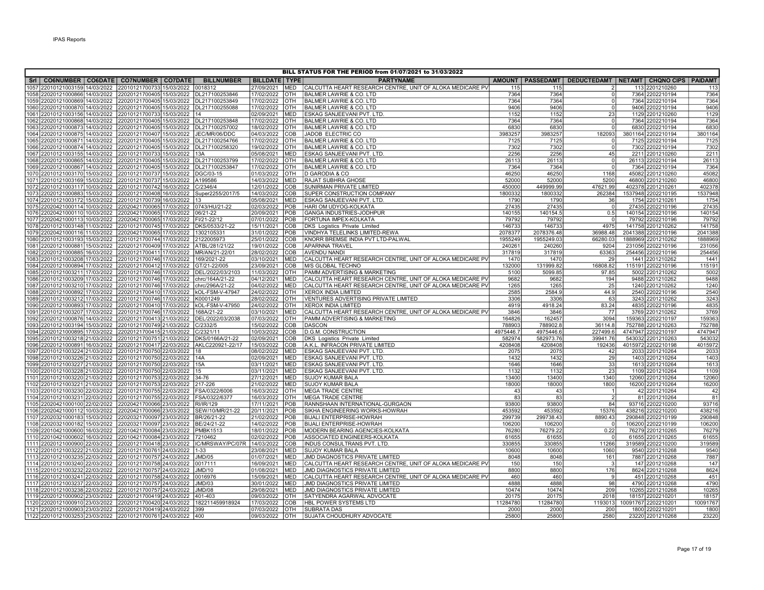IPAS Reports

## BILL STATUS FOR THE PERIOD from 01/07/2021 to 31/03/2022

| Srl | CO6NUMBER | CO6DATE | CO7NUMBER | CO7DATE | BILLNUMBER | BILLDATE | TYPE | PARTYNAME | AMOUNT | PASSEDAMT | DEDUCTEDAMT | NETAMT | CHQNO CIPS | PAIDAMT |
|---|---|---|---|---|---|---|---|---|---|---|---|---|---|---|
| 1057 | 22010121003159 | 14/03/2022 | 22010121700733 | 15/03/2022 | 0018312 | 27/09/2021 | MED | CALCUTTA HEART RESEARCH CENTRE, UNIT OF ALOKA MEDICARE PV | 115 | 115 | 2 | 113 | 2201210260 | 113 |
| 1058 | 22020121000866 | 14/03/2022 | 22020121700405 | 15/03/2022 | DL217100253846 | 17/02/2022 | OTH | BALMER LAWRIE & CO. LTD | 7364 | 7364 | 0 | 7364 | 2202210194 | 7364 |
| 1059 | 22020121000869 | 14/03/2022 | 22020121700405 | 15/03/2022 | DL217100253849 | 17/02/2022 | OTH | BALMER LAWRIE & CO. LTD | 7364 | 7364 | 0 | 7364 | 2202210194 | 7364 |
| 1060 | 22020121000870 | 14/03/2022 | 22020121700405 | 15/03/2022 | DL217100255088 | 17/02/2022 | OTH | BALMER LAWRIE & CO. LTD | 9406 | 9406 | 0 | 9406 | 2202210194 | 9406 |
| 1061 | 22010121003156 | 14/03/2022 | 22010121700733 | 15/03/2022 | 14 | 02/09/2021 | MED | ESKAG SANJEEVANI PVT. LTD. | 1152 | 1152 | 23 | 1129 | 2201210260 | 1129 |
| 1062 | 22020121000868 | 14/03/2022 | 22020121700405 | 15/03/2022 | DL217100253848 | 17/02/2022 | OTH | BALMER LAWRIE & CO. LTD | 7364 | 7364 | 0 | 7364 | 2202210194 | 7364 |
| 1063 | 22020121000873 | 14/03/2022 | 22020121700405 | 15/03/2022 | DL217100257002 | 18/02/2022 | OTH | BALMER LAWRIE & CO. LTD | 6830 | 6830 | 0 | 6830 | 2202210194 | 6830 |
| 1064 | 22020121000875 | 14/03/2022 | 22020121700407 | 15/03/2022 | JEC/MR/06/DDC | 04/03/2022 | COB | JADOB ELECTRIC CO | 3983257 | 3983257 | 182093 | 3801164 | 2202210194 | 3801164 |
| 1065 | 22020121000871 | 14/03/2022 | 22020121700405 | 15/03/2022 | DL217100254766 | 17/02/2022 | OTH | BALMER LAWRIE & CO. LTD | 7125 | 7125 | 0 | 7125 | 2202210194 | 7125 |
| 1066 | 22020121000874 | 14/03/2022 | 22020121700405 | 15/03/2022 | DL217100258320 | 19/02/2022 | OTH | BALMER LAWRIE & CO. LTD | 7302 | 7302 | 0 | 7302 | 2202210194 | 7302 |
| 1067 | 22010121003155 | 14/03/2022 | 22010121700733 | 15/03/2022 | 13A | 05/08/2021 | MED | ESKAG SANJEEVANI PVT. LTD. | 2256 | 2256 | 45 | 2211 | 2201210260 | 2211 |
| 1068 | 22020121000865 | 14/03/2022 | 22020121700405 | 15/03/2022 | DL217100253799 | 17/02/2022 | OTH | BALMER LAWRIE & CO. LTD | 26113 | 26113 | 0 | 26113 | 2202210194 | 26113 |
| 1069 | 22020121000867 | 14/03/2022 | 22020121700405 | 15/03/2022 | DL217100253847 | 17/02/2022 | OTH | BALMER LAWRIE & CO. LTD | 7364 | 7364 | 0 | 7364 | 2202210194 | 7364 |
| 1070 | 22010121003170 | 15/03/2022 | 22010121700737 | 15/03/2022 | DGC/03-15 | 01/03/2022 | OTH | D GARODIA & CO | 46250 | 46250 | 1168 | 45082 | 2201210260 | 45082 |
| 1071 | 22010121003169 | 15/03/2022 | 22010121700737 | 15/03/2022 | A199586 | 14/03/2022 | MED | RAJAT SUBHRA GHOSE | 52000 | 52000 | 5200 | 46800 | 2201210260 | 46800 |
| 1072 | 22010121003117 | 10/03/2022 | 22010121700742 | 16/03/2022 | C/2346/4 | 12/01/2022 | COB | SUNIRMAN PRIVATE LIMITED | 450000 | 449999.99 | 47621.99 | 402378 | 2201210261 | 402378 |
| 1073 | 22020121000883 | 15/03/2022 | 22020121700408 | 16/03/2022 | Super2255/2017/5 | 14/03/2022 | COB | SUPER CONSTRUCTION COMPANY | 1800332 | 1800332 | 262384 | 1537948 | 2202210195 | 1537948 |
| 1074 | 22010121003172 | 15/03/2022 | 22010121700739 | 16/03/2022 | 13 | 05/08/2021 | MED | ESKAG SANJEEVANI PVT. LTD. | 1790 | 1790 | 36 | 1754 | 2201210261 | 1754 |
| 1075 | 22020421000114 | 10/03/2022 | 22020421700065 | 17/03/2022 | 0743/HU/21-22 | 02/03/2022 | POB | HARI OM UDYOG-KOLKATA | 27435 | 27435 | 0 | 27435 | 2202210196 | 27435 |
| 1076 | 22020421000110 | 10/03/2022 | 22020421700065 | 17/03/2022 | 06/21-22 | 20/09/2021 | POB | GANGA INDUSTRIES-JODHPUR | 140155 | 140154.5 | 0.5 | 140154 | 2202210196 | 140154 |
| 1077 | 22020421000113 | 10/03/2022 | 22020421700065 | 17/03/2022 | FI/21-22/12 | 07/01/2022 | POB | FORTUNA IMPEX-KOLKATA | 79792 | 79792 | 0 | 79792 | 2202210196 | 79792 |
| 1078 | 22010121003148 | 11/03/2022 | 22010121700745 | 17/03/2022 | DKS/0533/21-22 | 15/11/2021 | COB | DKS Logistics Private Limited | 146733 | 146733 | 4975 | 141758 | 2201210262 | 141758 |
| 1079 | 22020421000116 | 11/03/2022 | 22020421700065 | 17/03/2022 | 1302105331 | 31/01/2022 | POB | VINDHYA TELELINKS LIMITED-REWA | 2078377 | 2078376.48 | 36988.48 | 2041388 | 2202210196 | 2041388 |
| 1080 | 22010121003193 | 15/03/2022 | 22010121700744 | 17/03/2022 | 2122005973 | 25/01/2022 | COB | KNORR BREMSE INDIA PVT LTD-PALWAL | 1955249 | 1955249.03 | 66280.03 | 1888969 | 2201210262 | 1888969 |
| 1081 | 22020121000881 | 15/03/2022 | 22020121700409 | 17/03/2022 | ATBL/281/21/22 | 19/01/2022 | COB | APARNNA TRAVEL | 240261 | 240260 | 9204 | 231056 | 2202210196 | 231056 |
| 1082 | 22020121000885 | 16/03/2022 | 22020121700411 | 17/03/2022 | MR/AN/21-22/01 | 28/02/2022 | COB | AVENDU NANDI | 317819 | 317819 | 63363 | 254456 | 2202210196 | 254456 |
| 1083 | 22010121003208 | 17/03/2022 | 22010121700746 | 17/03/2022 | 169/2021-22 | 03/10/2021 | MED | CALCUTTA HEART RESEARCH CENTRE, UNIT OF ALOKA MEDICARE PV | 1470 | 1470 | 29 | 1441 | 2201210262 | 1441 |
| 1084 | 22020121000894 | 17/03/2022 | 22020121700412 | 17/03/2022 | GT/21-22/005 | 23/09/2021 | COB | M/S GLOBAL TECHNO | 132000 | 131999.82 | 16808.82 | 115191 | 2202210196 | 115191 |
| 1085 | 22010121003211 | 17/03/2022 | 22010121700746 | 17/03/2022 | DEL/2022/03/2103 | 11/03/2022 | OTH | PAMM ADVERTISING & MARKETING | 5100 | 5099.85 | 97.85 | 5002 | 2201210262 | 5002 |
| 1086 | 22010121003209 | 17/03/2022 | 22010121700746 | 17/03/2022 | chrc/164A/21-22 | 04/12/2021 | MED | CALCUTTA HEART RESEARCH CENTRE, UNIT OF ALOKA MEDICARE PV | 9682 | 9682 | 194 | 9488 | 2201210262 | 9488 |
| 1087 | 22010121003210 | 17/03/2022 | 22010121700746 | 17/03/2022 | chrc/296A/21-22 | 04/02/2022 | MED | CALCUTTA HEART RESEARCH CENTRE, UNIT OF ALOKA MEDICARE PV | 1265 | 1265 | 25 | 1240 | 2201210262 | 1240 |
| 1088 | 22020121000892 | 17/03/2022 | 22020121700410 | 17/03/2022 | kOL-FSM-V-47947 | 24/02/2022 | OTH | XEROX INDIA LIMITED | 2585 | 2584.9 | 44.9 | 2540 | 2202210196 | 2540 |
| 1089 | 22010121003212 | 17/03/2022 | 22010121700746 | 17/03/2022 | K0001249 | 28/02/2022 | OTH | VENTURES ADVERTISING PRIVATE LIMITED | 3306 | 3306 | 63 | 3243 | 2201210262 | 3243 |
| 1090 | 22020121000893 | 17/03/2022 | 22020121700410 | 17/03/2022 | kOL-FSM-V-47950 | 24/02/2022 | OTH | XEROX INDIA LIMITED | 4919 | 4918.24 | 83.24 | 4835 | 2202210196 | 4835 |
| 1091 | 22010121003207 | 17/03/2022 | 22010121700746 | 17/03/2022 | 168A/21-22 | 03/10/2021 | MED | CALCUTTA HEART RESEARCH CENTRE, UNIT OF ALOKA MEDICARE PV | 3846 | 3846 | 77 | 3769 | 2201210262 | 3769 |
| 1092 | 22020121000876 | 14/03/2022 | 22020121700413 | 21/03/2022 | DEL/2022/03/2038 | 07/03/2022 | OTH | PAMM ADVERTISING & MARKETING | 164826 | 162457 | 3094 | 159363 | 2202210197 | 159363 |
| 1093 | 22010121003194 | 15/03/2022 | 22010121700749 | 21/03/2022 | C/2332/5 | 15/02/2022 | COB | DASCON | 788903 | 788902.8 | 36114.8 | 752788 | 2201210263 | 752788 |
| 1094 | 22020121000895 | 17/03/2022 | 22020121700415 | 21/03/2022 | C/2321/11 | 10/03/2022 | COB | D.G.M. CONSTRUCTION | 4975446.7 | 4975446.6 | 227499.6 | 4747947 | 2202210197 | 4747947 |
| 1095 | 22010121003218 | 21/03/2022 | 22010121700751 | 21/03/2022 | DKS/0166A/21-22 | 02/09/2021 | COB | DKS Logistics Private Limited | 582974 | 582973.76 | 39941.76 | 543032 | 2201210263 | 543032 |
| 1096 | 22020121000891 | 16/03/2022 | 22020121700417 | 22/03/2022 | AKLC220921-22/17 | 15/03/2022 | COB | A.K.L. INFRACON PRIVATE LIMITED | 4208408 | 4208408 | 192436 | 4015972 | 2202210198 | 4015972 |
| 1097 | 22010121003224 | 21/03/2022 | 22010121700750 | 22/03/2022 | 18 | 08/02/2022 | MED | ESKAG SANJEEVANI PVT. LTD. | 2075 | 2075 | 42 | 2033 | 2201210264 | 2033 |
| 1098 | 22010121003226 | 21/03/2022 | 22010121700750 | 22/03/2022 | 14A | 02/09/2021 | MED | ESKAG SANJEEVANI PVT. LTD. | 1432 | 1432 | 29 | 1403 | 2201210264 | 1403 |
| 1099 | 22010121003227 | 21/03/2022 | 22010121700750 | 22/03/2022 | 15A | 03/11/2021 | MED | ESKAG SANJEEVANI PVT. LTD. | 1646 | 1646 | 33 | 1613 | 2201210264 | 1613 |
| 1100 | 22010121003228 | 21/03/2022 | 22010121700750 | 22/03/2022 | 15 | 03/11/2021 | MED | ESKAG SANJEEVANI PVT. LTD. | 1132 | 1132 | 23 | 1109 | 2201210264 | 1109 |
| 1101 | 22010121003220 | 21/03/2022 | 22010121700753 | 22/03/2022 | 34-76 | 27/12/2021 | MED | SUJOY KUMAR BALA | 13400 | 13400 | 1340 | 12060 | 2201210264 | 12060 |
| 1102 | 22010121003221 | 21/03/2022 | 22010121700753 | 22/03/2022 | 217-226 | 21/02/2022 | MED | SUJOY KUMAR BALA | 18000 | 18000 | 1800 | 16200 | 2201210264 | 16200 |
| 1103 | 22010121003230 | 22/03/2022 | 22010121700755 | 22/03/2022 | FSA/0322/6006 | 16/03/2022 | OTH | MEGA TRADE CENTRE | 43 | 43 | 1 | 42 | 2201210264 | 42 |
| 1104 | 22010121003231 | 22/03/2022 | 22010121700755 | 22/03/2022 | FSA/0322/6377 | 16/03/2022 | OTH | MEGA TRADE CENTRE | 83 | 83 | 2 | 81 | 2201210264 | 81 |
| 1105 | 22020421000100 | 22/02/2022 | 22020421700066 | 23/03/2022 | RI/IR/129 | 17/11/2021 | POB | RANNSHAAN INTERNATIONAL-GURGAON | 93800 | 93800 | 84 | 93716 | 2202210200 | 93716 |
| 1106 | 22020421000112 | 10/03/2022 | 22020421700066 | 23/03/2022 | SEW/10/MR/21-22 | 20/11/2021 | POB | SIKHA ENGINEERING WORKS-HOWRAH | 453592 | 453592 | 15376 | 438216 | 2202210200 | 438216 |
| 1107 | 22020321000183 | 15/03/2022 | 22020321700097 | 23/03/2022 | BR/26/21-22 | 21/02/2022 | POB | BIJALI ENTERPRISE-HOWRAH | 299739 | 299738.43 | 8890.43 | 290848 | 2202210199 | 290848 |
| 1108 | 22020321000182 | 15/03/2022 | 22020321700097 | 23/03/2022 | BE/24/21-22 | 14/02/2022 | POB | BIJALI ENTERPRISE-HOWRAH | 106200 | 106200 | 0 | 106200 | 2202210199 | 106200 |
| 1109 | 22010421000600 | 16/03/2022 | 22010421700084 | 23/03/2022 | PMBK1513 | 18/01/2022 | POB | MODERN BEARING AGENCIES-KOLKATA | 76280 | 76279.22 | 0.22 | 76279 | 2201210265 | 76279 |
| 1110 | 22010421000602 | 16/03/2022 | 22010421700084 | 23/03/2022 | 7210462 | 02/02/2022 | POB | ASSOCIATED ENGINEERS-KOLKATA | 61655 | 61655 | 0 | 61655 | 2201210265 | 61655 |
| 1111 | 22020121000900 | 22/03/2022 | 22020121700418 | 23/03/2022 | IC/MRSWAY/PC/07R | 14/03/2022 | COB | INDUS CONSULTRANS PVT. LTD. | 330855 | 330855 | 11266 | 319589 | 2202210200 | 319589 |
| 1112 | 22010121003222 | 21/03/2022 | 22010121700761 | 24/03/2022 | 1-33 | 23/08/2021 | MED | SUJOY KUMAR BALA | 10600 | 10600 | 1060 | 9540 | 2201210268 | 9540 |
| 1113 | 22010121003235 | 22/03/2022 | 22010121700757 | 24/03/2022 | JMD/05 | 01/07/2021 | MED | JMD DIAGNOSTICS PRIVATE LIMITED | 8048 | 8048 | 161 | 7887 | 2201210268 | 7887 |
| 1114 | 22010121003240 | 22/03/2022 | 22010121700758 | 24/03/2022 | 0017111 | 16/09/2021 | MED | CALCUTTA HEART RESEARCH CENTRE, UNIT OF ALOKA MEDICARE PV | 150 | 150 | 3 | 147 | 2201210268 | 147 |
| 1115 | 22010121003232 | 22/03/2022 | 22010121700757 | 24/03/2022 | JMD/10 | 01/08/2021 | MED | JMD DIAGNOSTICS PRIVATE LIMITED | 8800 | 8800 | 176 | 8624 | 2201210268 | 8624 |
| 1116 | 22010121003241 | 22/03/2022 | 22010121700758 | 24/03/2022 | 0016976 | 15/09/2021 | MED | CALCUTTA HEART RESEARCH CENTRE, UNIT OF ALOKA MEDICARE PV | 460 | 460 | 9 | 451 | 2201210268 | 451 |
| 1117 | 22010121003237 | 22/03/2022 | 22010121700757 | 24/03/2022 | JMD/03 | 30/01/2022 | MED | JMD DIAGNOSTICS PRIVATE LIMITED | 4888 | 4888 | 98 | 4790 | 2201210268 | 4790 |
| 1118 | 22010121003238 | 22/03/2022 | 22010121700757 | 24/03/2022 | JMD/08 | 29/08/2021 | MED | JMD DIAGNOSTICS PRIVATE LIMITED | 10474 | 10474 | 209 | 10265 | 2201210268 | 10265 |
| 1119 | 22020121000902 | 23/03/2022 | 22020121700419 | 24/03/2022 | 401-403 | 09/03/2022 | OTH | SATYENDRA AGARWAL ADVOCATE | 20175 | 20175 | 2018 | 18157 | 2202210201 | 18157 |
| 1120 | 22020121000910 | 23/03/2022 | 22020121700420 | 24/03/2022 | 182211459918924 | 17/03/2022 | COB | HBL POWER SYSTEMS LTD | 11284780 | 11284780 | 1193013 | 10091767 | 2202210201 | 10091767 |
| 1121 | 22020121000903 | 23/03/2022 | 22020121700419 | 24/03/2022 | 399 | 07/03/2022 | OTH | SUBRATA DAS | 2000 | 2000 | 200 | 1800 | 2202210201 | 1800 |
| 1122 | 22010121003253 | 23/03/2022 | 22010121700761 | 24/03/2022 | 400 | 09/03/2022 | OTH | SUJATA CHOUDHURY ADVOCATE | 25800 | 25800 | 2580 | 23220 | 2201210268 | 23220 |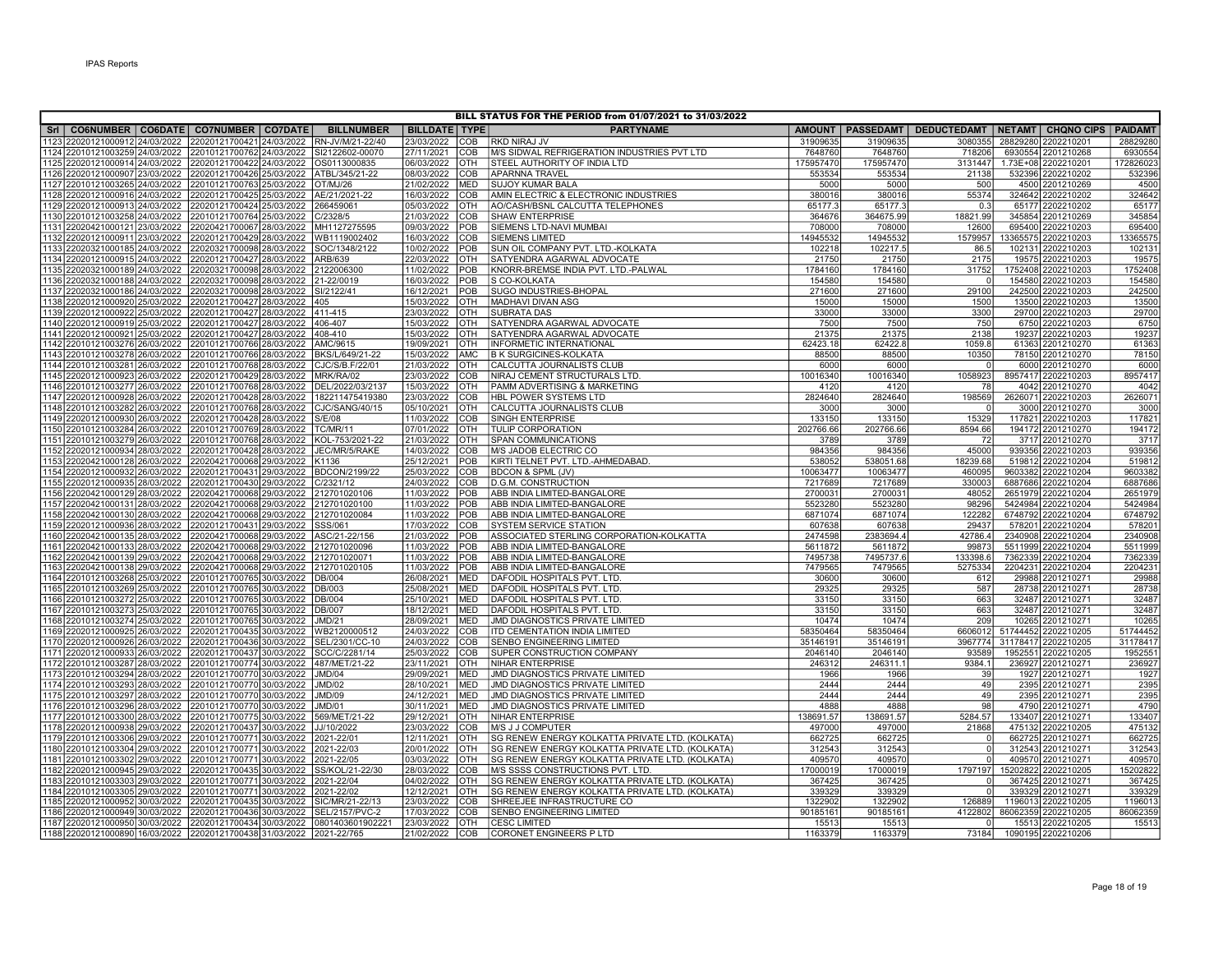IPAS Reports

BILL STATUS FOR THE PERIOD from 01/07/2021 to 31/03/2022

| Srl | CO6NUMBER | CO6DATE | CO7NUMBER | CO7DATE | BILLNUMBER | BILLDATE | TYPE | PARTYNAME | AMOUNT | PASSEDAMT | DEDUCTEDAMT | NETAMT | CHQNO CIPS | PAIDAMT |
|---|---|---|---|---|---|---|---|---|---|---|---|---|---|---|
| 1123 | 22020121000912 | 24/03/2022 | 22020121700421 | 24/03/2022 | RN-JV/M/21-22/40 | 23/03/2022 | COB | RKD NIRAJ JV | 31909635 | 31909635 | 3080355 | 28829280 | 2202210201 | 28829280 |
| 1124 | 22010121003259 | 24/03/2022 | 22010121700762 | 24/03/2022 | SI2122602-00070 | 27/11/2021 | COB | M/S SIDWAL REFRIGERATION INDUSTRIES PVT LTD | 7648760 | 7648760 | 718206 | 6930554 | 2201210268 | 6930554 |
| 1125 | 22020121000914 | 24/03/2022 | 22020121700422 | 24/03/2022 | OS0113000835 | 06/03/2022 | OTH | STEEL AUTHORITY OF INDIA LTD | 175957470 | 175957470 | 3131447 | 1.73E+08 | 2202210201 | 172826023 |
| 1126 | 22020121000907 | 23/03/2022 | 22020121700426 | 25/03/2022 | ATBL/345/21-22 | 08/03/2022 | COB | APARNNA TRAVEL | 553534 | 553534 | 21138 | 532396 | 2202210202 | 532396 |
| 1127 | 22010121003265 | 24/03/2022 | 22010121700763 | 25/03/2022 | OT/MJ/26 | 21/02/2022 | MED | SUJOY KUMAR BALA | 5000 | 5000 | 500 | 4500 | 2201210269 | 4500 |
| 1128 | 22020121000916 | 24/03/2022 | 22020121700425 | 25/03/2022 | AE/21/2021-22 | 16/03/2022 | COB | AMIN ELECTRIC & ELECTRONIC INDUSTRIES | 380016 | 380016 | 55374 | 324642 | 2202210202 | 324642 |
| 1129 | 22020121000913 | 24/03/2022 | 22020121700424 | 25/03/2022 | 266459061 | 05/03/2022 | OTH | AO/CASH/BSNL CALCUTTA TELEPHONES | 65177.3 | 65177.3 | 0.3 | 65177 | 2202210202 | 65177 |
| 1130 | 22010121003258 | 24/03/2022 | 22010121700764 | 25/03/2022 | C/2328/5 | 21/03/2022 | COB | SHAW ENTERPRISE | 364676 | 364675.99 | 18821.99 | 345854 | 2201210269 | 345854 |
| 1131 | 22020421000121 | 23/03/2022 | 22020421700067 | 28/03/2022 | MH1127275595 | 09/03/2022 | POB | SIEMENS LTD-NAVI MUMBAI | 708000 | 708000 | 12600 | 695400 | 2202210203 | 695400 |
| 1132 | 22020121000911 | 23/03/2022 | 22020121700429 | 28/03/2022 | WB1119002402 | 16/03/2022 | COB | SIEMENS LIMITED | 14945532 | 14945532 | 1579957 | 13365575 | 2202210203 | 13365575 |
| 1133 | 22020321000185 | 24/03/2022 | 22020321700098 | 28/03/2022 | SOC/1348/2122 | 10/02/2022 | POB | SUN OIL COMPANY PVT. LTD.-KOLKATA | 102218 | 102217.5 | 86.5 | 102131 | 2202210203 | 102131 |
| 1134 | 22020121000915 | 24/03/2022 | 22020121700427 | 28/03/2022 | ARB/639 | 22/03/2022 | OTH | SATYENDRA AGARWAL ADVOCATE | 21750 | 21750 | 2175 | 19575 | 2202210203 | 19575 |
| 1135 | 22020321000189 | 24/03/2022 | 22020321700098 | 28/03/2022 | 2122006300 | 11/02/2022 | POB | KNORR-BREMSE INDIA PVT. LTD.-PALWAL | 1784160 | 1784160 | 31752 | 1752408 | 2202210203 | 1752408 |
| 1136 | 22020321000188 | 24/03/2022 | 22020321700098 | 28/03/2022 | 21-22/0019 | 16/03/2022 | POB | S CO-KOLKATA | 154580 | 154580 | 0 | 154580 | 2202210203 | 154580 |
| 1137 | 22020321000186 | 24/03/2022 | 22020321700098 | 28/03/2022 | SI/2122/41 | 16/12/2021 | POB | SUGO INDUSTRIES-BHOPAL | 271600 | 271600 | 29100 | 242500 | 2202210203 | 242500 |
| 1138 | 22020121000920 | 25/03/2022 | 22020121700427 | 28/03/2022 | 405 | 15/03/2022 | OTH | MADHAVI DIVAN ASG | 15000 | 15000 | 1500 | 13500 | 2202210203 | 13500 |
| 1139 | 22020121000922 | 25/03/2022 | 22020121700427 | 28/03/2022 | 411-415 | 23/03/2022 | OTH | SUBRATA DAS | 33000 | 33000 | 3300 | 29700 | 2202210203 | 29700 |
| 1140 | 22020121000919 | 25/03/2022 | 22020121700427 | 28/03/2022 | 406-407 | 15/03/2022 | OTH | SATYENDRA AGARWAL ADVOCATE | 7500 | 7500 | 750 | 6750 | 2202210203 | 6750 |
| 1141 | 22020121000921 | 25/03/2022 | 22020121700427 | 28/03/2022 | 408-410 | 15/03/2022 | OTH | SATYENDRA AGARWAL ADVOCATE | 21375 | 21375 | 2138 | 19237 | 2202210203 | 19237 |
| 1142 | 22010121003276 | 26/03/2022 | 22010121700766 | 28/03/2022 | AMC/9615 | 19/09/2021 | OTH | INFORMETIC INTERNATIONAL | 62423.18 | 62422.8 | 1059.8 | 61363 | 2201210270 | 61363 |
| 1143 | 22010121003278 | 26/03/2022 | 22010121700766 | 28/03/2022 | BKS/L/649/21-22 | 15/03/2022 | AMC | B K SURGICINES-KOLKATA | 88500 | 88500 | 10350 | 78150 | 2201210270 | 78150 |
| 1144 | 22010121003281 | 26/03/2022 | 22010121700768 | 28/03/2022 | CJC/S/B.F/22/01 | 21/03/2022 | OTH | CALCUTTA JOURNALISTS CLUB | 6000 | 6000 | 0 | 6000 | 2201210270 | 6000 |
| 1145 | 22020121000923 | 26/03/2022 | 22020121700429 | 28/03/2022 | MRK/RA/02 | 23/03/2022 | COB | NIRAJ CEMENT STRUCTURALS LTD. | 10016340 | 10016340 | 1058923 | 8957417 | 2202210203 | 8957417 |
| 1146 | 22010121003277 | 26/03/2022 | 22010121700768 | 28/03/2022 | DEL/2022/03/2137 | 15/03/2022 | OTH | PAMM ADVERTISING & MARKETING | 4120 | 4120 | 78 | 4042 | 2201210270 | 4042 |
| 1147 | 22020121000928 | 26/03/2022 | 22020121700428 | 28/03/2022 | 182211475419380 | 23/03/2022 | COB | HBL POWER SYSTEMS LTD | 2824640 | 2824640 | 198569 | 2626071 | 2202210203 | 2626071 |
| 1148 | 22010121003282 | 26/03/2022 | 22010121700768 | 28/03/2022 | CJC/SANG/40/15 | 05/10/2021 | OTH | CALCUTTA JOURNALISTS CLUB | 3000 | 3000 | 0 | 3000 | 2201210270 | 3000 |
| 1149 | 22020121000930 | 26/03/2022 | 22020121700428 | 28/03/2022 | S/E/08 | 11/03/2022 | COB | SINGH ENTERPRISE | 133150 | 133150 | 15329 | 117821 | 2202210203 | 117821 |
| 1150 | 22010121003284 | 26/03/2022 | 22010121700769 | 28/03/2022 | TC/MR/11 | 07/01/2022 | OTH | TULIP CORPORATION | 202766.66 | 202766.66 | 8594.66 | 194172 | 2201210270 | 194172 |
| 1151 | 22010121003279 | 26/03/2022 | 22010121700768 | 28/03/2022 | KOL-753/2021-22 | 21/03/2022 | OTH | SPAN COMMUNICATIONS | 3789 | 3789 | 72 | 3717 | 2201210270 | 3717 |
| 1152 | 22020121000934 | 28/03/2022 | 22020121700428 | 28/03/2022 | JEC/MR/5/RAKE | 14/03/2022 | COB | M/S JADOB ELECTRIC CO | 984356 | 984356 | 45000 | 939356 | 2202210203 | 939356 |
| 1153 | 22020421000128 | 26/03/2022 | 22020421700068 | 29/03/2022 | K1136 | 25/12/2021 | POB | KIRTI TELNET PVT. LTD.-AHMEDABAD. | 538052 | 538051.68 | 18239.68 | 519812 | 2202210204 | 519812 |
| 1154 | 22020121000932 | 26/03/2022 | 22020121700431 | 29/03/2022 | BDCON/2199/22 | 25/03/2022 | COB | BDCON & SPML (JV) | 10063477 | 10063477 | 460095 | 9603382 | 2202210204 | 9603382 |
| 1155 | 22020121000935 | 28/03/2022 | 22020121700430 | 29/03/2022 | C/2321/12 | 24/03/2022 | COB | D.G.M. CONSTRUCTION | 7217689 | 7217689 | 330003 | 6887686 | 2202210204 | 6887686 |
| 1156 | 22020421000129 | 28/03/2022 | 22020421700068 | 29/03/2022 | 212701020106 | 11/03/2022 | POB | ABB INDIA LIMITED-BANGALORE | 2700031 | 2700031 | 48052 | 2651979 | 2202210204 | 2651979 |
| 1157 | 22020421000131 | 28/03/2022 | 22020421700068 | 29/03/2022 | 212701020100 | 11/03/2022 | POB | ABB INDIA LIMITED-BANGALORE | 5523280 | 5523280 | 98296 | 5424984 | 2202210204 | 5424984 |
| 1158 | 22020421000130 | 28/03/2022 | 22020421700068 | 29/03/2022 | 212701020084 | 11/03/2022 | POB | ABB INDIA LIMITED-BANGALORE | 6871074 | 6871074 | 122282 | 6748792 | 2202210204 | 6748792 |
| 1159 | 22020121000936 | 28/03/2022 | 22020121700431 | 29/03/2022 | SSS/061 | 17/03/2022 | COB | SYSTEM SERVICE STATION | 607638 | 607638 | 29437 | 578201 | 2202210204 | 578201 |
| 1160 | 22020421000135 | 28/03/2022 | 22020421700068 | 29/03/2022 | ASC/21-22/156 | 21/03/2022 | POB | ASSOCIATED STERLING CORPORATION-KOLKATTA | 2474598 | 2383694.4 | 42786.4 | 2340908 | 2202210204 | 2340908 |
| 1161 | 22020421000133 | 28/03/2022 | 22020421700068 | 29/03/2022 | 212701020096 | 11/03/2022 | POB | ABB INDIA LIMITED-BANGALORE | 5611872 | 5611872 | 99873 | 5511999 | 2202210204 | 5511999 |
| 1162 | 22020421000139 | 29/03/2022 | 22020421700068 | 29/03/2022 | 212701020071 | 11/03/2022 | POB | ABB INDIA LIMITED-BANGALORE | 7495738 | 7495737.6 | 133398.6 | 7362339 | 2202210204 | 7362339 |
| 1163 | 22020421000138 | 29/03/2022 | 22020421700068 | 29/03/2022 | 212701020105 | 11/03/2022 | POB | ABB INDIA LIMITED-BANGALORE | 7479565 | 7479565 | 5275334 | 2204231 | 2202210204 | 2204231 |
| 1164 | 22010121003268 | 25/03/2022 | 22010121700765 | 30/03/2022 | DB/004 | 26/08/2021 | MED | DAFODIL HOSPITALS PVT. LTD. | 30600 | 30600 | 612 | 29988 | 2201210271 | 29988 |
| 1165 | 22010121003269 | 25/03/2022 | 22010121700765 | 30/03/2022 | DB/003 | 25/08/2021 | MED | DAFODIL HOSPITALS PVT. LTD. | 29325 | 29325 | 587 | 28738 | 2201210271 | 28738 |
| 1166 | 22010121003272 | 25/03/2022 | 22010121700765 | 30/03/2022 | DB/004 | 25/10/2021 | MED | DAFODIL HOSPITALS PVT. LTD. | 33150 | 33150 | 663 | 32487 | 2201210271 | 32487 |
| 1167 | 22010121003273 | 25/03/2022 | 22010121700765 | 30/03/2022 | DB/007 | 18/12/2021 | MED | DAFODIL HOSPITALS PVT. LTD. | 33150 | 33150 | 663 | 32487 | 2201210271 | 32487 |
| 1168 | 22010121003274 | 25/03/2022 | 22010121700765 | 30/03/2022 | JMD/21 | 28/09/2021 | MED | JMD DIAGNOSTICS PRIVATE LIMITED | 10474 | 10474 | 209 | 10265 | 2201210271 | 10265 |
| 1169 | 22020121000925 | 26/03/2022 | 22020121700435 | 30/03/2022 | WB2120000512 | 24/03/2022 | COB | ITD CEMENTATION INDIA LIMITED | 58350464 | 58350464 | 6606012 | 51744452 | 2202210205 | 51744452 |
| 1170 | 22020121000926 | 26/03/2022 | 22020121700436 | 30/03/2022 | SEL/2301/CC-10 | 24/03/2022 | COB | SENBO ENGINEERING LIMITED | 35146191 | 35146191 | 3967774 | 31178417 | 2202210205 | 31178417 |
| 1171 | 22020121000933 | 26/03/2022 | 22020121700437 | 30/03/2022 | SCC/C/2281/14 | 25/03/2022 | COB | SUPER CONSTRUCTION COMPANY | 2046140 | 2046140 | 93589 | 1952551 | 2202210205 | 1952551 |
| 1172 | 22010121003287 | 28/03/2022 | 22010121700774 | 30/03/2022 | 487/MET/21-22 | 23/11/2021 | OTH | NIHAR ENTERPRISE | 246312 | 246311.1 | 9384.1 | 236927 | 2201210271 | 236927 |
| 1173 | 22010121003294 | 28/03/2022 | 22010121700770 | 30/03/2022 | JMD/04 | 29/09/2021 | MED | JMD DIAGNOSTICS PRIVATE LIMITED | 1966 | 1966 | 39 | 1927 | 2201210271 | 1927 |
| 1174 | 22010121003293 | 28/03/2022 | 22010121700770 | 30/03/2022 | JMD/02 | 28/10/2021 | MED | JMD DIAGNOSTICS PRIVATE LIMITED | 2444 | 2444 | 49 | 2395 | 2201210271 | 2395 |
| 1175 | 22010121003297 | 28/03/2022 | 22010121700770 | 30/03/2022 | JMD/09 | 24/12/2021 | MED | JMD DIAGNOSTICS PRIVATE LIMITED | 2444 | 2444 | 49 | 2395 | 2201210271 | 2395 |
| 1176 | 22010121003296 | 28/03/2022 | 22010121700770 | 30/03/2022 | JMD/01 | 30/11/2021 | MED | JMD DIAGNOSTICS PRIVATE LIMITED | 4888 | 4888 | 98 | 4790 | 2201210271 | 4790 |
| 1177 | 22010121003300 | 28/03/2022 | 22010121700775 | 30/03/2022 | 569/MET/21-22 | 29/12/2021 | OTH | NIHAR ENTERPRISE | 138691.57 | 138691.57 | 5284.57 | 133407 | 2201210271 | 133407 |
| 1178 | 22020121000938 | 29/03/2022 | 22020121700437 | 30/03/2022 | JJ/10/2022 | 23/03/2022 | COB | M/S J J COMPUTER | 497000 | 497000 | 21868 | 475132 | 2202210205 | 475132 |
| 1179 | 22010121003306 | 29/03/2022 | 22010121700771 | 30/03/2022 | 2021-22/01 | 12/11/2021 | OTH | SG RENEW ENERGY KOLKATTA PRIVATE LTD. (KOLKATA) | 662725 | 662725 | 0 | 662725 | 2201210271 | 662725 |
| 1180 | 22010121003304 | 29/03/2022 | 22010121700771 | 30/03/2022 | 2021-22/03 | 20/01/2022 | OTH | SG RENEW ENERGY KOLKATTA PRIVATE LTD. (KOLKATA) | 312543 | 312543 | 0 | 312543 | 2201210271 | 312543 |
| 1181 | 22010121003302 | 29/03/2022 | 22010121700771 | 30/03/2022 | 2021-22/05 | 03/03/2022 | OTH | SG RENEW ENERGY KOLKATTA PRIVATE LTD. (KOLKATA) | 409570 | 409570 | 0 | 409570 | 2201210271 | 409570 |
| 1182 | 22020121000945 | 29/03/2022 | 22020121700435 | 30/03/2022 | SS/KOL/21-22/30 | 28/03/2022 | COB | M/S SSSS CONSTRUCTIONS PVT. LTD. | 17000019 | 17000019 | 1797197 | 15202822 | 2202210205 | 15202822 |
| 1183 | 22010121003303 | 29/03/2022 | 22010121700771 | 30/03/2022 | 2021-22/04 | 04/02/2022 | OTH | SG RENEW ENERGY KOLKATTA PRIVATE LTD. (KOLKATA) | 367425 | 367425 | 0 | 367425 | 2201210271 | 367425 |
| 1184 | 22010121003305 | 29/03/2022 | 22010121700771 | 30/03/2022 | 2021-22/02 | 12/12/2021 | OTH | SG RENEW ENERGY KOLKATTA PRIVATE LTD. (KOLKATA) | 339329 | 339329 | 0 | 339329 | 2201210271 | 339329 |
| 1185 | 22020121000952 | 30/03/2022 | 22020121700435 | 30/03/2022 | SIC/MR/21-22/13 | 23/03/2022 | COB | SHREEJEE INFRASTRUCTURE CO | 1322902 | 1322902 | 126889 | 1196013 | 2202210205 | 1196013 |
| 1186 | 22020121000949 | 30/03/2022 | 22020121700436 | 30/03/2022 | SEL/2157/PVC-2 | 17/03/2022 | COB | SENBO ENGINEERING LIMITED | 90185161 | 90185161 | 4122802 | 86062359 | 2202210205 | 86062359 |
| 1187 | 22020121000950 | 30/03/2022 | 22020121700434 | 30/03/2022 | 0801403601902221 | 23/03/2022 | OTH | CESC LIMITED | 15513 | 15513 | 0 | 15513 | 2202210205 | 15513 |
| 1188 | 22020121000890 | 16/03/2022 | 22020121700438 | 31/03/2022 | 2021-22/765 | 21/02/2022 | COB | CORONET ENGINEERS P LTD | 1163379 | 1163379 | 73184 | 1090195 | 2202210206 | |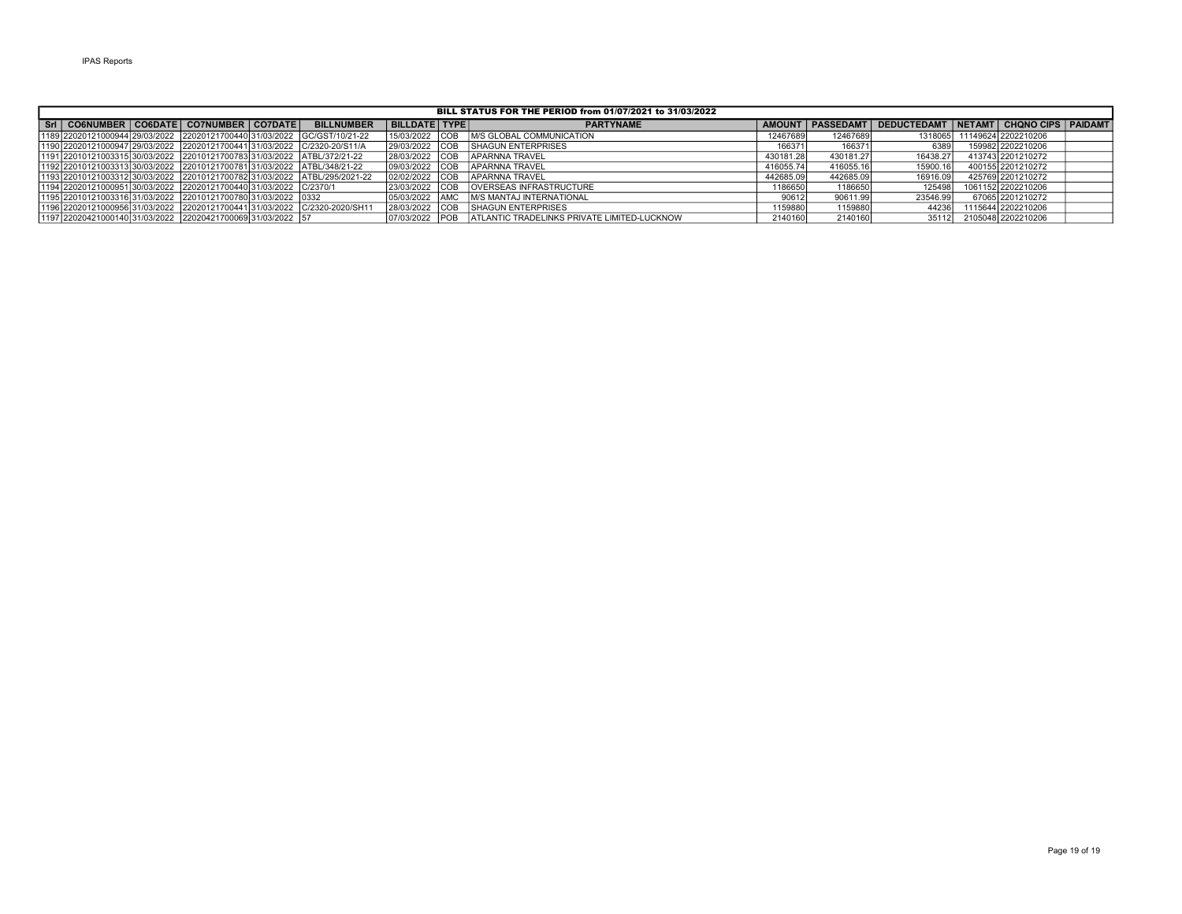| BILL STATUS FOR THE PERIOD from 01/07/2021 to 31/03/2022 | | | | | | | | | | | | | | | |
|---|---|---|---|---|---|---|---|---|---|---|---|---|---|---|---|
| Srl | CO6NUMBER | CO6DATE | CO7NUMBER | CO7DATE | BILLNUMBER | BILLDATE | TYPE | PARTYNAME | AMOUNT | PASSEDAMT | DEDUCTEDAMT | NETAMT | CHQNO CIPS | PAIDAMT |
| 1189 | 22020121000944 | 29/03/2022 | 22020121700440 | 31/03/2022 | GC/GST/10/21-22 | 15/03/2022 | COB | M/S GLOBAL COMMUNICATION | 12467689 | 12467689 | 1318065 | 11149624 | 2202210206 | |
| 1190 | 22020121000947 | 29/03/2022 | 22020121700441 | 31/03/2022 | C/2320-20/S11/A | 29/03/2022 | COB | SHAGUN ENTERPRISES | 166371 | 166371 | 6389 | 159982 | 2202210206 | |
| 1191 | 22010121003315 | 30/03/2022 | 22010121700783 | 31/03/2022 | ATBL/372/21-22 | 28/03/2022 | COB | APARNNA TRAVEL | 430181.28 | 430181.27 | 16438.27 | 413743 | 2201210272 | |
| 1192 | 22010121003313 | 30/03/2022 | 22010121700781 | 31/03/2022 | ATBL/348/21-22 | 09/03/2022 | COB | APARNNA TRAVEL | 416055.74 | 416055.16 | 15900.16 | 400155 | 2201210272 | |
| 1193 | 22010121003312 | 30/03/2022 | 22010121700782 | 31/03/2022 | ATBL/295/2021-22 | 02/02/2022 | COB | APARNNA TRAVEL | 442685.09 | 442685.09 | 16916.09 | 425769 | 2201210272 | |
| 1194 | 22020121000951 | 30/03/2022 | 22020121700440 | 31/03/2022 | C/2370/1 | 23/03/2022 | COB | OVERSEAS INFRASTRUCTURE | 1186650 | 1186650 | 125498 | 1061152 | 2202210206 | |
| 1195 | 22010121003316 | 31/03/2022 | 22010121700780 | 31/03/2022 | 0332 | 05/03/2022 | AMC | M/S MANTAJ INTERNATIONAL | 90612 | 90611.99 | 23546.99 | 67065 | 2201210272 | |
| 1196 | 22020121000956 | 31/03/2022 | 22020121700441 | 31/03/2022 | C/2320-2020/SH11 | 28/03/2022 | COB | SHAGUN ENTERPRISES | 1159880 | 1159880 | 44236 | 1115644 | 2202210206 | |
| 1197 | 22020421000140 | 31/03/2022 | 22020421700069 | 31/03/2022 | 57 | 07/03/2022 | POB | ATLANTIC TRADELINKS PRIVATE LIMITED-LUCKNOW | 2140160 | 2140160 | 35112 | 2105048 | 2202210206 | |